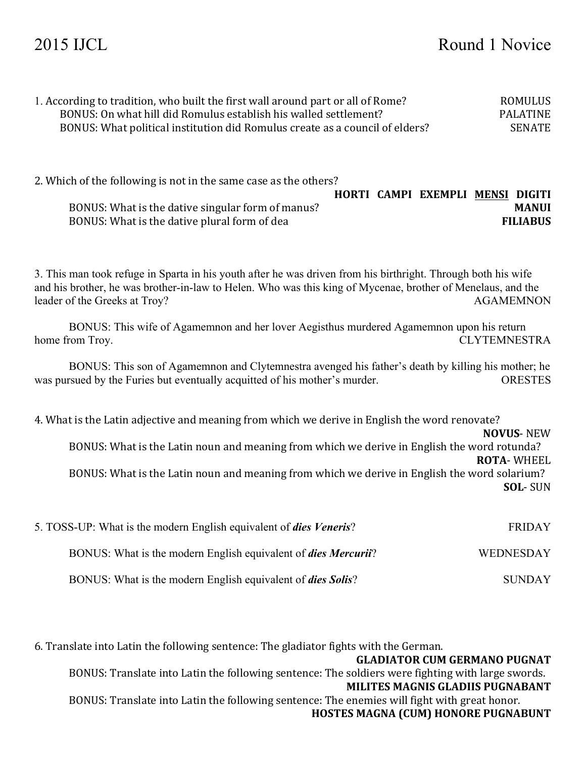# 2015 IJCL Round 1 Novice

1. According to tradition, who built the first wall around part or all of Rome? ROMULUS
   BONUS: On what hill did Romulus establish his walled settlement? PALATINE
   BONUS: What political institution did Romulus create as a council of elders? SENATE

2. Which of the following is not in the same case as the others?
   **HORTI CAMPI EXEMPLI <u>MENSI</u> DIGITI**
   BONUS: What is the dative singular form of manus? **MANUI**
   BONUS: What is the dative plural form of dea **FILIABUS**

3. This man took refuge in Sparta in his youth after he was driven from his birthright. Through both his wife and his brother, he was brother-in-law to Helen. Who was this king of Mycenae, brother of Menelaus, and the leader of the Greeks at Troy? AGAMEMNON

   BONUS: This wife of Agamemnon and her lover Aegisthus murdered Agamemnon upon his return home from Troy. CLYTEMNESTRA

   BONUS: This son of Agamemnon and Clytemnestra avenged his father's death by killing his mother; he was pursued by the Furies but eventually acquitted of his mother's murder. ORESTES

4. What is the Latin adjective and meaning from which we derive in English the word renovate?
   **NOVUS**- NEW
   BONUS: What is the Latin noun and meaning from which we derive in English the word rotunda?
   **ROTA**- WHEEL
   BONUS: What is the Latin noun and meaning from which we derive in English the word solarium?
   **SOL**- SUN

5. TOSS-UP: What is the modern English equivalent of ***dies Veneris***? FRIDAY

   BONUS: What is the modern English equivalent of ***dies Mercurii***? WEDNESDAY

   BONUS: What is the modern English equivalent of ***dies Solis***? SUNDAY

6. Translate into Latin the following sentence: The gladiator fights with the German.
   **GLADIATOR CUM GERMANO PUGNAT**
   BONUS: Translate into Latin the following sentence: The soldiers were fighting with large swords.
   **MILITES MAGNIS GLADIIS PUGNABANT**
   BONUS: Translate into Latin the following sentence: The enemies will fight with great honor.
   **HOSTES MAGNA (CUM) HONORE PUGNABUNT**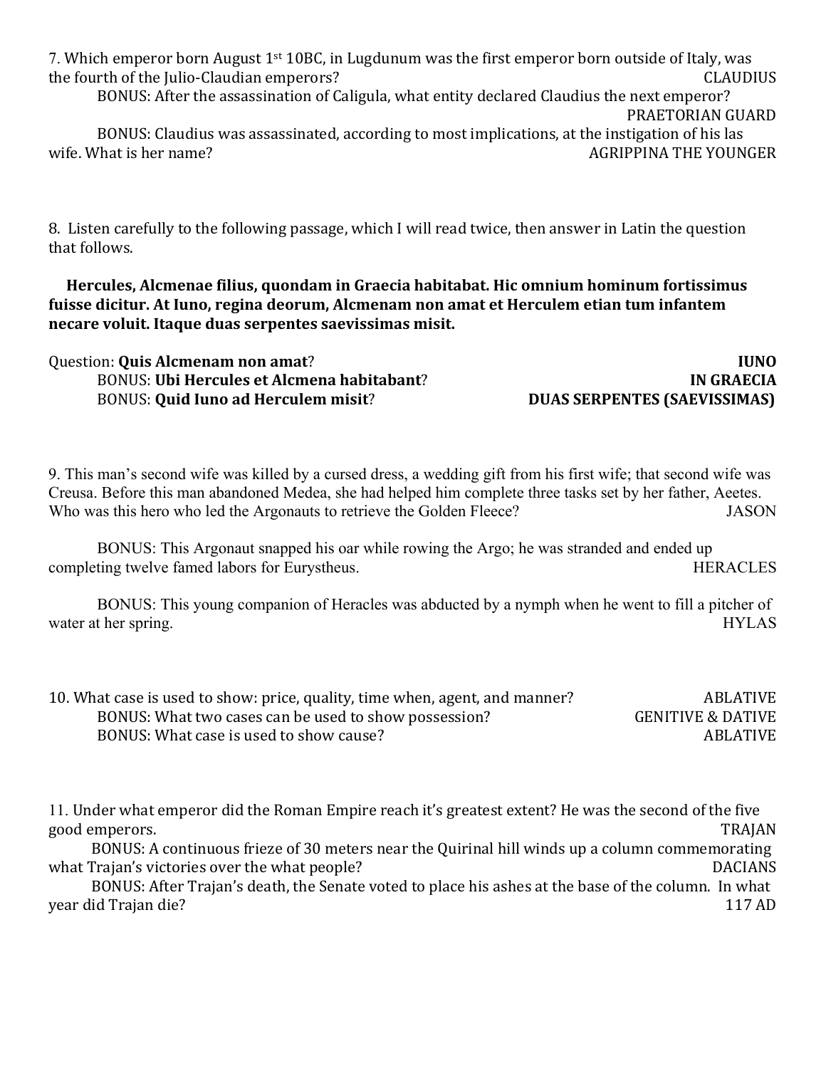7. Which emperor born August 1st 10BC, in Lugdunum was the first emperor born outside of Italy, was the fourth of the Julio-Claudian emperors? CLAUDIUS

BONUS: After the assassination of Caligula, what entity declared Claudius the next emperor? PRAETORIAN GUARD

BONUS: Claudius was assassinated, according to most implications, at the instigation of his las wife. What is her name? AGRIPPINA THE YOUNGER

8. Listen carefully to the following passage, which I will read twice, then answer in Latin the question that follows.

**Hercules, Alcmenae filius, quondam in Graecia habitabat. Hic omnium hominum fortissimus fuisse dicitur. At Iuno, regina deorum, Alcmenam non amat et Herculem etian tum infantem necare voluit. Itaque duas serpentes saevissimas misit.**

Question: **Quis Alcmenam non amat**? **IUNO**

BONUS: **Ubi Hercules et Alcmena habitabant**? **IN GRAECIA**

BONUS: **Quid Iuno ad Herculem misit**? **DUAS SERPENTES (SAEVISSIMAS)**

9. This man's second wife was killed by a cursed dress, a wedding gift from his first wife; that second wife was Creusa. Before this man abandoned Medea, she had helped him complete three tasks set by her father, Aeetes. Who was this hero who led the Argonauts to retrieve the Golden Fleece? JASON

BONUS: This Argonaut snapped his oar while rowing the Argo; he was stranded and ended up completing twelve famed labors for Eurystheus. HERACLES

BONUS: This young companion of Heracles was abducted by a nymph when he went to fill a pitcher of water at her spring. HYLAS

10. What case is used to show: price, quality, time when, agent, and manner? ABLATIVE

BONUS: What two cases can be used to show possession? GENITIVE & DATIVE

BONUS: What case is used to show cause? ABLATIVE

11. Under what emperor did the Roman Empire reach it's greatest extent? He was the second of the five good emperors. TRAJAN

BONUS: A continuous frieze of 30 meters near the Quirinal hill winds up a column commemorating what Trajan's victories over the what people? DACIANS

BONUS: After Trajan's death, the Senate voted to place his ashes at the base of the column. In what year did Trajan die? 117 AD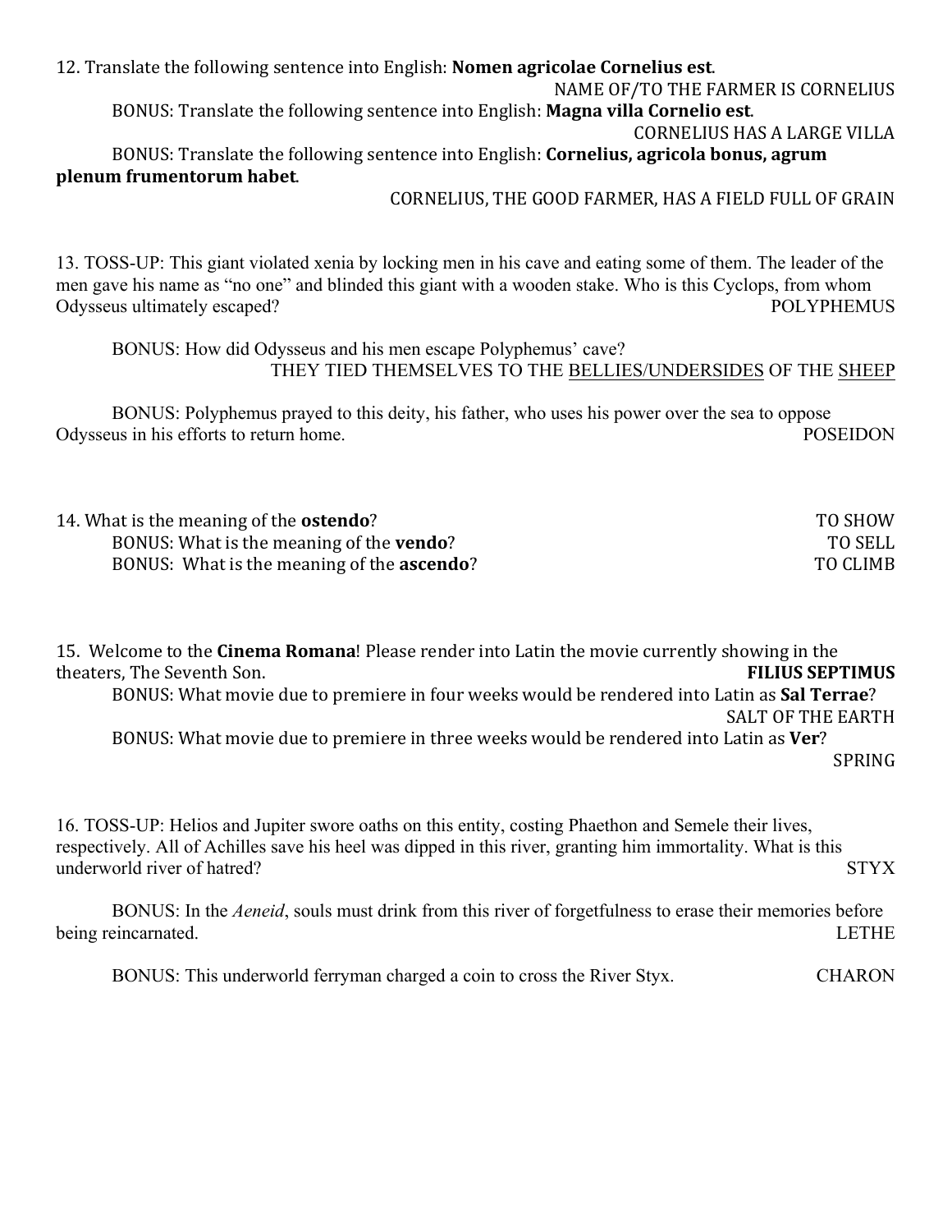12. Translate the following sentence into English: **Nomen agricolae Cornelius est**.

NAME OF/TO THE FARMER IS CORNELIUS

BONUS: Translate the following sentence into English: **Magna villa Cornelio est**.

CORNELIUS HAS A LARGE VILLA

BONUS: Translate the following sentence into English: **Cornelius, agricola bonus, agrum plenum frumentorum habet**.

CORNELIUS, THE GOOD FARMER, HAS A FIELD FULL OF GRAIN

13. TOSS-UP: This giant violated xenia by locking men in his cave and eating some of them. The leader of the men gave his name as "no one" and blinded this giant with a wooden stake. Who is this Cyclops, from whom Odysseus ultimately escaped? POLYPHEMUS

BONUS: How did Odysseus and his men escape Polyphemus' cave?

THEY TIED THEMSELVES TO THE BELLIES/UNDERSIDES OF THE SHEEP

BONUS: Polyphemus prayed to this deity, his father, who uses his power over the sea to oppose Odysseus in his efforts to return home. POSEIDON

14. What is the meaning of the **ostendo**? TO SHOW

BONUS: What is the meaning of the **vendo**? TO SELL

BONUS: What is the meaning of the **ascendo**? TO CLIMB

15. Welcome to the **Cinema Romana**! Please render into Latin the movie currently showing in the theaters, The Seventh Son. **FILIUS SEPTIMUS**

BONUS: What movie due to premiere in four weeks would be rendered into Latin as **Sal Terrae**?

SALT OF THE EARTH

BONUS: What movie due to premiere in three weeks would be rendered into Latin as **Ver**?

SPRING

16. TOSS-UP: Helios and Jupiter swore oaths on this entity, costing Phaethon and Semele their lives, respectively. All of Achilles save his heel was dipped in this river, granting him immortality. What is this underworld river of hatred? STYX

BONUS: In the *Aeneid*, souls must drink from this river of forgetfulness to erase their memories before being reincarnated. LETHE

BONUS: This underworld ferryman charged a coin to cross the River Styx. CHARON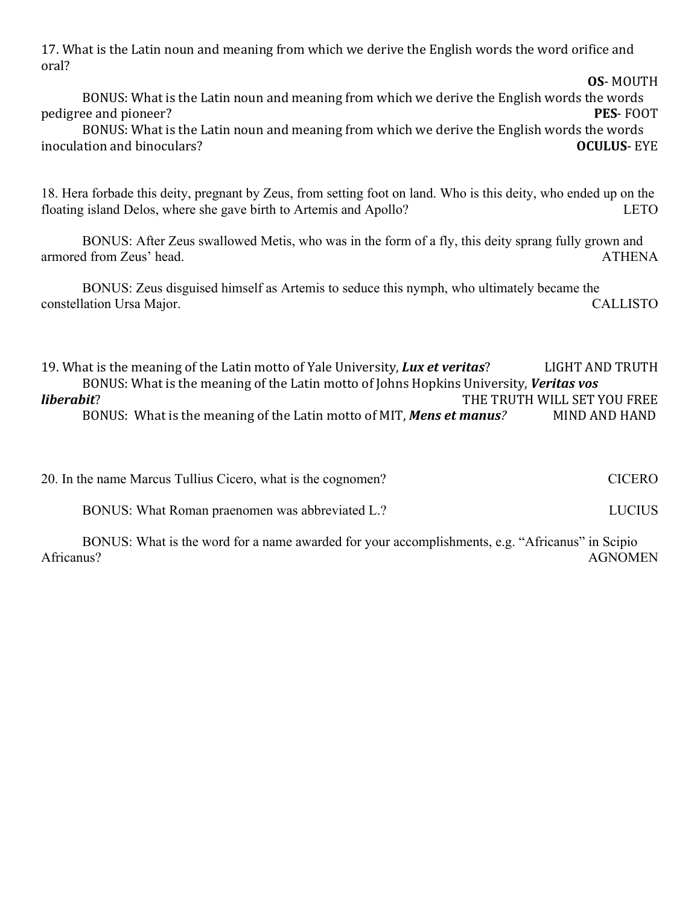17. What is the Latin noun and meaning from which we derive the English words the word orifice and oral?

**OS**- MOUTH

BONUS: What is the Latin noun and meaning from which we derive the English words the words pedigree and pioneer? **PES**- FOOT

BONUS: What is the Latin noun and meaning from which we derive the English words the words inoculation and binoculars? **OCULUS**- EYE

18. Hera forbade this deity, pregnant by Zeus, from setting foot on land. Who is this deity, who ended up on the floating island Delos, where she gave birth to Artemis and Apollo? LETO

BONUS: After Zeus swallowed Metis, who was in the form of a fly, this deity sprang fully grown and armored from Zeus' head. ATHENA

BONUS: Zeus disguised himself as Artemis to seduce this nymph, who ultimately became the constellation Ursa Major. CALLISTO

19. What is the meaning of the Latin motto of Yale University, ***Lux et veritas***? LIGHT AND TRUTH

BONUS: What is the meaning of the Latin motto of Johns Hopkins University, ***Veritas vos liberabit***? THE TRUTH WILL SET YOU FREE

BONUS: What is the meaning of the Latin motto of MIT, ***Mens et manus****?* MIND AND HAND

20. In the name Marcus Tullius Cicero, what is the cognomen? CICERO

BONUS: What Roman praenomen was abbreviated L.? LUCIUS

BONUS: What is the word for a name awarded for your accomplishments, e.g. "Africanus" in Scipio Africanus? AGNOMEN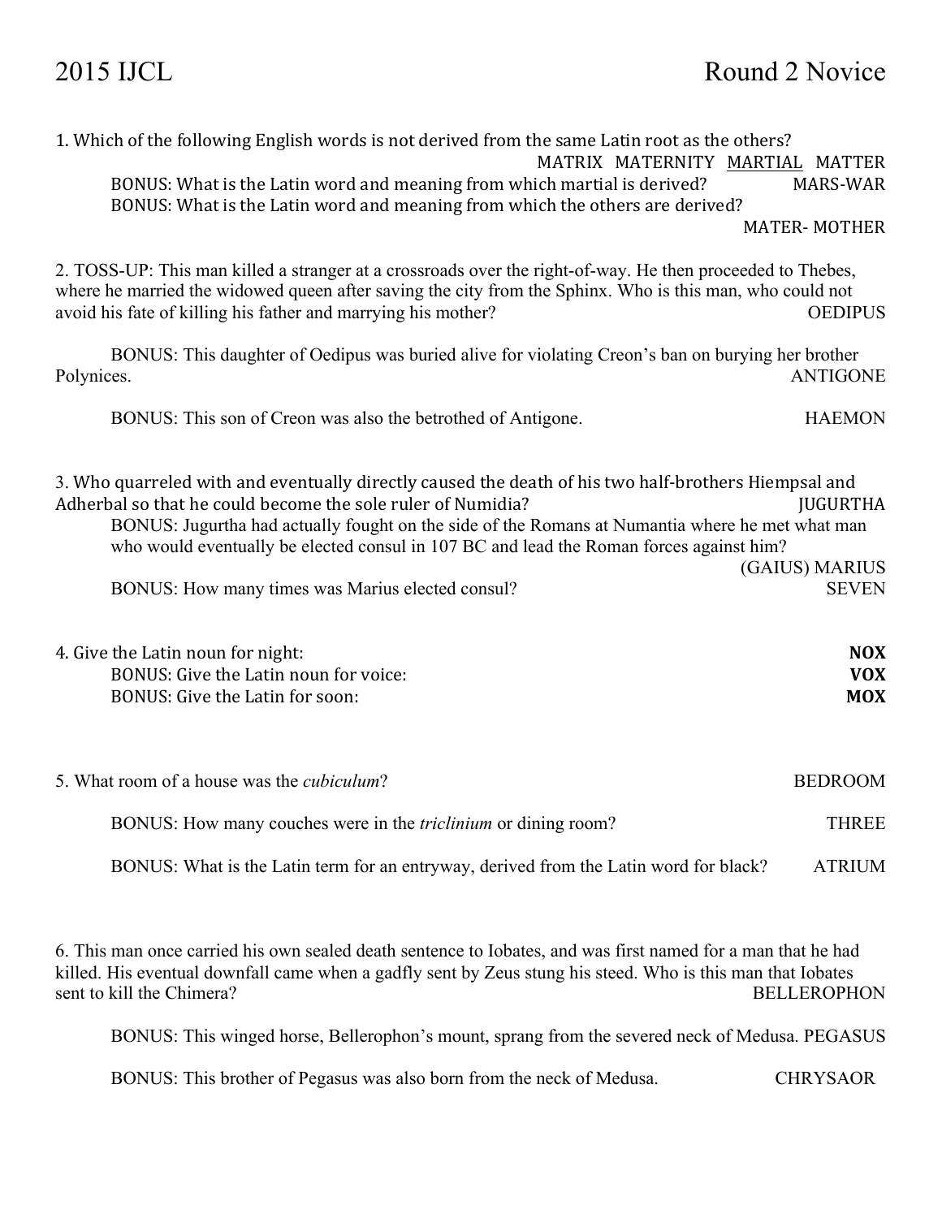1. Which of the following English words is not derived from the same Latin root as the others?

MATRIX MATERNITY <u>MARTIAL</u> MATTER

BONUS: What is the Latin word and meaning from which martial is derived? MARS-WAR

BONUS: What is the Latin word and meaning from which the others are derived? MATER- MOTHER

2. TOSS-UP: This man killed a stranger at a crossroads over the right-of-way. He then proceeded to Thebes, where he married the widowed queen after saving the city from the Sphinx. Who is this man, who could not avoid his fate of killing his father and marrying his mother? OEDIPUS

BONUS: This daughter of Oedipus was buried alive for violating Creon's ban on burying her brother Polynices. ANTIGONE

BONUS: This son of Creon was also the betrothed of Antigone. HAEMON

3. Who quarreled with and eventually directly caused the death of his two half-brothers Hiempsal and Adherbal so that he could become the sole ruler of Numidia? JUGURTHA

BONUS: Jugurtha had actually fought on the side of the Romans at Numantia where he met what man who would eventually be elected consul in 107 BC and lead the Roman forces against him? (GAIUS) MARIUS

BONUS: How many times was Marius elected consul? SEVEN

4. Give the Latin noun for night: **NOX**

BONUS: Give the Latin noun for voice: **VOX**

BONUS: Give the Latin for soon: **MOX**

5. What room of a house was the *cubiculum*? BEDROOM

BONUS: How many couches were in the *triclinium* or dining room? THREE

BONUS: What is the Latin term for an entryway, derived from the Latin word for black? ATRIUM

6. This man once carried his own sealed death sentence to Iobates, and was first named for a man that he had killed. His eventual downfall came when a gadfly sent by Zeus stung his steed. Who is this man that Iobates sent to kill the Chimera? BELLEROPHON

BONUS: This winged horse, Bellerophon's mount, sprang from the severed neck of Medusa. PEGASUS

BONUS: This brother of Pegasus was also born from the neck of Medusa. CHRYSAOR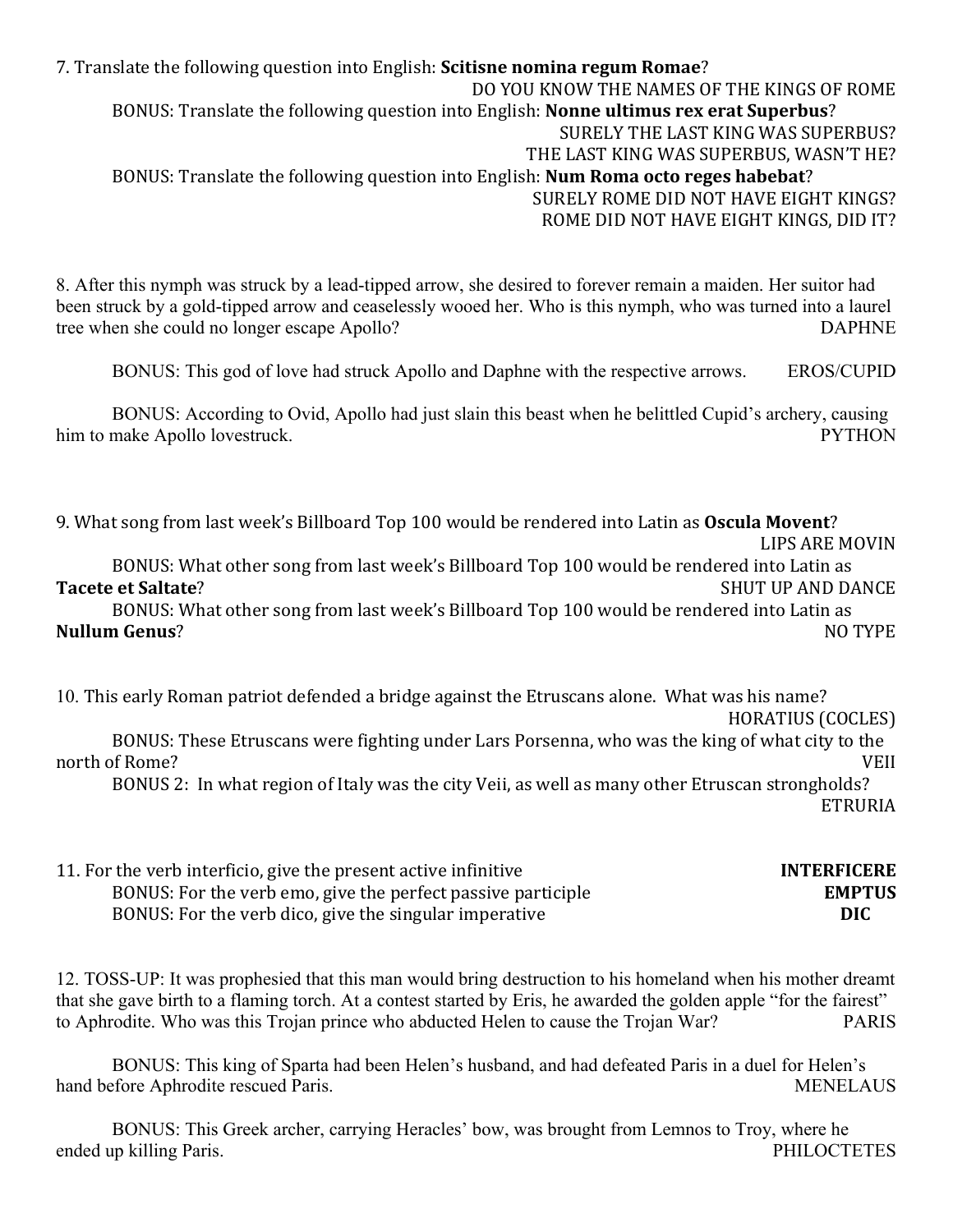7. Translate the following question into English: **Scitisne nomina regum Romae**?

DO YOU KNOW THE NAMES OF THE KINGS OF ROME

BONUS: Translate the following question into English: **Nonne ultimus rex erat Superbus**?

SURELY THE LAST KING WAS SUPERBUS?
THE LAST KING WAS SUPERBUS, WASN'T HE?

BONUS: Translate the following question into English: **Num Roma octo reges habebat**?

SURELY ROME DID NOT HAVE EIGHT KINGS?
ROME DID NOT HAVE EIGHT KINGS, DID IT?

8. After this nymph was struck by a lead-tipped arrow, she desired to forever remain a maiden. Her suitor had been struck by a gold-tipped arrow and ceaselessly wooed her. Who is this nymph, who was turned into a laurel tree when she could no longer escape Apollo? DAPHNE

BONUS: This god of love had struck Apollo and Daphne with the respective arrows. EROS/CUPID

BONUS: According to Ovid, Apollo had just slain this beast when he belittled Cupid's archery, causing him to make Apollo lovestruck. PYTHON

9. What song from last week's Billboard Top 100 would be rendered into Latin as **Oscula Movent**?

LIPS ARE MOVIN

BONUS: What other song from last week's Billboard Top 100 would be rendered into Latin as **Tacete et Saltate**? SHUT UP AND DANCE

BONUS: What other song from last week's Billboard Top 100 would be rendered into Latin as **Nullum Genus**? NO TYPE

10. This early Roman patriot defended a bridge against the Etruscans alone. What was his name?

HORATIUS (COCLES)

BONUS: These Etruscans were fighting under Lars Porsenna, who was the king of what city to the north of Rome? VEII

BONUS 2: In what region of Italy was the city Veii, as well as many other Etruscan strongholds?

ETRURIA

11. For the verb interficio, give the present active infinitive **INTERFICERE**

BONUS: For the verb emo, give the perfect passive participle **EMPTUS**

BONUS: For the verb dico, give the singular imperative **DIC**

12. TOSS-UP: It was prophesied that this man would bring destruction to his homeland when his mother dreamt that she gave birth to a flaming torch. At a contest started by Eris, he awarded the golden apple "for the fairest" to Aphrodite. Who was this Trojan prince who abducted Helen to cause the Trojan War? PARIS

BONUS: This king of Sparta had been Helen's husband, and had defeated Paris in a duel for Helen's hand before Aphrodite rescued Paris. MENELAUS

BONUS: This Greek archer, carrying Heracles' bow, was brought from Lemnos to Troy, where he ended up killing Paris. PHILOCTETES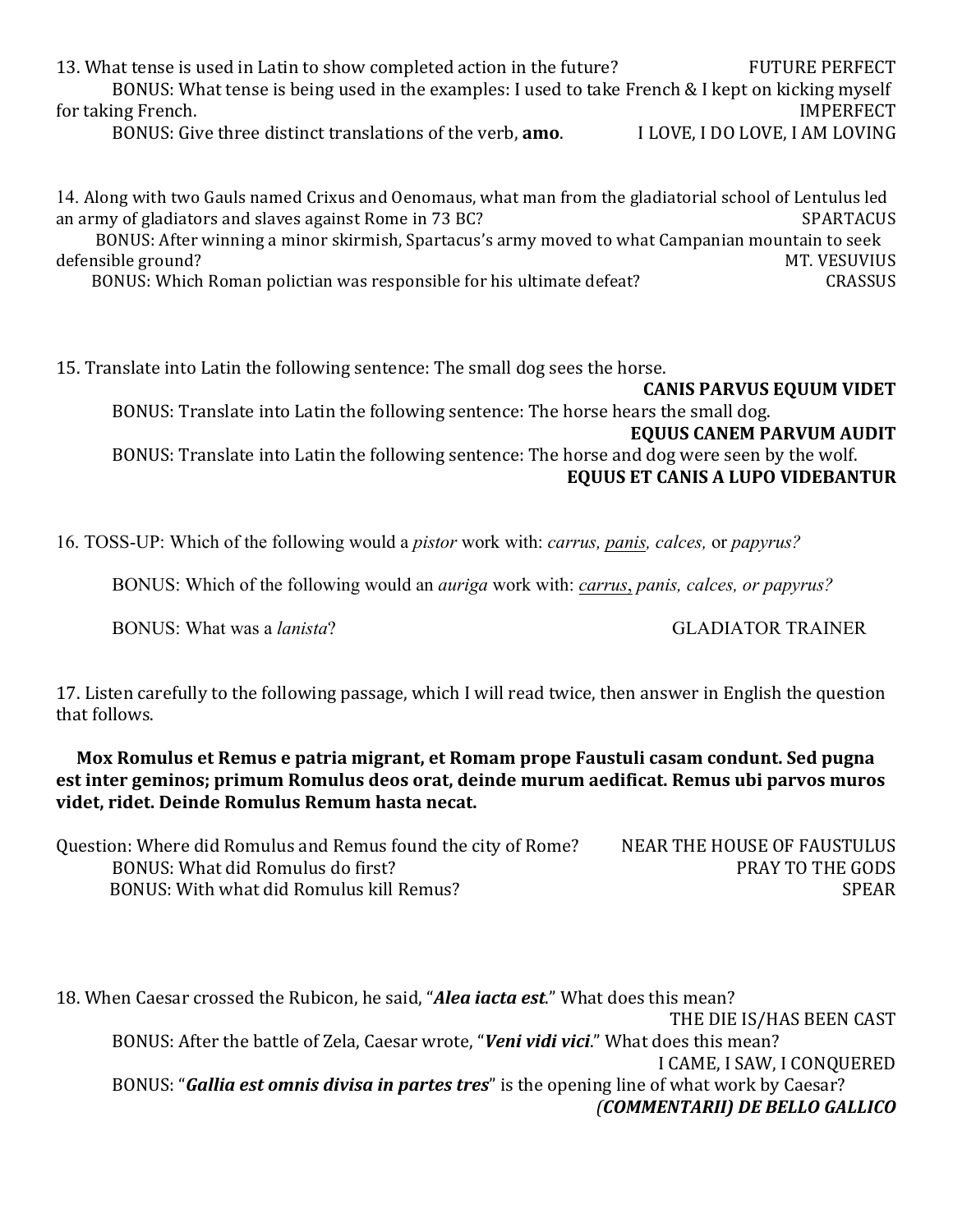13. What tense is used in Latin to show completed action in the future? FUTURE PERFECT

BONUS: What tense is being used in the examples: I used to take French & I kept on kicking myself for taking French. IMPERFECT

BONUS: Give three distinct translations of the verb, **amo**. I LOVE, I DO LOVE, I AM LOVING

14. Along with two Gauls named Crixus and Oenomaus, what man from the gladiatorial school of Lentulus led an army of gladiators and slaves against Rome in 73 BC? SPARTACUS

BONUS: After winning a minor skirmish, Spartacus's army moved to what Campanian mountain to seek defensible ground? MT. VESUVIUS

BONUS: Which Roman polictian was responsible for his ultimate defeat? CRASSUS

15. Translate into Latin the following sentence: The small dog sees the horse.

**CANIS PARVUS EQUUM VIDET**

BONUS: Translate into Latin the following sentence: The horse hears the small dog.

**EQUUS CANEM PARVUM AUDIT**

BONUS: Translate into Latin the following sentence: The horse and dog were seen by the wolf.

**EQUUS ET CANIS A LUPO VIDEBANTUR**

16. TOSS-UP: Which of the following would a *pistor* work with: *carrus, <u>panis</u>, calces,* or *papyrus?*

BONUS: Which of the following would an *auriga* work with: *<u>carrus</u>, panis, calces, or papyrus?*

BONUS: What was a *lanista*? GLADIATOR TRAINER

17. Listen carefully to the following passage, which I will read twice, then answer in English the question that follows.

**Mox Romulus et Remus e patria migrant, et Romam prope Faustuli casam condunt. Sed pugna est inter geminos; primum Romulus deos orat, deinde murum aedificat. Remus ubi parvos muros videt, ridet. Deinde Romulus Remum hasta necat.**

Question: Where did Romulus and Remus found the city of Rome? NEAR THE HOUSE OF FAUSTULUS

BONUS: What did Romulus do first? PRAY TO THE GODS

BONUS: With what did Romulus kill Remus? SPEAR

18. When Caesar crossed the Rubicon, he said, "***Alea iacta est***." What does this mean?

THE DIE IS/HAS BEEN CAST

BONUS: After the battle of Zela, Caesar wrote, "***Veni vidi vici***." What does this mean?

I CAME, I SAW, I CONQUERED

BONUS: "***Gallia est omnis divisa in partes tres***" is the opening line of what work by Caesar?

***(COMMENTARII) DE BELLO GALLICO***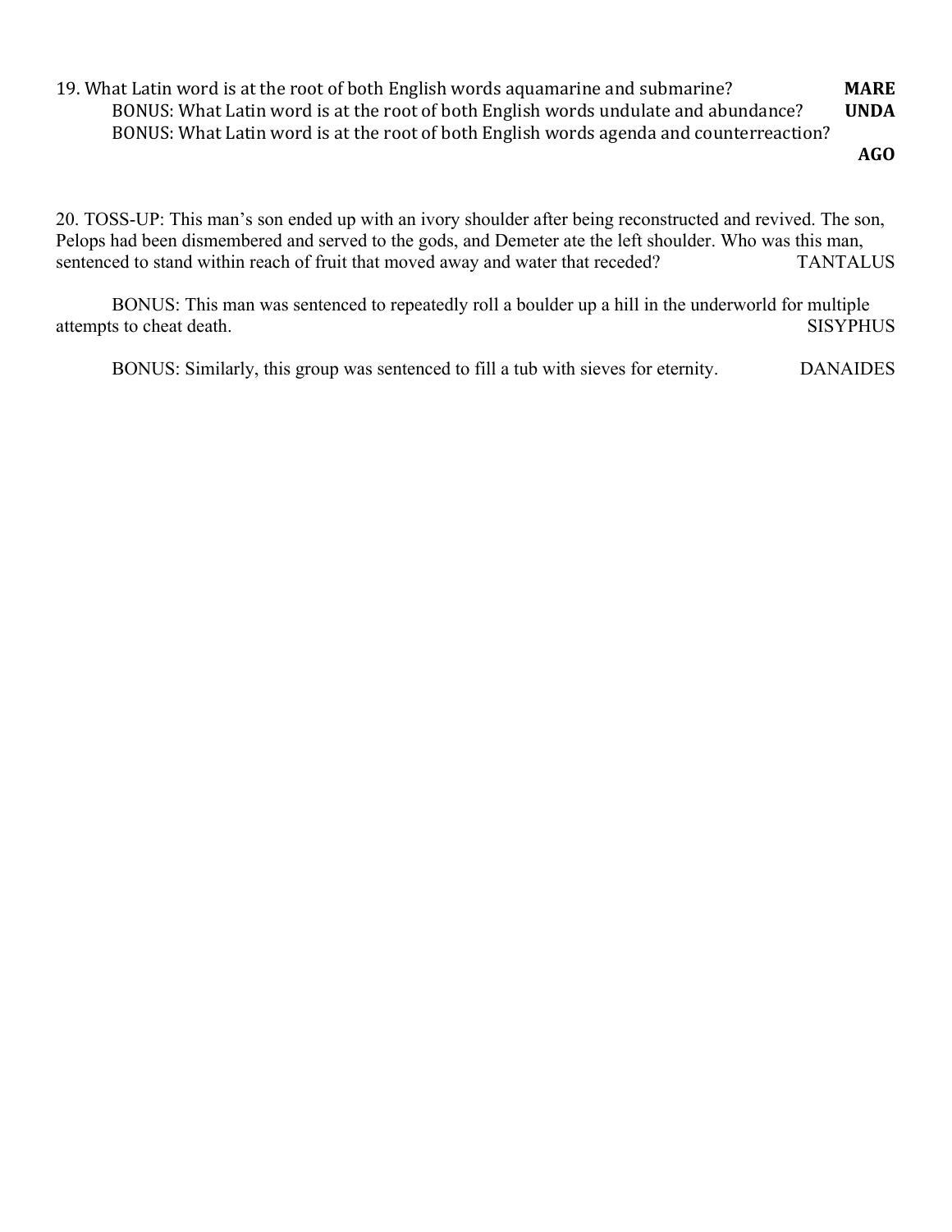19. What Latin word is at the root of both English words aquamarine and submarine? **MARE**

BONUS: What Latin word is at the root of both English words undulate and abundance? **UNDA**

BONUS: What Latin word is at the root of both English words agenda and counterreaction? **AGO**

20. TOSS-UP: This man's son ended up with an ivory shoulder after being reconstructed and revived. The son, Pelops had been dismembered and served to the gods, and Demeter ate the left shoulder. Who was this man, sentenced to stand within reach of fruit that moved away and water that receded? TANTALUS

BONUS: This man was sentenced to repeatedly roll a boulder up a hill in the underworld for multiple attempts to cheat death. SISYPHUS

BONUS: Similarly, this group was sentenced to fill a tub with sieves for eternity. DANAIDES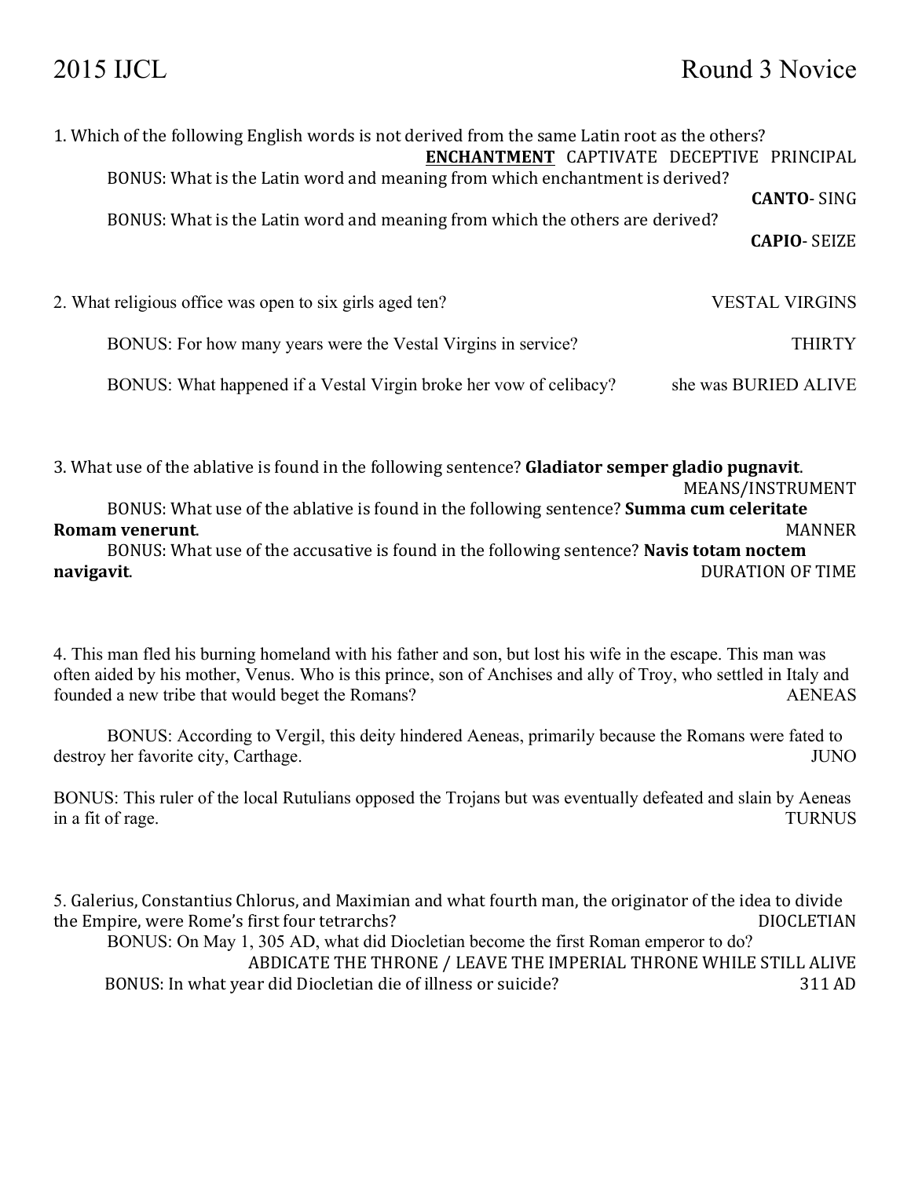# 2015 IJCL — Round 3 Novice

1. Which of the following English words is not derived from the same Latin root as the others?
**ENCHANTMENT** CAPTIVATE DECEPTIVE PRINCIPAL

BONUS: What is the Latin word and meaning from which enchantment is derived? **CANTO**- SING

BONUS: What is the Latin word and meaning from which the others are derived? **CAPIO**- SEIZE

2. What religious office was open to six girls aged ten? VESTAL VIRGINS

BONUS: For how many years were the Vestal Virgins in service? THIRTY

BONUS: What happened if a Vestal Virgin broke her vow of celibacy? she was BURIED ALIVE

3. What use of the ablative is found in the following sentence? **Gladiator semper gladio pugnavit**. MEANS/INSTRUMENT

BONUS: What use of the ablative is found in the following sentence? **Summa cum celeritate Romam venerunt**. MANNER

BONUS: What use of the accusative is found in the following sentence? **Navis totam noctem navigavit**. DURATION OF TIME

4. This man fled his burning homeland with his father and son, but lost his wife in the escape. This man was often aided by his mother, Venus. Who is this prince, son of Anchises and ally of Troy, who settled in Italy and founded a new tribe that would beget the Romans? AENEAS

BONUS: According to Vergil, this deity hindered Aeneas, primarily because the Romans were fated to destroy her favorite city, Carthage. JUNO

BONUS: This ruler of the local Rutulians opposed the Trojans but was eventually defeated and slain by Aeneas in a fit of rage. TURNUS

5. Galerius, Constantius Chlorus, and Maximian and what fourth man, the originator of the idea to divide the Empire, were Rome's first four tetrarchs? DIOCLETIAN

BONUS: On May 1, 305 AD, what did Diocletian become the first Roman emperor to do? ABDICATE THE THRONE / LEAVE THE IMPERIAL THRONE WHILE STILL ALIVE

BONUS: In what year did Diocletian die of illness or suicide? 311 AD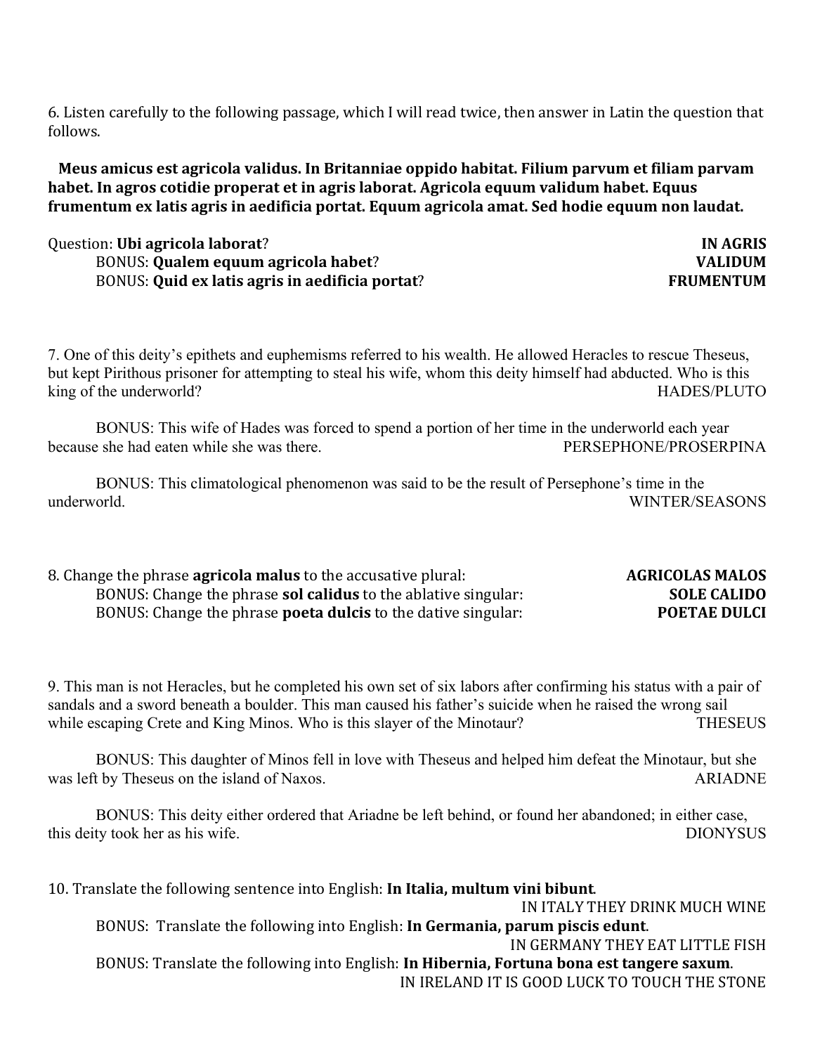6. Listen carefully to the following passage, which I will read twice, then answer in Latin the question that follows.

**Meus amicus est agricola validus. In Britanniae oppido habitat. Filium parvum et filiam parvam habet. In agros cotidie properat et in agris laborat. Agricola equum validum habet. Equus frumentum ex latis agris in aedificia portat. Equum agricola amat. Sed hodie equum non laudat.**

Question: **Ubi agricola laborat**? **IN AGRIS**

BONUS: **Qualem equum agricola habet**? **VALIDUM**

BONUS: **Quid ex latis agris in aedificia portat**? **FRUMENTUM**

7. One of this deity's epithets and euphemisms referred to his wealth. He allowed Heracles to rescue Theseus, but kept Pirithous prisoner for attempting to steal his wife, whom this deity himself had abducted. Who is this king of the underworld? HADES/PLUTO

BONUS: This wife of Hades was forced to spend a portion of her time in the underworld each year because she had eaten while she was there. PERSEPHONE/PROSERPINA

BONUS: This climatological phenomenon was said to be the result of Persephone's time in the underworld. WINTER/SEASONS

8. Change the phrase **agricola malus** to the accusative plural: **AGRICOLAS MALOS**

BONUS: Change the phrase **sol calidus** to the ablative singular: **SOLE CALIDO**

BONUS: Change the phrase **poeta dulcis** to the dative singular: **POETAE DULCI**

9. This man is not Heracles, but he completed his own set of six labors after confirming his status with a pair of sandals and a sword beneath a boulder. This man caused his father's suicide when he raised the wrong sail while escaping Crete and King Minos. Who is this slayer of the Minotaur? THESEUS

BONUS: This daughter of Minos fell in love with Theseus and helped him defeat the Minotaur, but she was left by Theseus on the island of Naxos. ARIADNE

BONUS: This deity either ordered that Ariadne be left behind, or found her abandoned; in either case, this deity took her as his wife. DIONYSUS

10. Translate the following sentence into English: **In Italia, multum vini bibunt**.

IN ITALY THEY DRINK MUCH WINE

BONUS: Translate the following into English: **In Germania, parum piscis edunt**.

IN GERMANY THEY EAT LITTLE FISH

BONUS: Translate the following into English: **In Hibernia, Fortuna bona est tangere saxum**.

IN IRELAND IT IS GOOD LUCK TO TOUCH THE STONE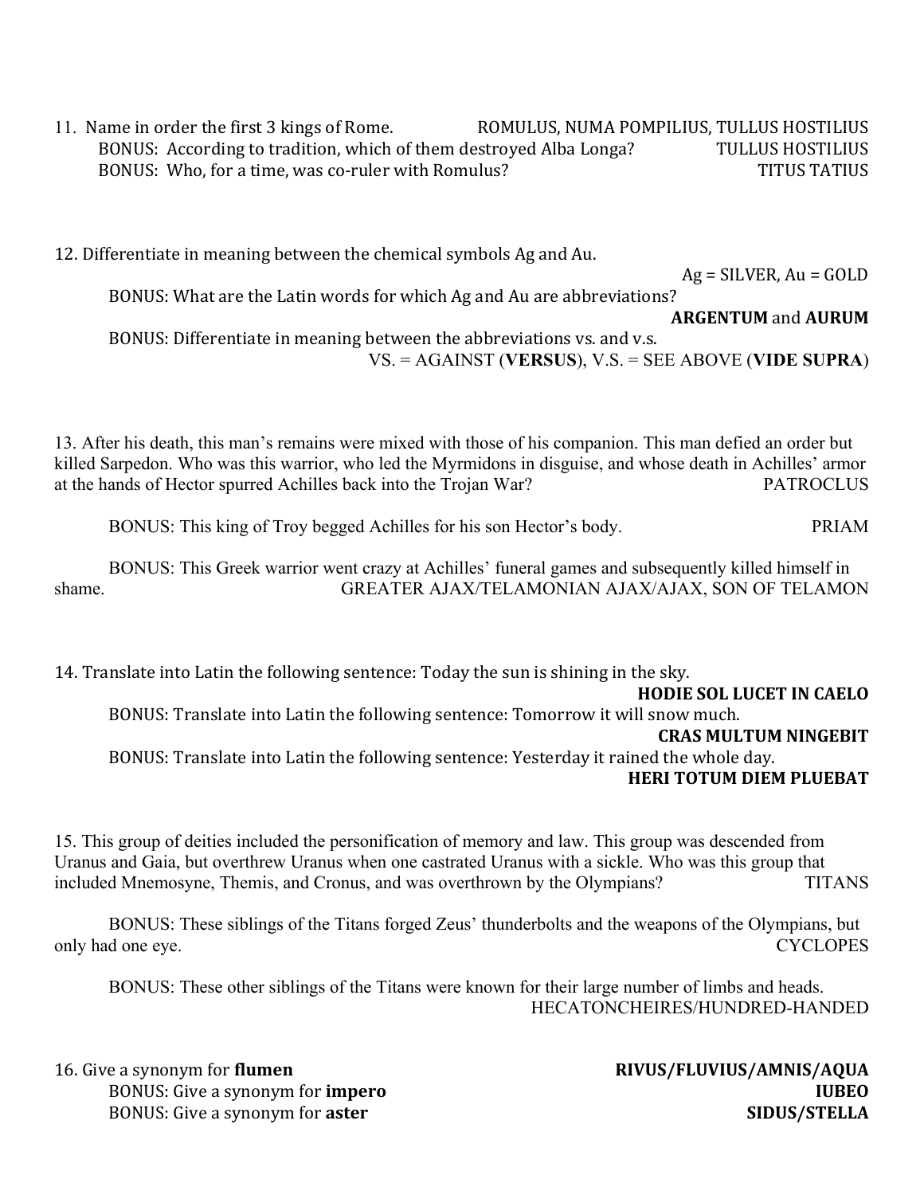11. Name in order the first 3 kings of Rome. ROMULUS, NUMA POMPILIUS, TULLUS HOSTILIUS

BONUS: According to tradition, which of them destroyed Alba Longa? TULLUS HOSTILIUS

BONUS: Who, for a time, was co-ruler with Romulus? TITUS TATIUS

12. Differentiate in meaning between the chemical symbols Ag and Au.

Ag = SILVER, Au = GOLD

BONUS: What are the Latin words for which Ag and Au are abbreviations?

**ARGENTUM** and **AURUM**

BONUS: Differentiate in meaning between the abbreviations vs. and v.s.

VS. = AGAINST (**VERSUS**), V.S. = SEE ABOVE (**VIDE SUPRA**)

13. After his death, this man's remains were mixed with those of his companion. This man defied an order but killed Sarpedon. Who was this warrior, who led the Myrmidons in disguise, and whose death in Achilles' armor at the hands of Hector spurred Achilles back into the Trojan War? PATROCLUS

BONUS: This king of Troy begged Achilles for his son Hector's body. PRIAM

BONUS: This Greek warrior went crazy at Achilles' funeral games and subsequently killed himself in shame. GREATER AJAX/TELAMONIAN AJAX/AJAX, SON OF TELAMON

14. Translate into Latin the following sentence: Today the sun is shining in the sky.

**HODIE SOL LUCET IN CAELO**

BONUS: Translate into Latin the following sentence: Tomorrow it will snow much.

**CRAS MULTUM NINGEBIT**

BONUS: Translate into Latin the following sentence: Yesterday it rained the whole day.

**HERI TOTUM DIEM PLUEBAT**

15. This group of deities included the personification of memory and law. This group was descended from Uranus and Gaia, but overthrew Uranus when one castrated Uranus with a sickle. Who was this group that included Mnemosyne, Themis, and Cronus, and was overthrown by the Olympians? TITANS

BONUS: These siblings of the Titans forged Zeus' thunderbolts and the weapons of the Olympians, but only had one eye. CYCLOPES

BONUS: These other siblings of the Titans were known for their large number of limbs and heads. HECATONCHEIRES/HUNDRED-HANDED

16. Give a synonym for **flumen** **RIVUS/FLUVIUS/AMNIS/AQUA**

BONUS: Give a synonym for **impero** **IUBEO**

BONUS: Give a synonym for **aster** **SIDUS/STELLA**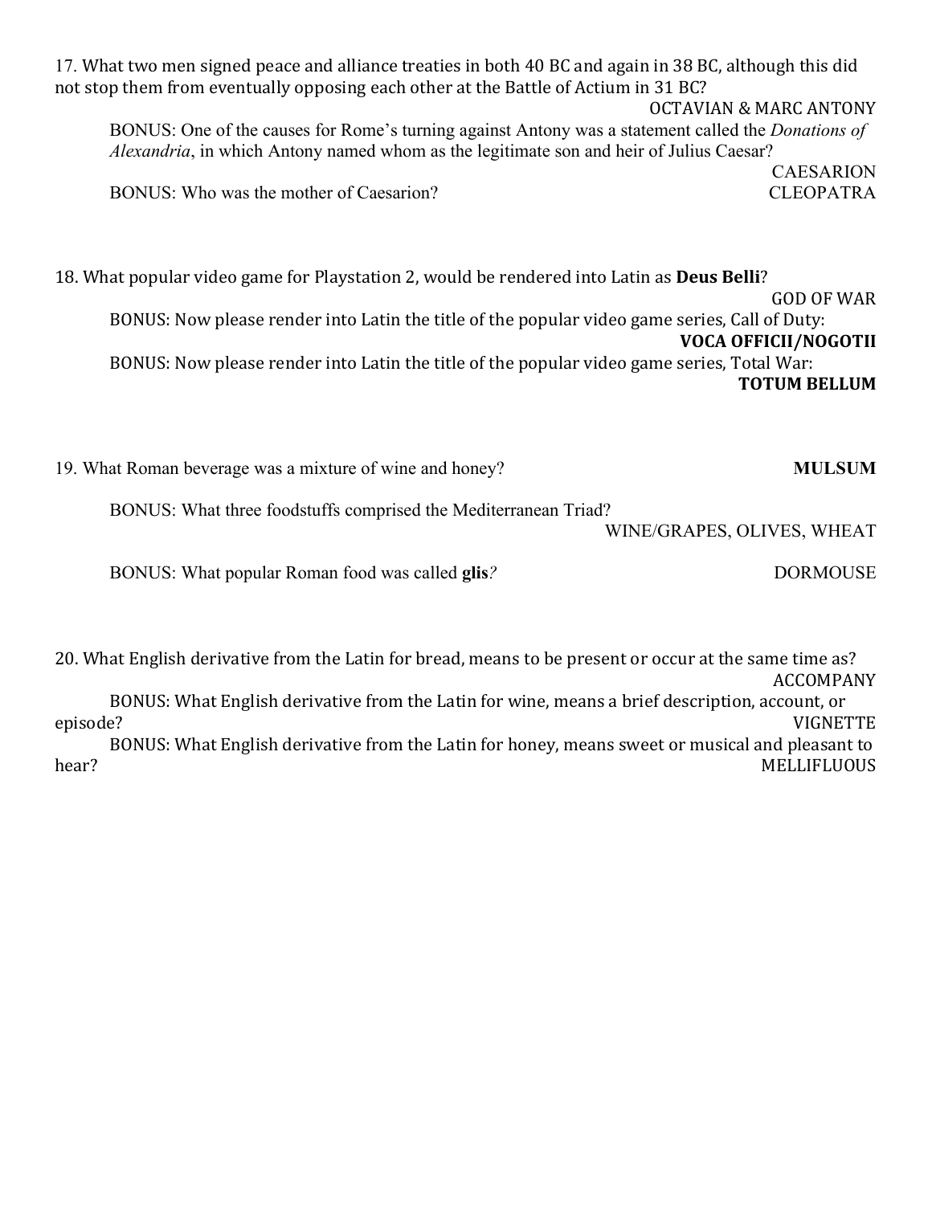17. What two men signed peace and alliance treaties in both 40 BC and again in 38 BC, although this did not stop them from eventually opposing each other at the Battle of Actium in 31 BC?

OCTAVIAN & MARC ANTONY

BONUS: One of the causes for Rome's turning against Antony was a statement called the *Donations of Alexandria*, in which Antony named whom as the legitimate son and heir of Julius Caesar?

CAESARION

BONUS: Who was the mother of Caesarion? CLEOPATRA

18. What popular video game for Playstation 2, would be rendered into Latin as **Deus Belli**?

GOD OF WAR

BONUS: Now please render into Latin the title of the popular video game series, Call of Duty:

**VOCA OFFICII/NOGOTII**

BONUS: Now please render into Latin the title of the popular video game series, Total War:

**TOTUM BELLUM**

19. What Roman beverage was a mixture of wine and honey? **MULSUM**

BONUS: What three foodstuffs comprised the Mediterranean Triad?

WINE/GRAPES, OLIVES, WHEAT

BONUS: What popular Roman food was called **glis**? DORMOUSE

20. What English derivative from the Latin for bread, means to be present or occur at the same time as?

ACCOMPANY

BONUS: What English derivative from the Latin for wine, means a brief description, account, or episode? VIGNETTE

BONUS: What English derivative from the Latin for honey, means sweet or musical and pleasant to hear? MELLIFLUOUS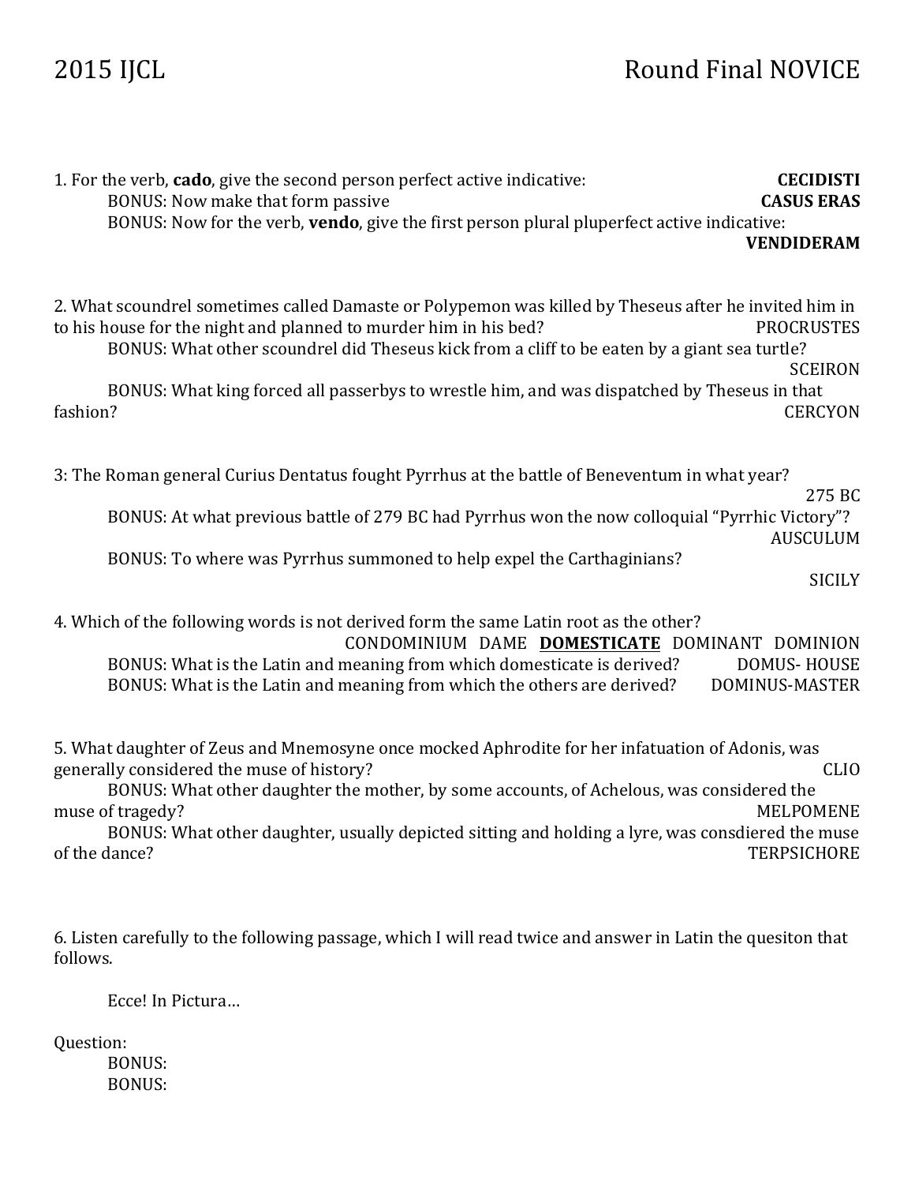2015 IJCL Round Final NOVICE

1. For the verb, **cado**, give the second person perfect active indicative: **CECIDISTI**

BONUS: Now make that form passive **CASUS ERAS**

BONUS: Now for the verb, **vendo**, give the first person plural pluperfect active indicative: **VENDIDERAM**

2. What scoundrel sometimes called Damaste or Polypemon was killed by Theseus after he invited him in to his house for the night and planned to murder him in his bed? PROCRUSTES

BONUS: What other scoundrel did Theseus kick from a cliff to be eaten by a giant sea turtle? SCEIRON

BONUS: What king forced all passerbys to wrestle him, and was dispatched by Theseus in that fashion? CERCYON

3: The Roman general Curius Dentatus fought Pyrrhus at the battle of Beneventum in what year? 275 BC

BONUS: At what previous battle of 279 BC had Pyrrhus won the now colloquial "Pyrrhic Victory"? AUSCULUM

BONUS: To where was Pyrrhus summoned to help expel the Carthaginians? SICILY

4. Which of the following words is not derived form the same Latin root as the other?

CONDOMINIUM DAME **DOMESTICATE** DOMINANT DOMINION

BONUS: What is the Latin and meaning from which domesticate is derived? DOMUS- HOUSE

BONUS: What is the Latin and meaning from which the others are derived? DOMINUS-MASTER

5. What daughter of Zeus and Mnemosyne once mocked Aphrodite for her infatuation of Adonis, was generally considered the muse of history? CLIO

BONUS: What other daughter the mother, by some accounts, of Achelous, was considered the muse of tragedy? MELPOMENE

BONUS: What other daughter, usually depicted sitting and holding a lyre, was consdiered the muse of the dance? TERPSICHORE

6. Listen carefully to the following passage, which I will read twice and answer in Latin the quesiton that follows.

Ecce! In Pictura…

Question:

BONUS:

BONUS: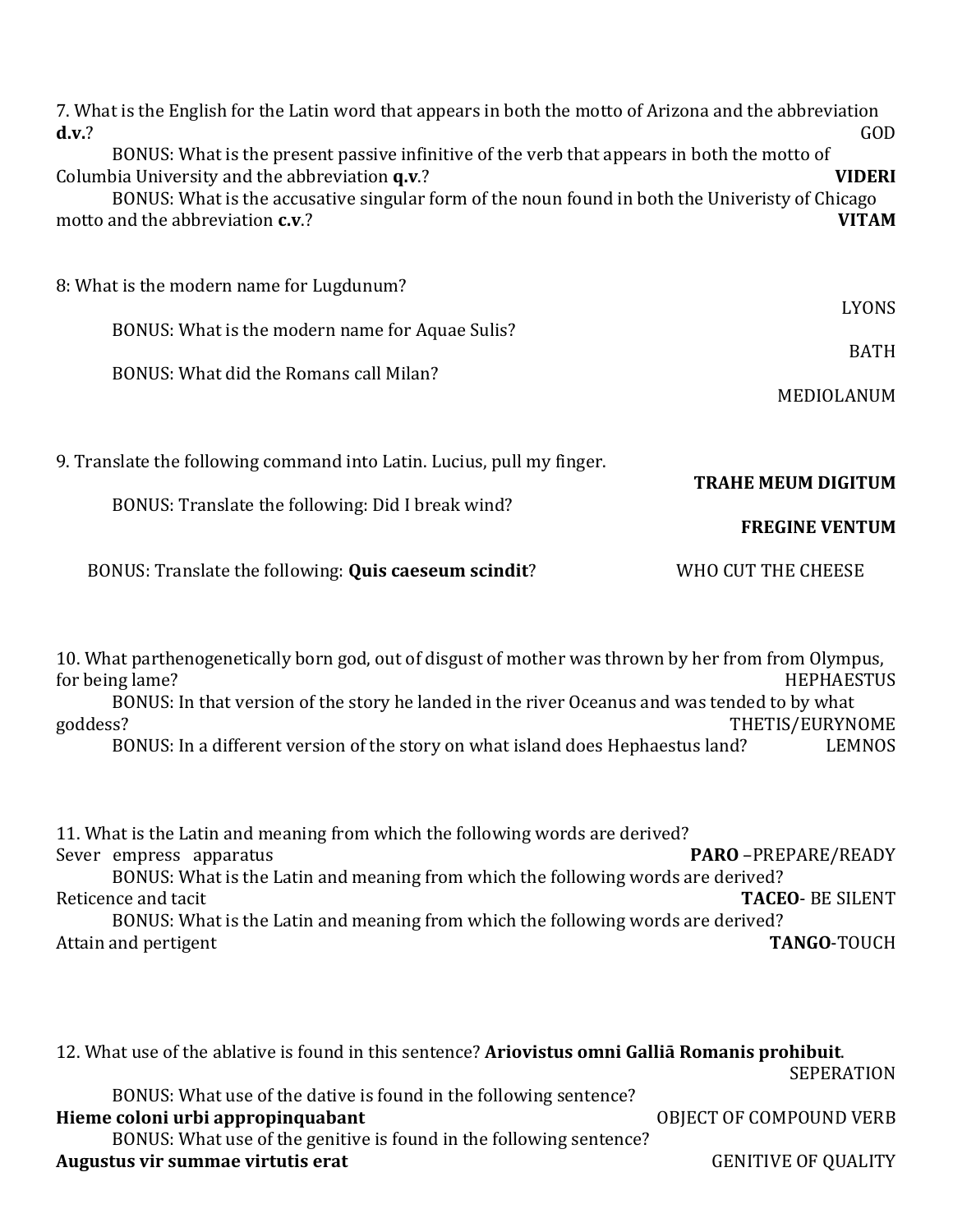7. What is the English for the Latin word that appears in both the motto of Arizona and the abbreviation **d.v.**? GOD

BONUS: What is the present passive infinitive of the verb that appears in both the motto of Columbia University and the abbreviation **q.v.**? **VIDERI**

BONUS: What is the accusative singular form of the noun found in both the Univeristy of Chicago motto and the abbreviation **c.v.**? **VITAM**

8: What is the modern name for Lugdunum? LYONS

BONUS: What is the modern name for Aquae Sulis? BATH

BONUS: What did the Romans call Milan? MEDIOLANUM

9. Translate the following command into Latin. Lucius, pull my finger. **TRAHE MEUM DIGITUM**

BONUS: Translate the following: Did I break wind? **FREGINE VENTUM**

BONUS: Translate the following: **Quis caeseum scindit**? WHO CUT THE CHEESE

10. What parthenogenetically born god, out of disgust of mother was thrown by her from from Olympus, for being lame? HEPHAESTUS

BONUS: In that version of the story he landed in the river Oceanus and was tended to by what goddess? THETIS/EURYNOME

BONUS: In a different version of the story on what island does Hephaestus land? LEMNOS

11. What is the Latin and meaning from which the following words are derived?
Sever empress apparatus **PARO** –PREPARE/READY

BONUS: What is the Latin and meaning from which the following words are derived?
Reticence and tacit **TACEO**- BE SILENT

BONUS: What is the Latin and meaning from which the following words are derived?
Attain and pertigent **TANGO**-TOUCH

12. What use of the ablative is found in this sentence? **Ariovistus omni Galliā Romanis prohibuit**. SEPERATION

BONUS: What use of the dative is found in the following sentence?
**Hieme coloni urbi appropinquabant** OBJECT OF COMPOUND VERB

BONUS: What use of the genitive is found in the following sentence?
**Augustus vir summae virtutis erat** GENITIVE OF QUALITY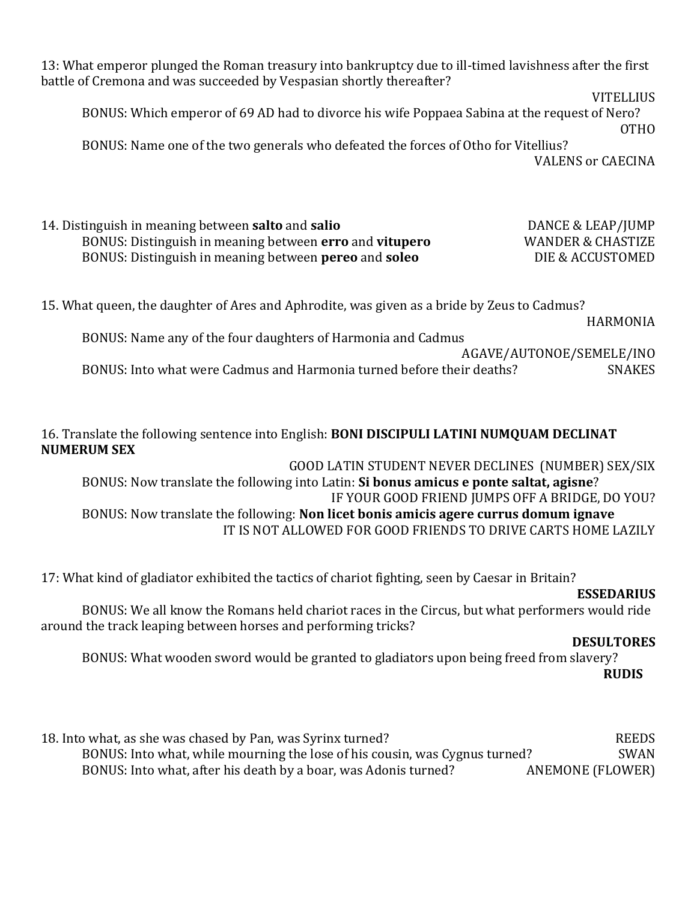13: What emperor plunged the Roman treasury into bankruptcy due to ill-timed lavishness after the first battle of Cremona and was succeeded by Vespasian shortly thereafter?

VITELLIUS

BONUS: Which emperor of 69 AD had to divorce his wife Poppaea Sabina at the request of Nero?

OTHO

BONUS: Name one of the two generals who defeated the forces of Otho for Vitellius?

VALENS or CAECINA

14. Distinguish in meaning between **salto** and **salio** — DANCE & LEAP/JUMP

BONUS: Distinguish in meaning between **erro** and **vitupero** — WANDER & CHASTIZE

BONUS: Distinguish in meaning between **pereo** and **soleo** — DIE & ACCUSTOMED

15. What queen, the daughter of Ares and Aphrodite, was given as a bride by Zeus to Cadmus?

HARMONIA

BONUS: Name any of the four daughters of Harmonia and Cadmus

AGAVE/AUTONOE/SEMELE/INO

BONUS: Into what were Cadmus and Harmonia turned before their deaths? — SNAKES

16. Translate the following sentence into English: **BONI DISCIPULI LATINI NUMQUAM DECLINAT NUMERUM SEX**

GOOD LATIN STUDENT NEVER DECLINES (NUMBER) SEX/SIX

BONUS: Now translate the following into Latin: **Si bonus amicus e ponte saltat, agisne**?

IF YOUR GOOD FRIEND JUMPS OFF A BRIDGE, DO YOU?

BONUS: Now translate the following: **Non licet bonis amicis agere currus domum ignave**

IT IS NOT ALLOWED FOR GOOD FRIENDS TO DRIVE CARTS HOME LAZILY

17: What kind of gladiator exhibited the tactics of chariot fighting, seen by Caesar in Britain?

**ESSEDARIUS**

BONUS: We all know the Romans held chariot races in the Circus, but what performers would ride around the track leaping between horses and performing tricks?

**DESULTORES**

BONUS: What wooden sword would be granted to gladiators upon being freed from slavery?

**RUDIS**

18. Into what, as she was chased by Pan, was Syrinx turned? — REEDS

BONUS: Into what, while mourning the lose of his cousin, was Cygnus turned? — SWAN

BONUS: Into what, after his death by a boar, was Adonis turned? — ANEMONE (FLOWER)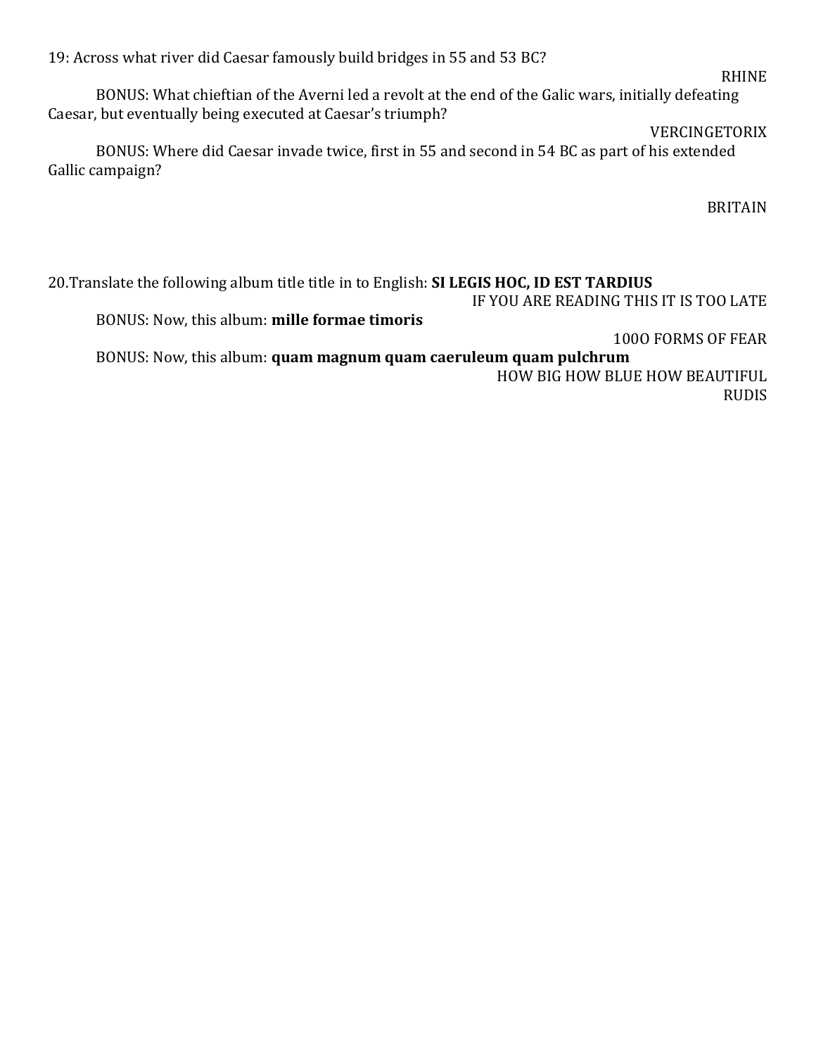19: Across what river did Caesar famously build bridges in 55 and 53 BC?

RHINE

BONUS: What chieftian of the Averni led a revolt at the end of the Galic wars, initially defeating Caesar, but eventually being executed at Caesar's triumph?

VERCINGETORIX

BONUS: Where did Caesar invade twice, first in 55 and second in 54 BC as part of his extended Gallic campaign?

BRITAIN

20.Translate the following album title title in to English: **SI LEGIS HOC, ID EST TARDIUS**

IF YOU ARE READING THIS IT IS TOO LATE

BONUS: Now, this album: **mille formae timoris**

100O FORMS OF FEAR

BONUS: Now, this album: **quam magnum quam caeruleum quam pulchrum**

HOW BIG HOW BLUE HOW BEAUTIFUL

RUDIS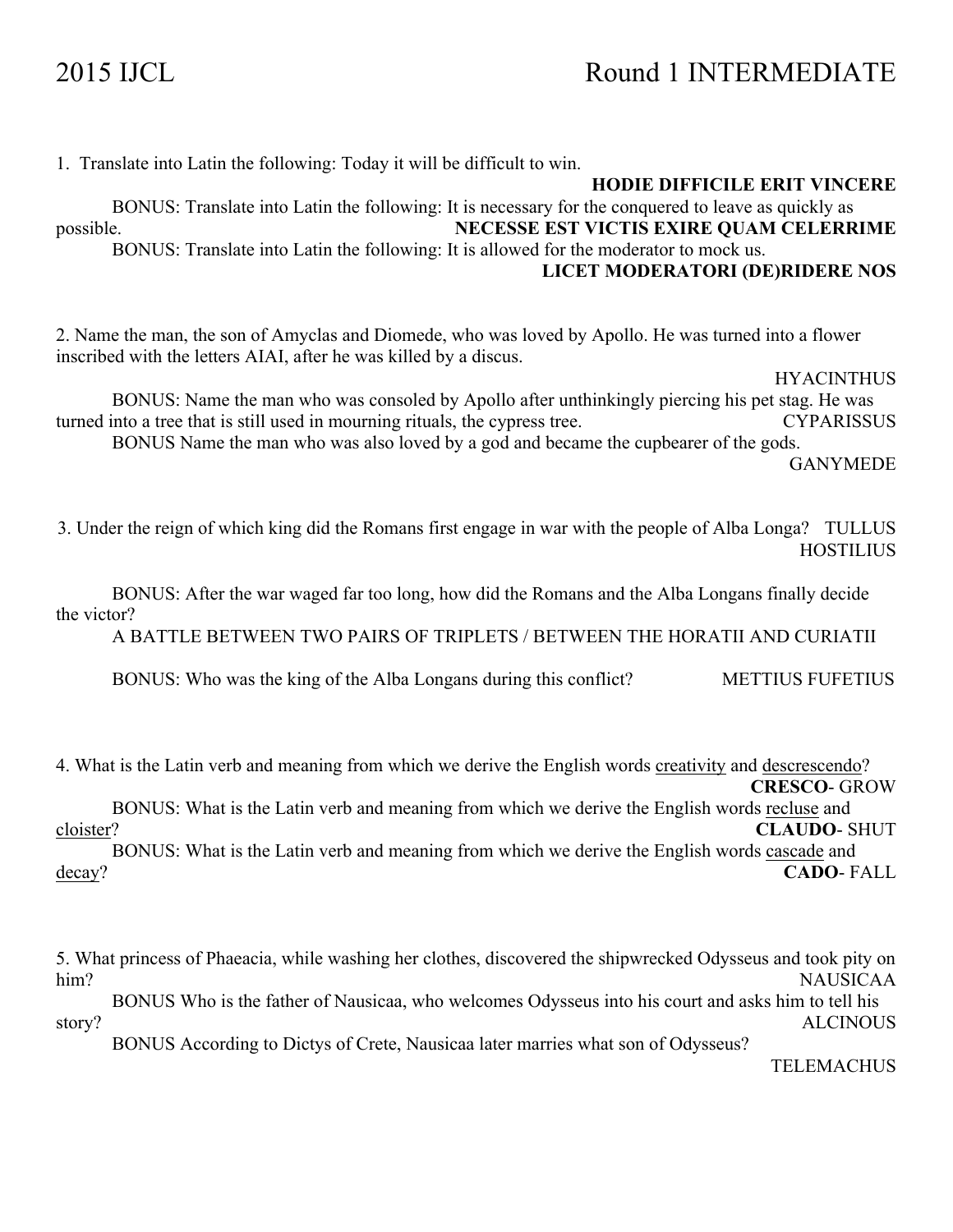# 2015 IJCL Round 1 INTERMEDIATE

1. Translate into Latin the following: Today it will be difficult to win.

**HODIE DIFFICILE ERIT VINCERE**

BONUS: Translate into Latin the following: It is necessary for the conquered to leave as quickly as possible. **NECESSE EST VICTIS EXIRE QUAM CELERRIME**

BONUS: Translate into Latin the following: It is allowed for the moderator to mock us.

**LICET MODERATORI (DE)RIDERE NOS**

2. Name the man, the son of Amyclas and Diomede, who was loved by Apollo. He was turned into a flower inscribed with the letters AIAI, after he was killed by a discus.

HYACINTHUS

BONUS: Name the man who was consoled by Apollo after unthinkingly piercing his pet stag. He was turned into a tree that is still used in mourning rituals, the cypress tree. CYPARISSUS

BONUS Name the man who was also loved by a god and became the cupbearer of the gods.

GANYMEDE

3. Under the reign of which king did the Romans first engage in war with the people of Alba Longa? TULLUS HOSTILIUS

BONUS: After the war waged far too long, how did the Romans and the Alba Longans finally decide the victor?

A BATTLE BETWEEN TWO PAIRS OF TRIPLETS / BETWEEN THE HORATII AND CURIATII

BONUS: Who was the king of the Alba Longans during this conflict? METTIUS FUFETIUS

4. What is the Latin verb and meaning from which we derive the English words <u>creativity</u> and <u>descrescendo</u>?

**CRESCO**- GROW

BONUS: What is the Latin verb and meaning from which we derive the English words <u>recluse</u> and <u>cloister</u>? **CLAUDO**- SHUT

BONUS: What is the Latin verb and meaning from which we derive the English words <u>cascade</u> and <u>decay</u>? **CADO**- FALL

5. What princess of Phaeacia, while washing her clothes, discovered the shipwrecked Odysseus and took pity on him? NAUSICAA

BONUS Who is the father of Nausicaa, who welcomes Odysseus into his court and asks him to tell his story? ALCINOUS

BONUS According to Dictys of Crete, Nausicaa later marries what son of Odysseus?

TELEMACHUS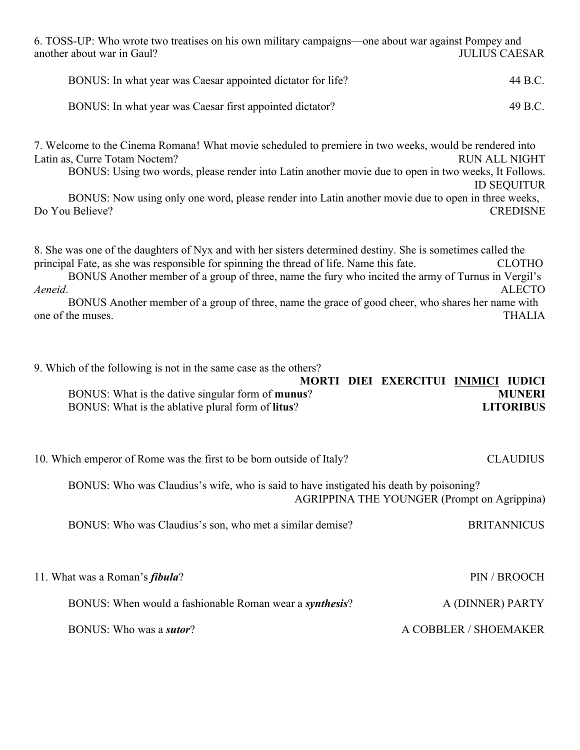6. TOSS-UP: Who wrote two treatises on his own military campaigns—one about war against Pompey and another about war in Gaul? JULIUS CAESAR

BONUS: In what year was Caesar appointed dictator for life? 44 B.C.

BONUS: In what year was Caesar first appointed dictator? 49 B.C.

7. Welcome to the Cinema Romana! What movie scheduled to premiere in two weeks, would be rendered into Latin as, Curre Totam Noctem? RUN ALL NIGHT

BONUS: Using two words, please render into Latin another movie due to open in two weeks, It Follows. ID SEQUITUR

BONUS: Now using only one word, please render into Latin another movie due to open in three weeks, Do You Believe? CREDISNE

8. She was one of the daughters of Nyx and with her sisters determined destiny. She is sometimes called the principal Fate, as she was responsible for spinning the thread of life. Name this fate. CLOTHO

BONUS Another member of a group of three, name the fury who incited the army of Turnus in Vergil's *Aeneid*. ALECTO

BONUS Another member of a group of three, name the grace of good cheer, who shares her name with one of the muses. THALIA

9. Which of the following is not in the same case as the others?

**MORTI DIEI EXERCITUI <u>INIMICI</u> IUDICI**

BONUS: What is the dative singular form of **munus**? **MUNERI**

BONUS: What is the ablative plural form of **litus**? **LITORIBUS**

10. Which emperor of Rome was the first to be born outside of Italy? CLAUDIUS

BONUS: Who was Claudius's wife, who is said to have instigated his death by poisoning? AGRIPPINA THE YOUNGER (Prompt on Agrippina)

BONUS: Who was Claudius's son, who met a similar demise? BRITANNICUS

11. What was a Roman's ***fibula***? PIN / BROOCH

BONUS: When would a fashionable Roman wear a ***synthesis***? A (DINNER) PARTY

BONUS: Who was a ***sutor***? A COBBLER / SHOEMAKER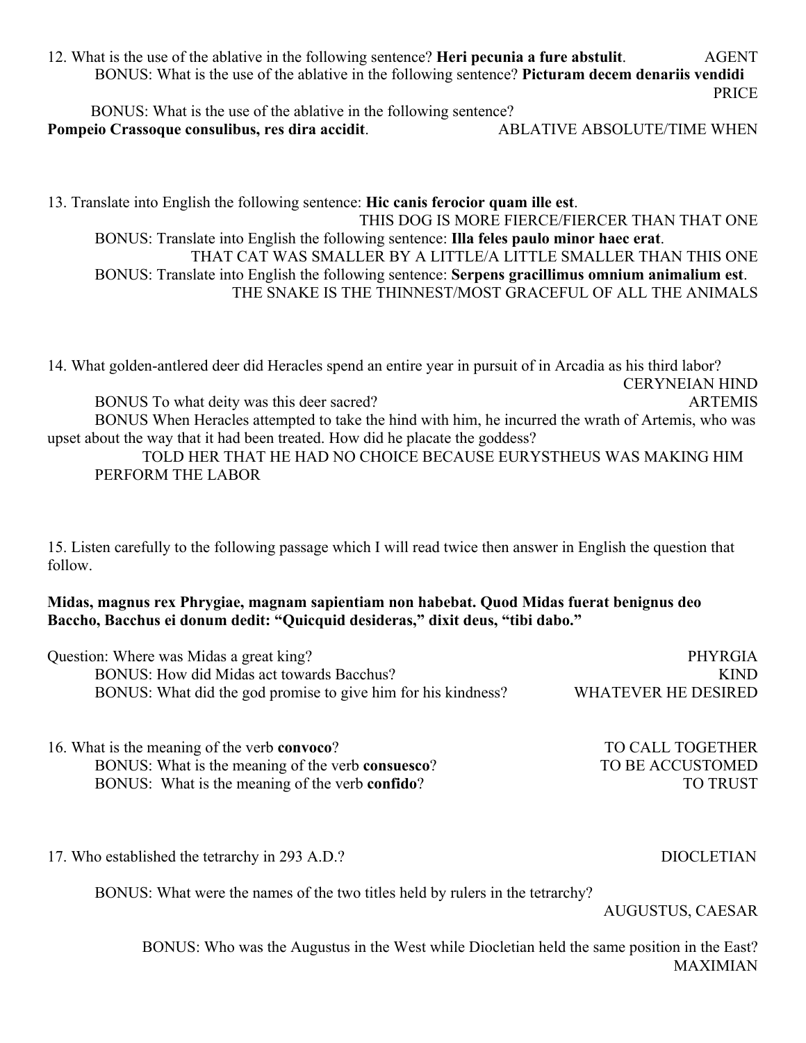12. What is the use of the ablative in the following sentence? **Heri pecunia a fure abstulit**. AGENT

BONUS: What is the use of the ablative in the following sentence? **Picturam decem denariis vendidi** PRICE

BONUS: What is the use of the ablative in the following sentence? **Pompeio Crassoque consulibus, res dira accidit**. ABLATIVE ABSOLUTE/TIME WHEN

13. Translate into English the following sentence: **Hic canis ferocior quam ille est**. THIS DOG IS MORE FIERCE/FIERCER THAN THAT ONE

BONUS: Translate into English the following sentence: **Illa feles paulo minor haec erat**. THAT CAT WAS SMALLER BY A LITTLE/A LITTLE SMALLER THAN THIS ONE

BONUS: Translate into English the following sentence: **Serpens gracillimus omnium animalium est**. THE SNAKE IS THE THINNEST/MOST GRACEFUL OF ALL THE ANIMALS

14. What golden-antlered deer did Heracles spend an entire year in pursuit of in Arcadia as his third labor? CERYNEIAN HIND

BONUS To what deity was this deer sacred? ARTEMIS

BONUS When Heracles attempted to take the hind with him, he incurred the wrath of Artemis, who was upset about the way that it had been treated. How did he placate the goddess?

TOLD HER THAT HE HAD NO CHOICE BECAUSE EURYSTHEUS WAS MAKING HIM PERFORM THE LABOR

15. Listen carefully to the following passage which I will read twice then answer in English the question that follow.

**Midas, magnus rex Phrygiae, magnam sapientiam non habebat. Quod Midas fuerat benignus deo Baccho, Bacchus ei donum dedit: "Quicquid desideras," dixit deus, "tibi dabo."**

Question: Where was Midas a great king? PHYRGIA

BONUS: How did Midas act towards Bacchus? KIND

BONUS: What did the god promise to give him for his kindness? WHATEVER HE DESIRED

16. What is the meaning of the verb **convoco**? TO CALL TOGETHER

BONUS: What is the meaning of the verb **consuesco**? TO BE ACCUSTOMED

BONUS: What is the meaning of the verb **confido**? TO TRUST

17. Who established the tetrarchy in 293 A.D.? DIOCLETIAN

BONUS: What were the names of the two titles held by rulers in the tetrarchy? AUGUSTUS, CAESAR

BONUS: Who was the Augustus in the West while Diocletian held the same position in the East? MAXIMIAN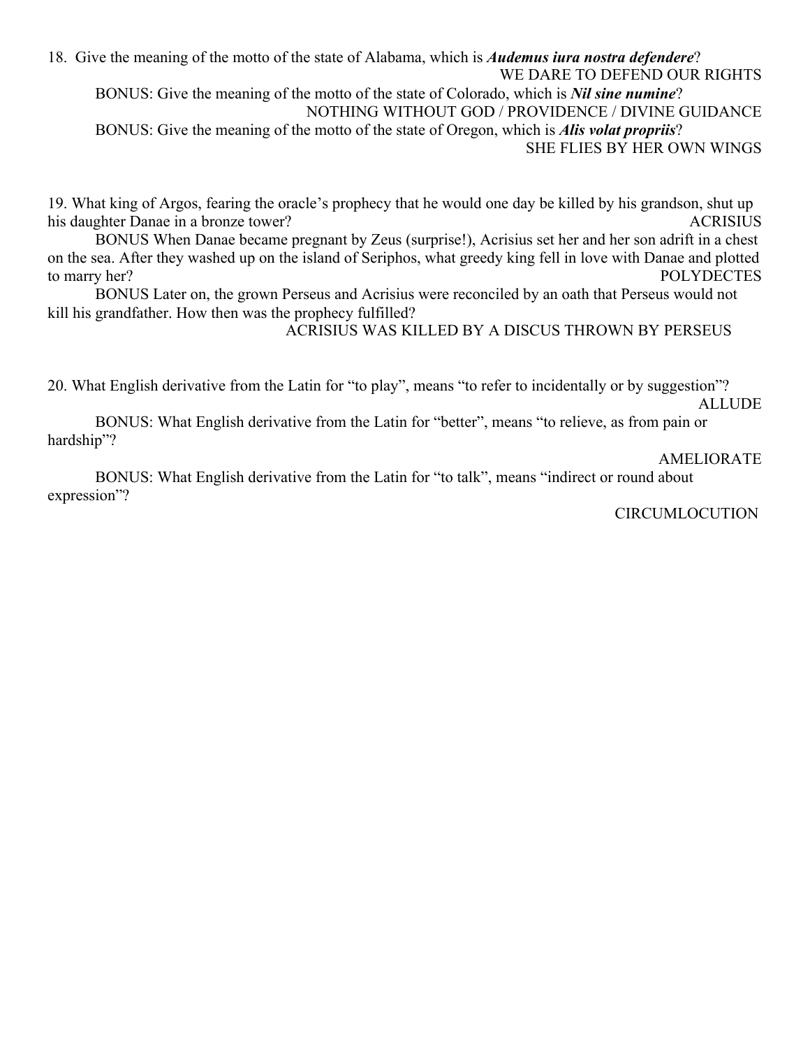18. Give the meaning of the motto of the state of Alabama, which is ***Audemus iura nostra defendere***?

WE DARE TO DEFEND OUR RIGHTS

BONUS: Give the meaning of the motto of the state of Colorado, which is ***Nil sine numine***?

NOTHING WITHOUT GOD / PROVIDENCE / DIVINE GUIDANCE

BONUS: Give the meaning of the motto of the state of Oregon, which is ***Alis volat propriis***?

SHE FLIES BY HER OWN WINGS

19. What king of Argos, fearing the oracle's prophecy that he would one day be killed by his grandson, shut up his daughter Danae in a bronze tower?

ACRISIUS

BONUS When Danae became pregnant by Zeus (surprise!), Acrisius set her and her son adrift in a chest on the sea. After they washed up on the island of Seriphos, what greedy king fell in love with Danae and plotted to marry her?

POLYDECTES

BONUS Later on, the grown Perseus and Acrisius were reconciled by an oath that Perseus would not kill his grandfather. How then was the prophecy fulfilled?

ACRISIUS WAS KILLED BY A DISCUS THROWN BY PERSEUS

20. What English derivative from the Latin for "to play", means "to refer to incidentally or by suggestion"?

ALLUDE

BONUS: What English derivative from the Latin for "better", means "to relieve, as from pain or hardship"?

AMELIORATE

BONUS: What English derivative from the Latin for "to talk", means "indirect or round about expression"?

CIRCUMLOCUTION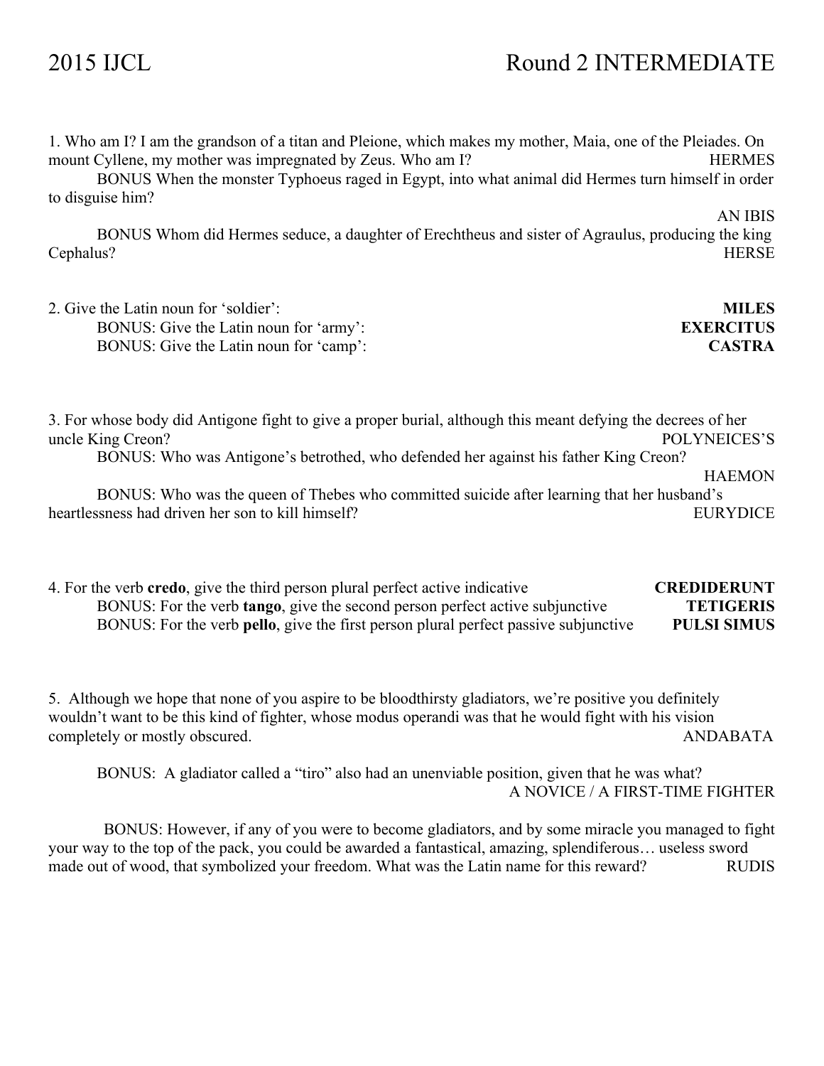# 2015 IJCL Round 2 INTERMEDIATE

1. Who am I? I am the grandson of a titan and Pleione, which makes my mother, Maia, one of the Pleiades. On mount Cyllene, my mother was impregnated by Zeus. Who am I? HERMES

   BONUS When the monster Typhoeus raged in Egypt, into what animal did Hermes turn himself in order to disguise him? AN IBIS

   BONUS Whom did Hermes seduce, a daughter of Erechtheus and sister of Agraulus, producing the king Cephalus? HERSE

2. Give the Latin noun for 'soldier': **MILES**

   BONUS: Give the Latin noun for 'army': **EXERCITUS**

   BONUS: Give the Latin noun for 'camp': **CASTRA**

3. For whose body did Antigone fight to give a proper burial, although this meant defying the decrees of her uncle King Creon? POLYNEICES'S

   BONUS: Who was Antigone's betrothed, who defended her against his father King Creon? HAEMON

   BONUS: Who was the queen of Thebes who committed suicide after learning that her husband's heartlessness had driven her son to kill himself? EURYDICE

4. For the verb **credo**, give the third person plural perfect active indicative **CREDIDERUNT**

   BONUS: For the verb **tango**, give the second person perfect active subjunctive **TETIGERIS**

   BONUS: For the verb **pello**, give the first person plural perfect passive subjunctive **PULSI SIMUS**

5. Although we hope that none of you aspire to be bloodthirsty gladiators, we're positive you definitely wouldn't want to be this kind of fighter, whose modus operandi was that he would fight with his vision completely or mostly obscured. ANDABATA

   BONUS: A gladiator called a "tiro" also had an unenviable position, given that he was what? A NOVICE / A FIRST-TIME FIGHTER

   BONUS: However, if any of you were to become gladiators, and by some miracle you managed to fight your way to the top of the pack, you could be awarded a fantastical, amazing, splendiferous… useless sword made out of wood, that symbolized your freedom. What was the Latin name for this reward? RUDIS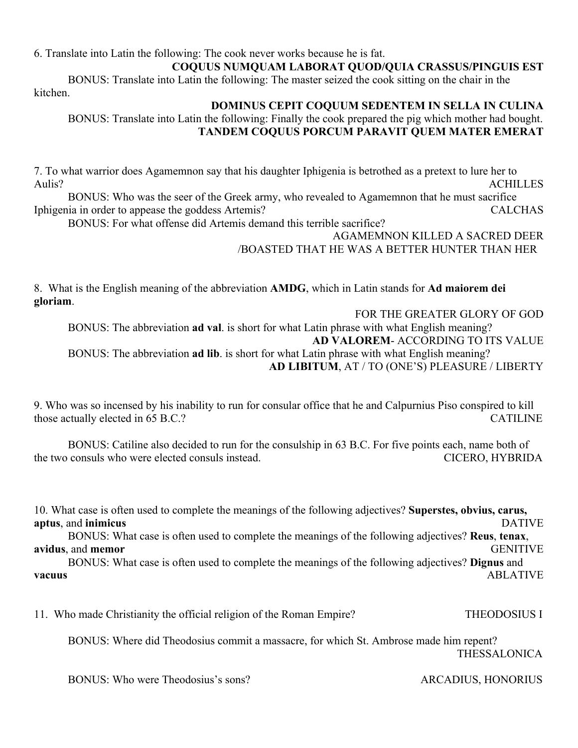6. Translate into Latin the following: The cook never works because he is fat.

**COQUUS NUMQUAM LABORAT QUOD/QUIA CRASSUS/PINGUIS EST**

BONUS: Translate into Latin the following: The master seized the cook sitting on the chair in the kitchen.

**DOMINUS CEPIT COQUUM SEDENTEM IN SELLA IN CULINA**

BONUS: Translate into Latin the following: Finally the cook prepared the pig which mother had bought.

**TANDEM COQUUS PORCUM PARAVIT QUEM MATER EMERAT**

7. To what warrior does Agamemnon say that his daughter Iphigenia is betrothed as a pretext to lure her to Aulis? ACHILLES

BONUS: Who was the seer of the Greek army, who revealed to Agamemnon that he must sacrifice Iphigenia in order to appease the goddess Artemis? CALCHAS

BONUS: For what offense did Artemis demand this terrible sacrifice?

AGAMEMNON KILLED A SACRED DEER /BOASTED THAT HE WAS A BETTER HUNTER THAN HER

8. What is the English meaning of the abbreviation **AMDG**, which in Latin stands for **Ad maiorem dei gloriam**.

FOR THE GREATER GLORY OF GOD

BONUS: The abbreviation **ad val**. is short for what Latin phrase with what English meaning?

**AD VALOREM**- ACCORDING TO ITS VALUE

BONUS: The abbreviation **ad lib**. is short for what Latin phrase with what English meaning?

**AD LIBITUM**, AT / TO (ONE'S) PLEASURE / LIBERTY

9. Who was so incensed by his inability to run for consular office that he and Calpurnius Piso conspired to kill those actually elected in 65 B.C.? CATILINE

BONUS: Catiline also decided to run for the consulship in 63 B.C. For five points each, name both of the two consuls who were elected consuls instead. CICERO, HYBRIDA

10. What case is often used to complete the meanings of the following adjectives? **Superstes, obvius, carus, aptus**, and **inimicus** DATIVE

BONUS: What case is often used to complete the meanings of the following adjectives? **Reus**, **tenax**, **avidus**, and **memor** GENITIVE

BONUS: What case is often used to complete the meanings of the following adjectives? **Dignus** and **vacuus** ABLATIVE

11. Who made Christianity the official religion of the Roman Empire? THEODOSIUS I

BONUS: Where did Theodosius commit a massacre, for which St. Ambrose made him repent?

THESSALONICA

BONUS: Who were Theodosius's sons? ARCADIUS, HONORIUS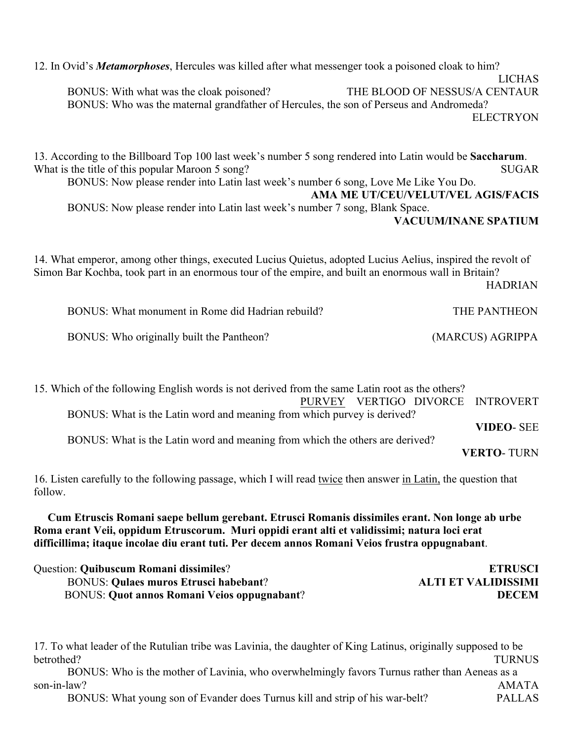12. In Ovid's ***Metamorphoses***, Hercules was killed after what messenger took a poisoned cloak to him? LICHAS

BONUS: With what was the cloak poisoned? THE BLOOD OF NESSUS/A CENTAUR

BONUS: Who was the maternal grandfather of Hercules, the son of Perseus and Andromeda? ELECTRYON

13. According to the Billboard Top 100 last week's number 5 song rendered into Latin would be **Saccharum**. What is the title of this popular Maroon 5 song? SUGAR

BONUS: Now please render into Latin last week's number 6 song, Love Me Like You Do. **AMA ME UT/CEU/VELUT/VEL AGIS/FACIS**

BONUS: Now please render into Latin last week's number 7 song, Blank Space. **VACUUM/INANE SPATIUM**

14. What emperor, among other things, executed Lucius Quietus, adopted Lucius Aelius, inspired the revolt of Simon Bar Kochba, took part in an enormous tour of the empire, and built an enormous wall in Britain? HADRIAN

BONUS: What monument in Rome did Hadrian rebuild? THE PANTHEON

BONUS: Who originally built the Pantheon? (MARCUS) AGRIPPA

15. Which of the following English words is not derived from the same Latin root as the others? <u>PURVEY</u> VERTIGO DIVORCE INTROVERT

BONUS: What is the Latin word and meaning from which purvey is derived? **VIDEO**- SEE

BONUS: What is the Latin word and meaning from which the others are derived? **VERTO**- TURN

16. Listen carefully to the following passage, which I will read <u>twice</u> then answer <u>in Latin,</u> the question that follow.

**Cum Etruscis Romani saepe bellum gerebant. Etrusci Romanis dissimiles erant. Non longe ab urbe Roma erant Veii, oppidum Etruscorum. Muri oppidi erant alti et validissimi; natura loci erat difficillima; itaque incolae diu erant tuti. Per decem annos Romani Veios frustra oppugnabant**.

Question: **Quibuscum Romani dissimiles**? **ETRUSCI**

BONUS: **Qulaes muros Etrusci habebant**? **ALTI ET VALIDISSIMI**

BONUS: **Quot annos Romani Veios oppugnabant**? **DECEM**

17. To what leader of the Rutulian tribe was Lavinia, the daughter of King Latinus, originally supposed to be betrothed? TURNUS

BONUS: Who is the mother of Lavinia, who overwhelmingly favors Turnus rather than Aeneas as a son-in-law? AMATA

BONUS: What young son of Evander does Turnus kill and strip of his war-belt? PALLAS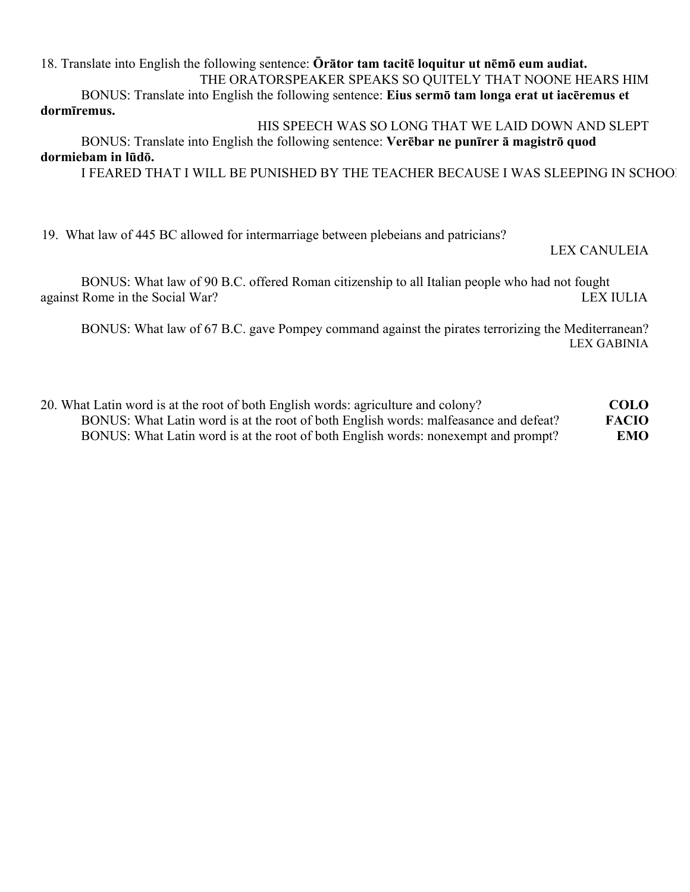18. Translate into English the following sentence: **Ōrātor tam tacitē loquitur ut nēmō eum audiat.**

THE ORATORSPEAKER SPEAKS SO QUITELY THAT NOONE HEARS HIM

BONUS: Translate into English the following sentence: **Eius sermō tam longa erat ut iacēremus et dormīremus.**

HIS SPEECH WAS SO LONG THAT WE LAID DOWN AND SLEPT

BONUS: Translate into English the following sentence: **Verēbar ne punīrer ā magistrō quod dormiebam in lūdō.**

I FEARED THAT I WILL BE PUNISHED BY THE TEACHER BECAUSE I WAS SLEEPING IN SCHOOL

19. What law of 445 BC allowed for intermarriage between plebeians and patricians?

LEX CANULEIA

BONUS: What law of 90 B.C. offered Roman citizenship to all Italian people who had not fought against Rome in the Social War?

LEX IULIA

BONUS: What law of 67 B.C. gave Pompey command against the pirates terrorizing the Mediterranean?

LEX GABINIA

20. What Latin word is at the root of both English words: agriculture and colony? **COLO**

BONUS: What Latin word is at the root of both English words: malfeasance and defeat? **FACIO**

BONUS: What Latin word is at the root of both English words: nonexempt and prompt? **EMO**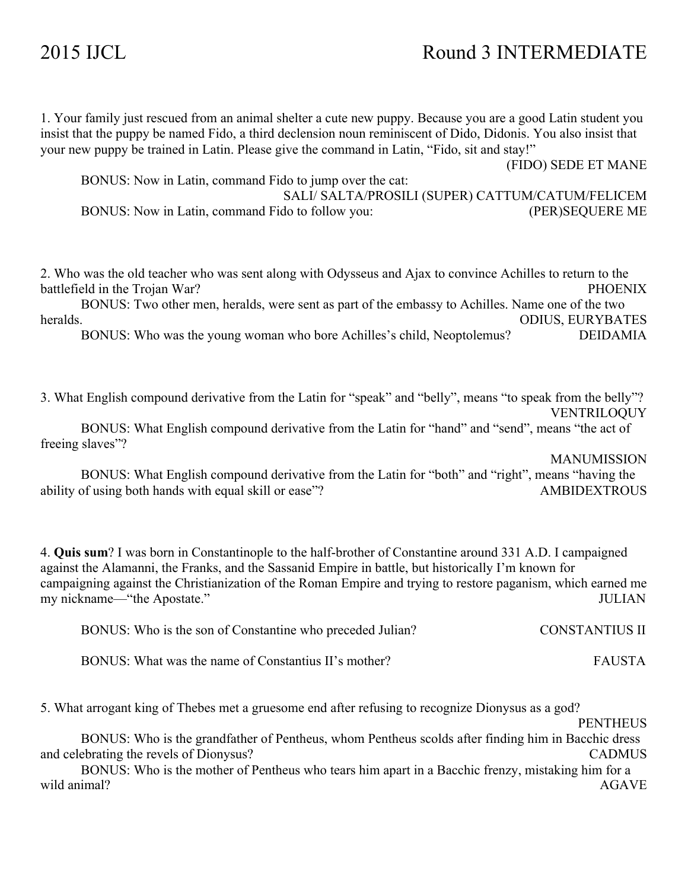1. Your family just rescued from an animal shelter a cute new puppy. Because you are a good Latin student you insist that the puppy be named Fido, a third declension noun reminiscent of Dido, Didonis. You also insist that your new puppy be trained in Latin. Please give the command in Latin, "Fido, sit and stay!"

(FIDO) SEDE ET MANE

BONUS: Now in Latin, command Fido to jump over the cat:

SALI/ SALTA/PROSILI (SUPER) CATTUM/CATUM/FELICEM

BONUS: Now in Latin, command Fido to follow you: (PER)SEQUERE ME

2. Who was the old teacher who was sent along with Odysseus and Ajax to convince Achilles to return to the battlefield in the Trojan War? PHOENIX

BONUS: Two other men, heralds, were sent as part of the embassy to Achilles. Name one of the two heralds. ODIUS, EURYBATES

BONUS: Who was the young woman who bore Achilles's child, Neoptolemus? DEIDAMIA

3. What English compound derivative from the Latin for "speak" and "belly", means "to speak from the belly"?

VENTRILOQUY

BONUS: What English compound derivative from the Latin for "hand" and "send", means "the act of freeing slaves"?

MANUMISSION

BONUS: What English compound derivative from the Latin for "both" and "right", means "having the ability of using both hands with equal skill or ease"? AMBIDEXTROUS

4. **Quis sum**? I was born in Constantinople to the half-brother of Constantine around 331 A.D. I campaigned against the Alamanni, the Franks, and the Sassanid Empire in battle, but historically I'm known for campaigning against the Christianization of the Roman Empire and trying to restore paganism, which earned me my nickname—"the Apostate." JULIAN

BONUS: Who is the son of Constantine who preceded Julian? CONSTANTIUS II

BONUS: What was the name of Constantius II's mother? FAUSTA

5. What arrogant king of Thebes met a gruesome end after refusing to recognize Dionysus as a god?

PENTHEUS

BONUS: Who is the grandfather of Pentheus, whom Pentheus scolds after finding him in Bacchic dress and celebrating the revels of Dionysus? CADMUS

BONUS: Who is the mother of Pentheus who tears him apart in a Bacchic frenzy, mistaking him for a wild animal? AGAVE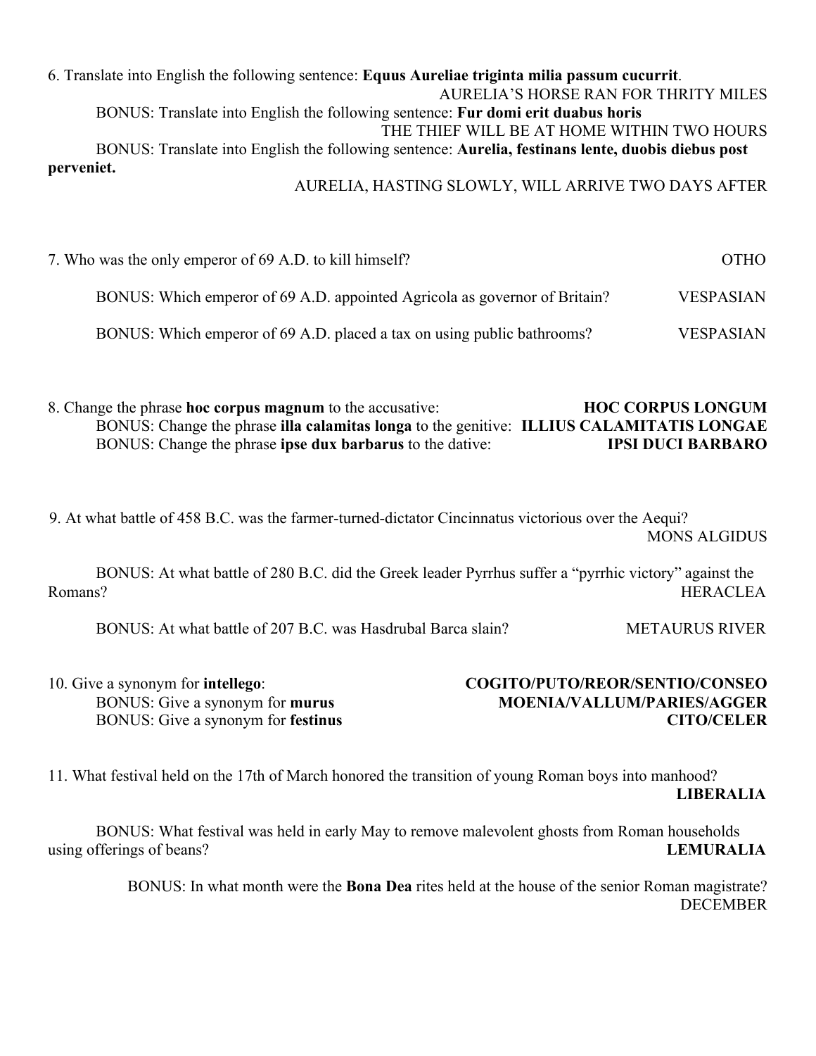6. Translate into English the following sentence: **Equus Aureliae triginta milia passum cucurrit**.

AURELIA'S HORSE RAN FOR THRITY MILES

BONUS: Translate into English the following sentence: **Fur domi erit duabus horis**

THE THIEF WILL BE AT HOME WITHIN TWO HOURS

BONUS: Translate into English the following sentence: **Aurelia, festinans lente, duobis diebus post perveniet.**

AURELIA, HASTING SLOWLY, WILL ARRIVE TWO DAYS AFTER

7. Who was the only emperor of 69 A.D. to kill himself? OTHO

BONUS: Which emperor of 69 A.D. appointed Agricola as governor of Britain? VESPASIAN

BONUS: Which emperor of 69 A.D. placed a tax on using public bathrooms? VESPASIAN

8. Change the phrase **hoc corpus magnum** to the accusative: **HOC CORPUS LONGUM**

BONUS: Change the phrase **illa calamitas longa** to the genitive: **ILLIUS CALAMITATIS LONGAE**

BONUS: Change the phrase **ipse dux barbarus** to the dative: **IPSI DUCI BARBARO**

9. At what battle of 458 B.C. was the farmer-turned-dictator Cincinnatus victorious over the Aequi?

MONS ALGIDUS

BONUS: At what battle of 280 B.C. did the Greek leader Pyrrhus suffer a "pyrrhic victory" against the Romans? HERACLEA

BONUS: At what battle of 207 B.C. was Hasdrubal Barca slain? METAURUS RIVER

10. Give a synonym for **intellego**: **COGITO/PUTO/REOR/SENTIO/CONSEO**

BONUS: Give a synonym for **murus** **MOENIA/VALLUM/PARIES/AGGER**

BONUS: Give a synonym for **festinus** **CITO/CELER**

11. What festival held on the 17th of March honored the transition of young Roman boys into manhood?

**LIBERALIA**

BONUS: What festival was held in early May to remove malevolent ghosts from Roman households using offerings of beans? **LEMURALIA**

BONUS: In what month were the **Bona Dea** rites held at the house of the senior Roman magistrate?

DECEMBER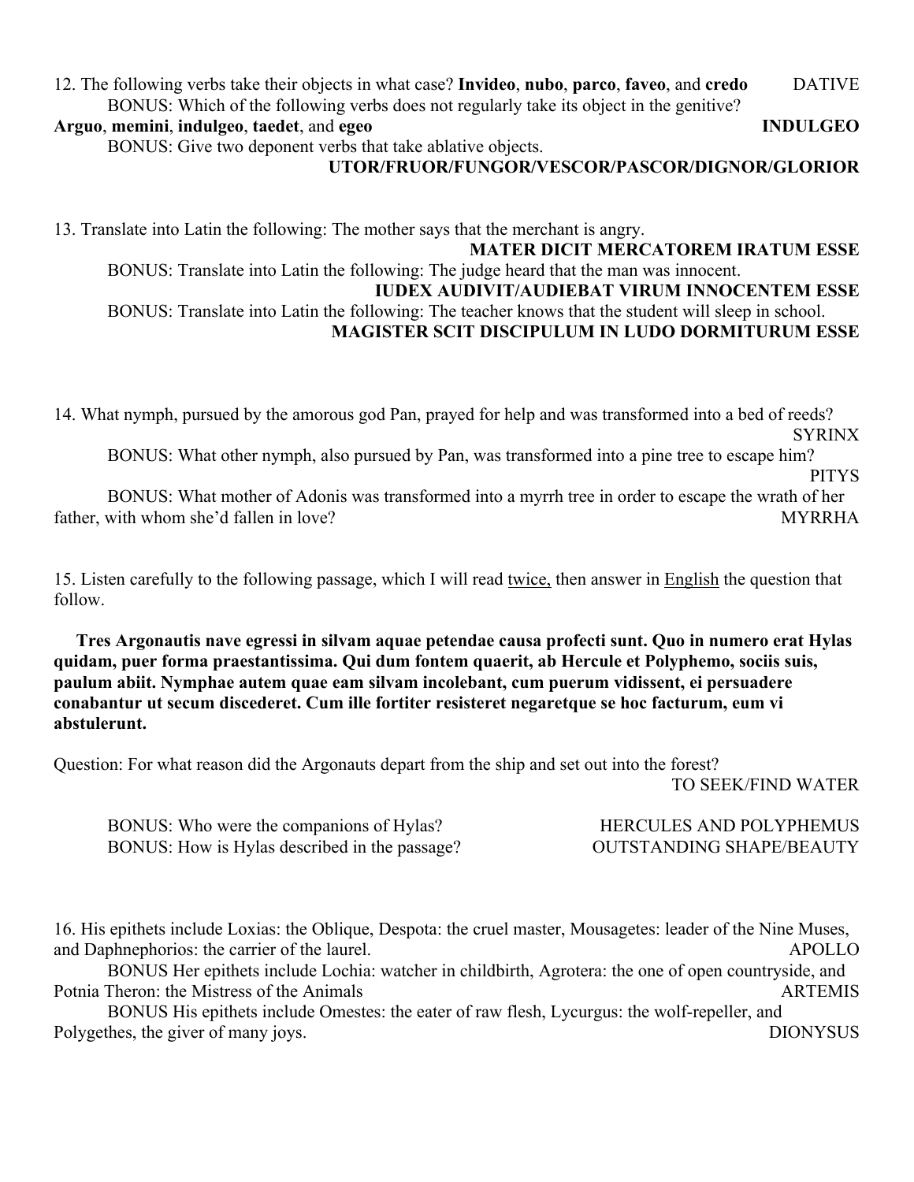12. The following verbs take their objects in what case? **Invideo**, **nubo**, **parco**, **faveo**, and **credo** DATIVE

BONUS: Which of the following verbs does not regularly take its object in the genitive?
**Arguo**, **memini**, **indulgeo**, **taedet**, and **egeo** **INDULGEO**

BONUS: Give two deponent verbs that take ablative objects.
**UTOR/FRUOR/FUNGOR/VESCOR/PASCOR/DIGNOR/GLORIOR**

13. Translate into Latin the following: The mother says that the merchant is angry.
**MATER DICIT MERCATOREM IRATUM ESSE**

BONUS: Translate into Latin the following: The judge heard that the man was innocent.
**IUDEX AUDIVIT/AUDIEBAT VIRUM INNOCENTEM ESSE**

BONUS: Translate into Latin the following: The teacher knows that the student will sleep in school.
**MAGISTER SCIT DISCIPULUM IN LUDO DORMITURUM ESSE**

14. What nymph, pursued by the amorous god Pan, prayed for help and was transformed into a bed of reeds?
SYRINX

BONUS: What other nymph, also pursued by Pan, was transformed into a pine tree to escape him?
PITYS

BONUS: What mother of Adonis was transformed into a myrrh tree in order to escape the wrath of her father, with whom she'd fallen in love? MYRRHA

15. Listen carefully to the following passage, which I will read twice, then answer in English the question that follow.

**Tres Argonautis nave egressi in silvam aquae petendae causa profecti sunt. Quo in numero erat Hylas quidam, puer forma praestantissima. Qui dum fontem quaerit, ab Hercule et Polyphemo, sociis suis, paulum abiit. Nymphae autem quae eam silvam incolebant, cum puerum vidissent, ei persuadere conabantur ut secum discederet. Cum ille fortiter resisteret negaretque se hoc facturum, eum vi abstulerunt.**

Question: For what reason did the Argonauts depart from the ship and set out into the forest?
TO SEEK/FIND WATER

BONUS: Who were the companions of Hylas? HERCULES AND POLYPHEMUS

BONUS: How is Hylas described in the passage? OUTSTANDING SHAPE/BEAUTY

16. His epithets include Loxias: the Oblique, Despota: the cruel master, Mousagetes: leader of the Nine Muses, and Daphnephorios: the carrier of the laurel. APOLLO

BONUS Her epithets include Lochia: watcher in childbirth, Agrotera: the one of open countryside, and Potnia Theron: the Mistress of the Animals ARTEMIS

BONUS His epithets include Omestes: the eater of raw flesh, Lycurgus: the wolf-repeller, and Polygethes, the giver of many joys. DIONYSUS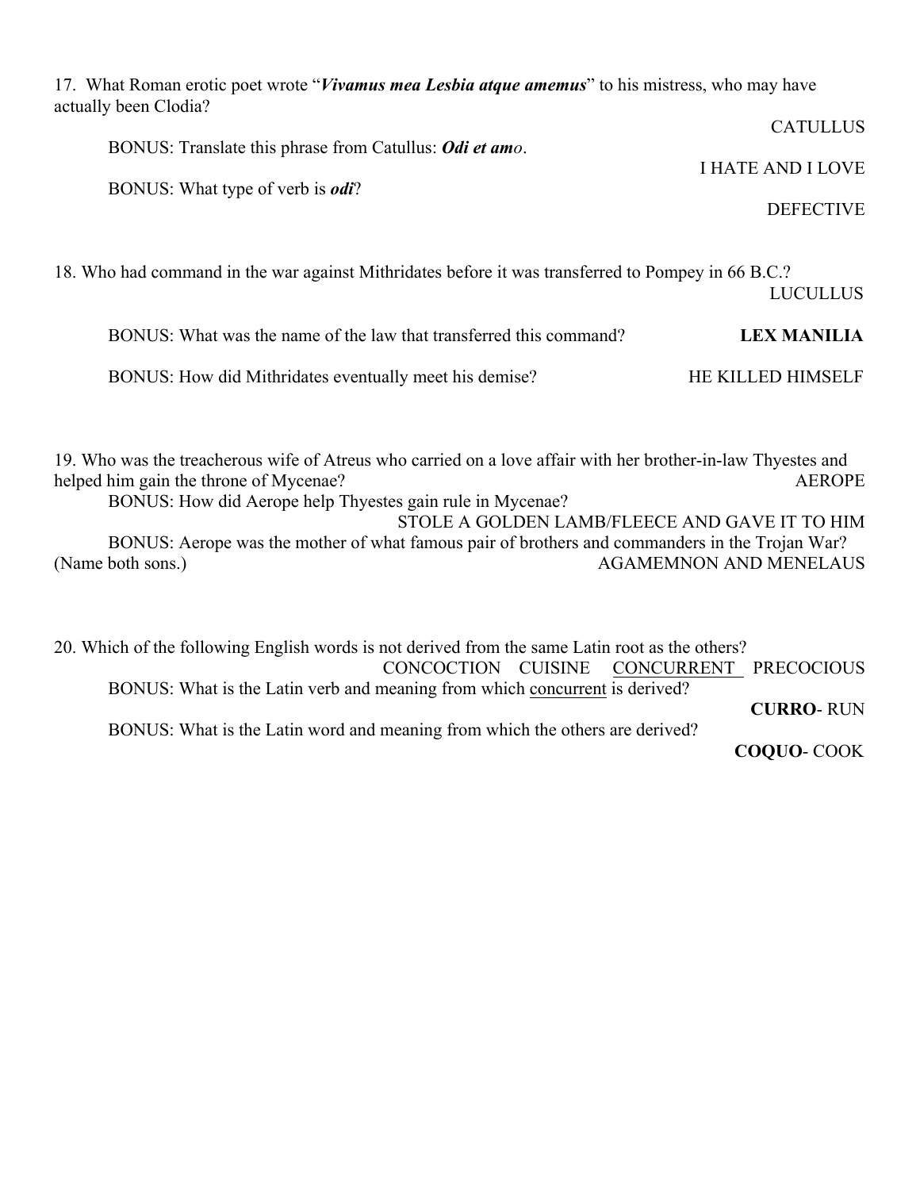17. What Roman erotic poet wrote "***Vivamus mea Lesbia atque amemus***" to his mistress, who may have actually been Clodia?

CATULLUS

BONUS: Translate this phrase from Catullus: ***Odi et am****o*.

I HATE AND I LOVE

BONUS: What type of verb is ***odi***?

DEFECTIVE

18. Who had command in the war against Mithridates before it was transferred to Pompey in 66 B.C.?

LUCULLUS

BONUS: What was the name of the law that transferred this command? **LEX MANILIA**

BONUS: How did Mithridates eventually meet his demise? HE KILLED HIMSELF

19. Who was the treacherous wife of Atreus who carried on a love affair with her brother-in-law Thyestes and helped him gain the throne of Mycenae? AEROPE

BONUS: How did Aerope help Thyestes gain rule in Mycenae?

STOLE A GOLDEN LAMB/FLEECE AND GAVE IT TO HIM

BONUS: Aerope was the mother of what famous pair of brothers and commanders in the Trojan War? (Name both sons.) AGAMEMNON AND MENELAUS

20. Which of the following English words is not derived from the same Latin root as the others?

CONCOCTION CUISINE <u>CONCURRENT</u> PRECOCIOUS

BONUS: What is the Latin verb and meaning from which <u>concurrent</u> is derived?

**CURRO**- RUN

BONUS: What is the Latin word and meaning from which the others are derived?

**COQUO**- COOK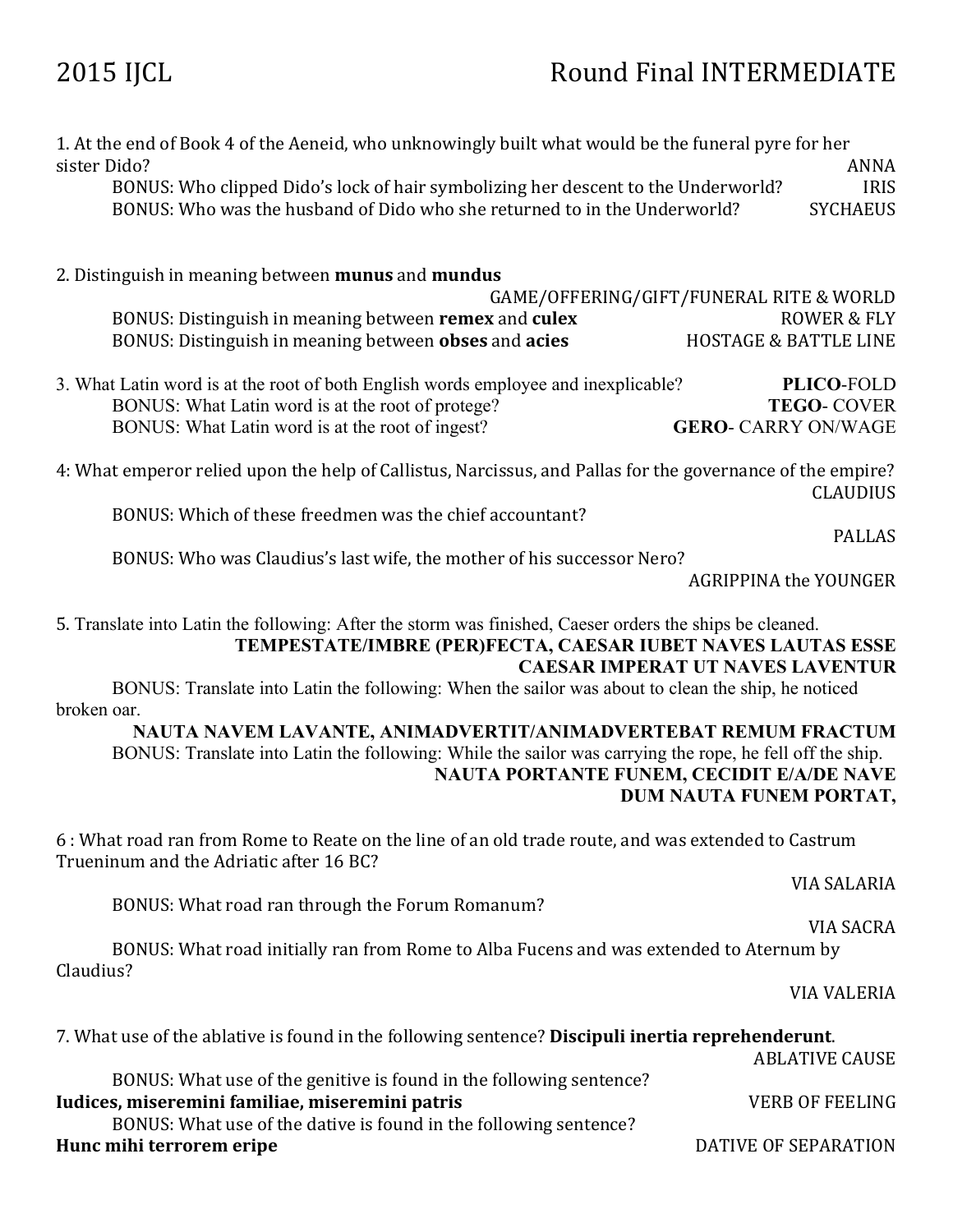2015 IJCL — Round Final INTERMEDIATE

1. At the end of Book 4 of the Aeneid, who unknowingly built what would be the funeral pyre for her sister Dido? ANNA

BONUS: Who clipped Dido's lock of hair symbolizing her descent to the Underworld? IRIS

BONUS: Who was the husband of Dido who she returned to in the Underworld? SYCHAEUS

2. Distinguish in meaning between **munus** and **mundus**

GAME/OFFERING/GIFT/FUNERAL RITE & WORLD

BONUS: Distinguish in meaning between **remex** and **culex** ROWER & FLY

BONUS: Distinguish in meaning between **obses** and **acies** HOSTAGE & BATTLE LINE

3. What Latin word is at the root of both English words employee and inexplicable? **PLICO**-FOLD

BONUS: What Latin word is at the root of protege? **TEGO**- COVER

BONUS: What Latin word is at the root of ingest? **GERO**- CARRY ON/WAGE

4: What emperor relied upon the help of Callistus, Narcissus, and Pallas for the governance of the empire? CLAUDIUS

BONUS: Which of these freedmen was the chief accountant?

PALLAS

BONUS: Who was Claudius's last wife, the mother of his successor Nero?

AGRIPPINA the YOUNGER

5. Translate into Latin the following: After the storm was finished, Caeser orders the ships be cleaned.

**TEMPESTATE/IMBRE (PER)FECTA, CAESAR IUBET NAVES LAUTAS ESSE**
**CAESAR IMPERAT UT NAVES LAVENTUR**

BONUS: Translate into Latin the following: When the sailor was about to clean the ship, he noticed broken oar.

**NAUTA NAVEM LAVANTE, ANIMADVERTIT/ANIMADVERTEBAT REMUM FRACTUM**

BONUS: Translate into Latin the following: While the sailor was carrying the rope, he fell off the ship.

**NAUTA PORTANTE FUNEM, CECIDIT E/A/DE NAVE**
**DUM NAUTA FUNEM PORTAT,**

6 : What road ran from Rome to Reate on the line of an old trade route, and was extended to Castrum Trueninum and the Adriatic after 16 BC?

VIA SALARIA

BONUS: What road ran through the Forum Romanum?

VIA SACRA

BONUS: What road initially ran from Rome to Alba Fucens and was extended to Aternum by Claudius?

VIA VALERIA

7. What use of the ablative is found in the following sentence? **Discipuli inertia reprehenderunt**.

ABLATIVE CAUSE

BONUS: What use of the genitive is found in the following sentence?

**Iudices, miseremini familiae, miseremini patris** VERB OF FEELING

BONUS: What use of the dative is found in the following sentence?

**Hunc mihi terrorem eripe** DATIVE OF SEPARATION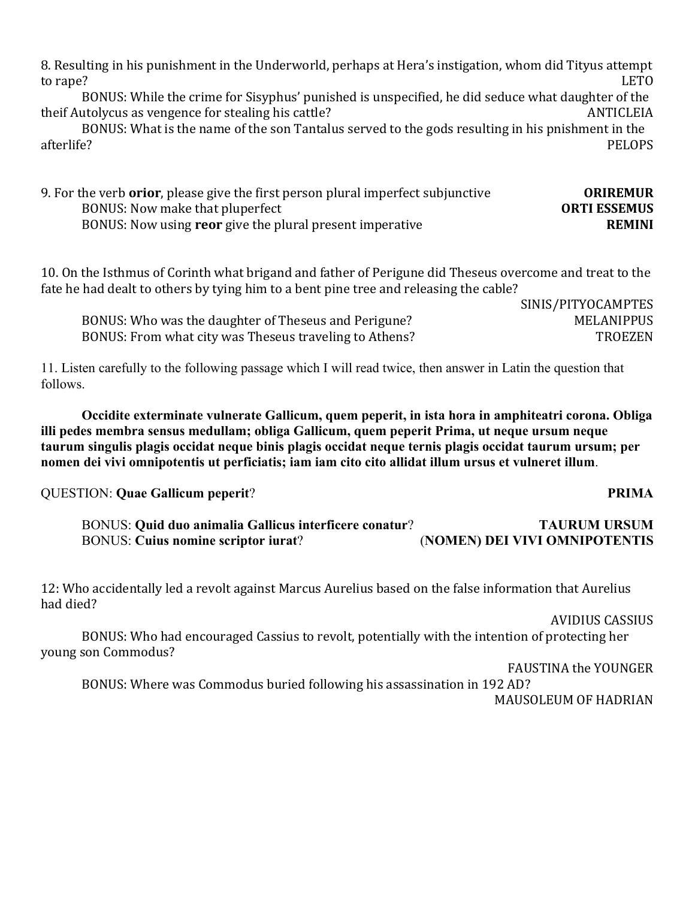8. Resulting in his punishment in the Underworld, perhaps at Hera's instigation, whom did Tityus attempt to rape? LETO

BONUS: While the crime for Sisyphus' punished is unspecified, he did seduce what daughter of the theif Autolycus as vengence for stealing his cattle? ANTICLEIA

BONUS: What is the name of the son Tantalus served to the gods resulting in his pnishment in the afterlife? PELOPS

9. For the verb **orior**, please give the first person plural imperfect subjunctive **ORIREMUR**

BONUS: Now make that pluperfect **ORTI ESSEMUS**

BONUS: Now using **reor** give the plural present imperative **REMINI**

10. On the Isthmus of Corinth what brigand and father of Perigune did Theseus overcome and treat to the fate he had dealt to others by tying him to a bent pine tree and releasing the cable? SINIS/PITYOCAMPTES

BONUS: Who was the daughter of Theseus and Perigune? MELANIPPUS

BONUS: From what city was Theseus traveling to Athens? TROEZEN

11. Listen carefully to the following passage which I will read twice, then answer in Latin the question that follows.

**Occidite exterminate vulnerate Gallicum, quem peperit, in ista hora in amphiteatri corona. Obliga illi pedes membra sensus medullam; obliga Gallicum, quem peperit Prima, ut neque ursum neque taurum singulis plagis occidat neque binis plagis occidat neque ternis plagis occidat taurum ursum; per nomen dei vivi omnipotentis ut perficiatis; iam iam cito cito allidat illum ursus et vulneret illum**.

QUESTION: **Quae Gallicum peperit**? **PRIMA**

BONUS: **Quid duo animalia Gallicus interficere conatur**? **TAURUM URSUM**

BONUS: **Cuius nomine scriptor iurat**? **(NOMEN) DEI VIVI OMNIPOTENTIS**

12: Who accidentally led a revolt against Marcus Aurelius based on the false information that Aurelius had died? AVIDIUS CASSIUS

BONUS: Who had encouraged Cassius to revolt, potentially with the intention of protecting her young son Commodus? FAUSTINA the YOUNGER

BONUS: Where was Commodus buried following his assassination in 192 AD? MAUSOLEUM OF HADRIAN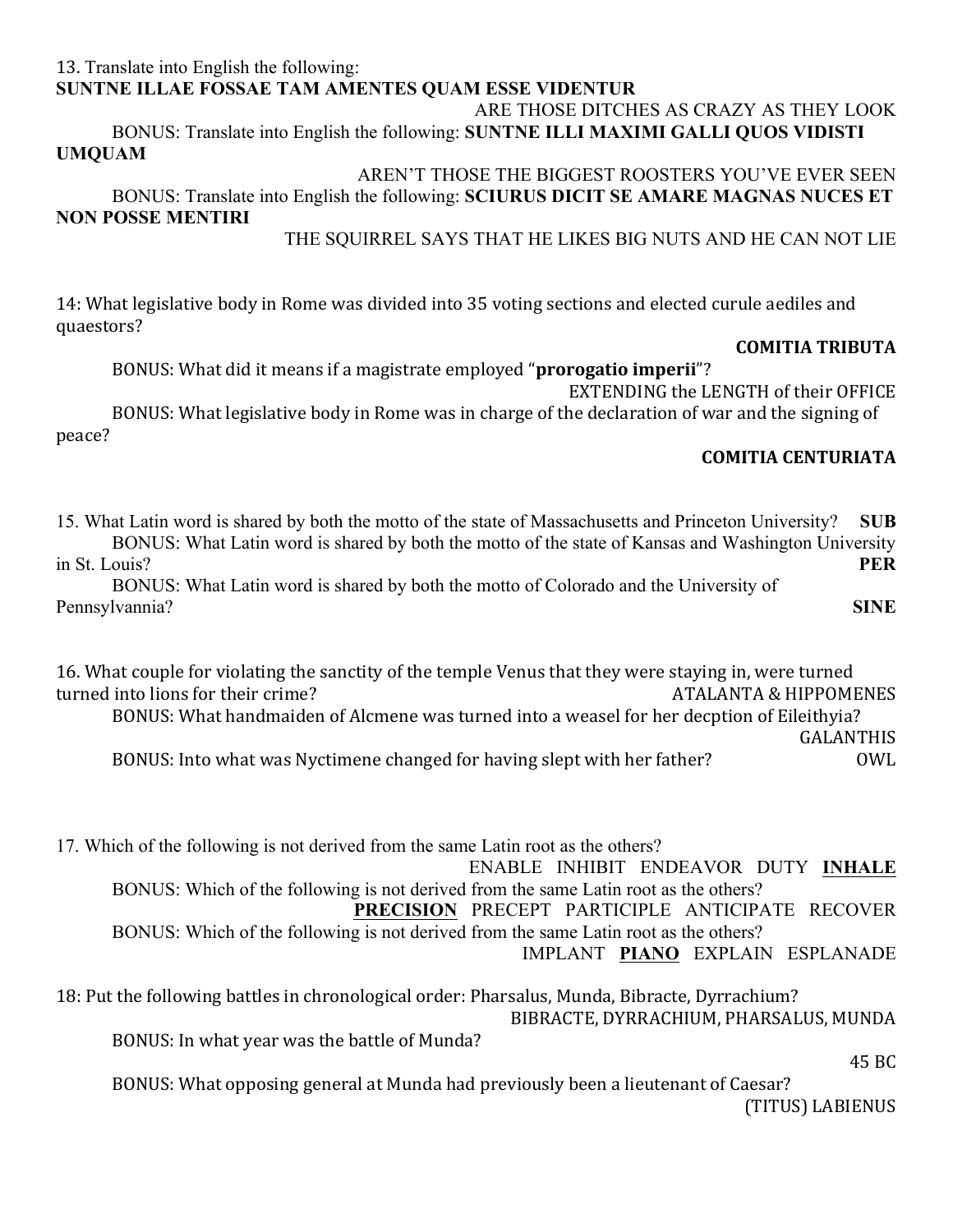13. Translate into English the following:
**SUNTNE ILLAE FOSSAE TAM AMENTES QUAM ESSE VIDENTUR**

ARE THOSE DITCHES AS CRAZY AS THEY LOOK

BONUS: Translate into English the following: **SUNTNE ILLI MAXIMI GALLI QUOS VIDISTI UMQUAM**

AREN'T THOSE THE BIGGEST ROOSTERS YOU'VE EVER SEEN

BONUS: Translate into English the following: **SCIURUS DICIT SE AMARE MAGNAS NUCES ET NON POSSE MENTIRI**

THE SQUIRREL SAYS THAT HE LIKES BIG NUTS AND HE CAN NOT LIE

14: What legislative body in Rome was divided into 35 voting sections and elected curule aediles and quaestors?

**COMITIA TRIBUTA**

BONUS: What did it means if a magistrate employed "**prorogatio imperii**"?

EXTENDING the LENGTH of their OFFICE

BONUS: What legislative body in Rome was in charge of the declaration of war and the signing of peace?

**COMITIA CENTURIATA**

15. What Latin word is shared by both the motto of the state of Massachusetts and Princeton University? **SUB**

BONUS: What Latin word is shared by both the motto of the state of Kansas and Washington University in St. Louis? **PER**

BONUS: What Latin word is shared by both the motto of Colorado and the University of Pennsylvannia? **SINE**

16. What couple for violating the sanctity of the temple Venus that they were staying in, were turned turned into lions for their crime? ATALANTA & HIPPOMENES

BONUS: What handmaiden of Alcmene was turned into a weasel for her decption of Eileithyia?

GALANTHIS

BONUS: Into what was Nyctimene changed for having slept with her father? OWL

17. Which of the following is not derived from the same Latin root as the others?

ENABLE INHIBIT ENDEAVOR DUTY **INHALE**

BONUS: Which of the following is not derived from the same Latin root as the others?

**PRECISION** PRECEPT PARTICIPLE ANTICIPATE RECOVER

BONUS: Which of the following is not derived from the same Latin root as the others?

IMPLANT **PIANO** EXPLAIN ESPLANADE

18: Put the following battles in chronological order: Pharsalus, Munda, Bibracte, Dyrrachium?

BIBRACTE, DYRRACHIUM, PHARSALUS, MUNDA

BONUS: In what year was the battle of Munda?

45 BC

BONUS: What opposing general at Munda had previously been a lieutenant of Caesar?

(TITUS) LABIENUS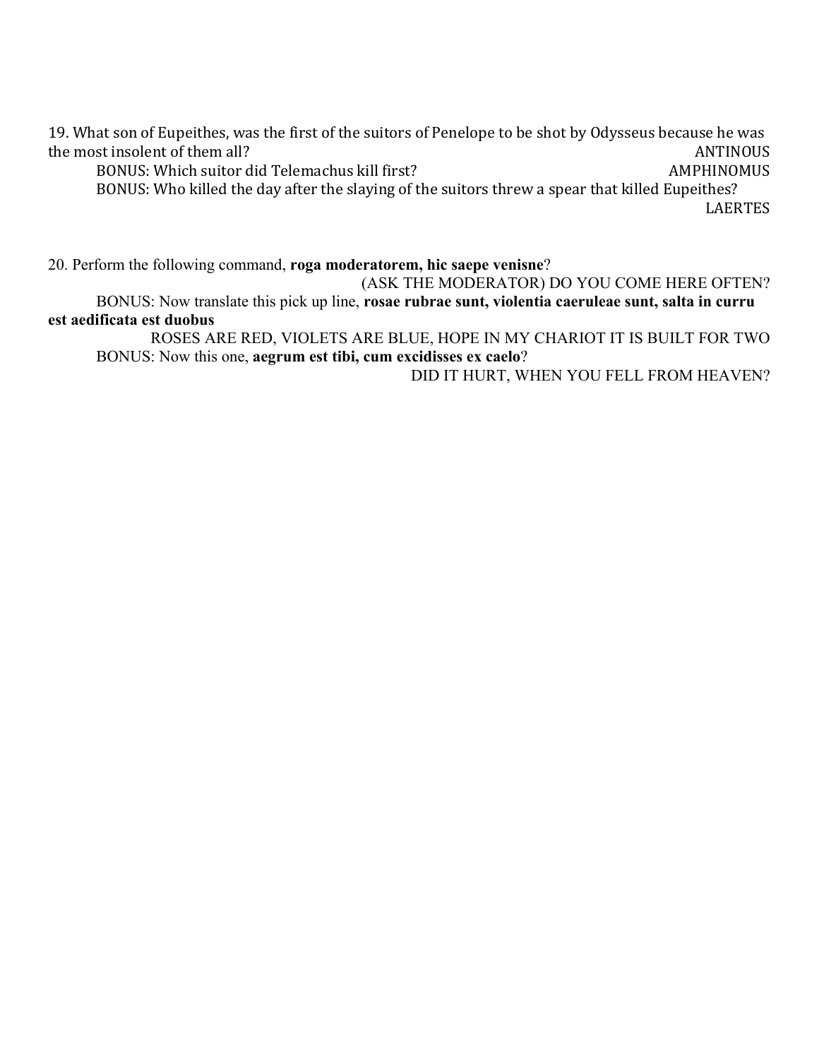19. What son of Eupeithes, was the first of the suitors of Penelope to be shot by Odysseus because he was the most insolent of them all? ANTINOUS

BONUS: Which suitor did Telemachus kill first? AMPHINOMUS

BONUS: Who killed the day after the slaying of the suitors threw a spear that killed Eupeithes? LAERTES

20. Perform the following command, **roga moderatorem, hic saepe venisne**?

(ASK THE MODERATOR) DO YOU COME HERE OFTEN?

BONUS: Now translate this pick up line, **rosae rubrae sunt, violentia caeruleae sunt, salta in curru est aedificata est duobus**

ROSES ARE RED, VIOLETS ARE BLUE, HOPE IN MY CHARIOT IT IS BUILT FOR TWO

BONUS: Now this one, **aegrum est tibi, cum excidisses ex caelo**?

DID IT HURT, WHEN YOU FELL FROM HEAVEN?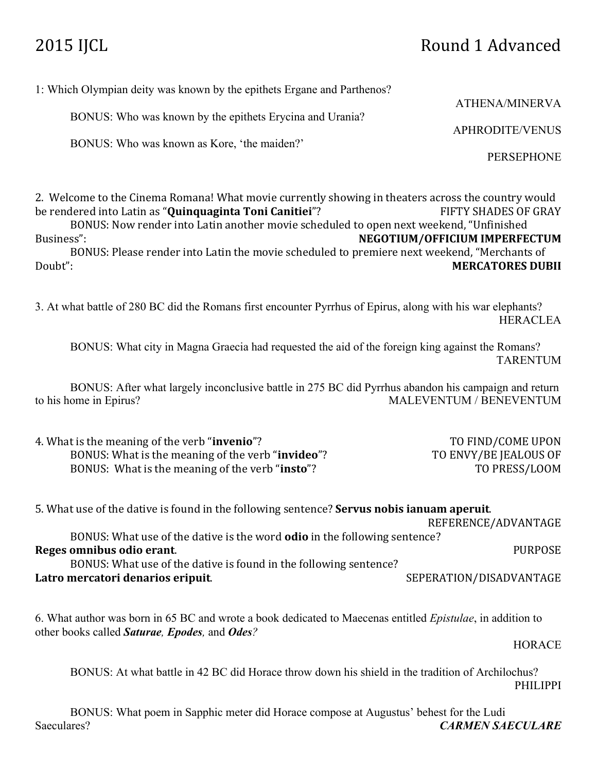# 2015 IJCL — Round 1 Advanced

1: Which Olympian deity was known by the epithets Ergane and Parthenos?

ATHENA/MINERVA

BONUS: Who was known by the epithets Erycina and Urania?

APHRODITE/VENUS

BONUS: Who was known as Kore, 'the maiden?'

PERSEPHONE

2. Welcome to the Cinema Romana! What movie currently showing in theaters across the country would be rendered into Latin as "**Quinquaginta Toni Canitiei**"? FIFTY SHADES OF GRAY

BONUS: Now render into Latin another movie scheduled to open next weekend, "Unfinished Business": **NEGOTIUM/OFFICIUM IMPERFECTUM**

BONUS: Please render into Latin the movie scheduled to premiere next weekend, "Merchants of Doubt": **MERCATORES DUBII**

3. At what battle of 280 BC did the Romans first encounter Pyrrhus of Epirus, along with his war elephants?

HERACLEA

BONUS: What city in Magna Graecia had requested the aid of the foreign king against the Romans?

TARENTUM

BONUS: After what largely inconclusive battle in 275 BC did Pyrrhus abandon his campaign and return to his home in Epirus? MALEVENTUM / BENEVENTUM

4. What is the meaning of the verb "**invenio**"? TO FIND/COME UPON

BONUS: What is the meaning of the verb "**invideo**"? TO ENVY/BE JEALOUS OF

BONUS: What is the meaning of the verb "**insto**"? TO PRESS/LOOM

5. What use of the dative is found in the following sentence? **Servus nobis ianuam aperuit**.

REFERENCE/ADVANTAGE

BONUS: What use of the dative is the word **odio** in the following sentence?
**Reges omnibus odio erant**. PURPOSE

BONUS: What use of the dative is found in the following sentence?
**Latro mercatori denarios eripuit**. SEPERATION/DISADVANTAGE

6. What author was born in 65 BC and wrote a book dedicated to Maecenas entitled *Epistulae*, in addition to other books called ***Saturae***, ***Epodes***, and ***Odes***?

HORACE

BONUS: At what battle in 42 BC did Horace throw down his shield in the tradition of Archilochus?

PHILIPPI

BONUS: What poem in Sapphic meter did Horace compose at Augustus' behest for the Ludi Saeculares? ***CARMEN SAECULARE***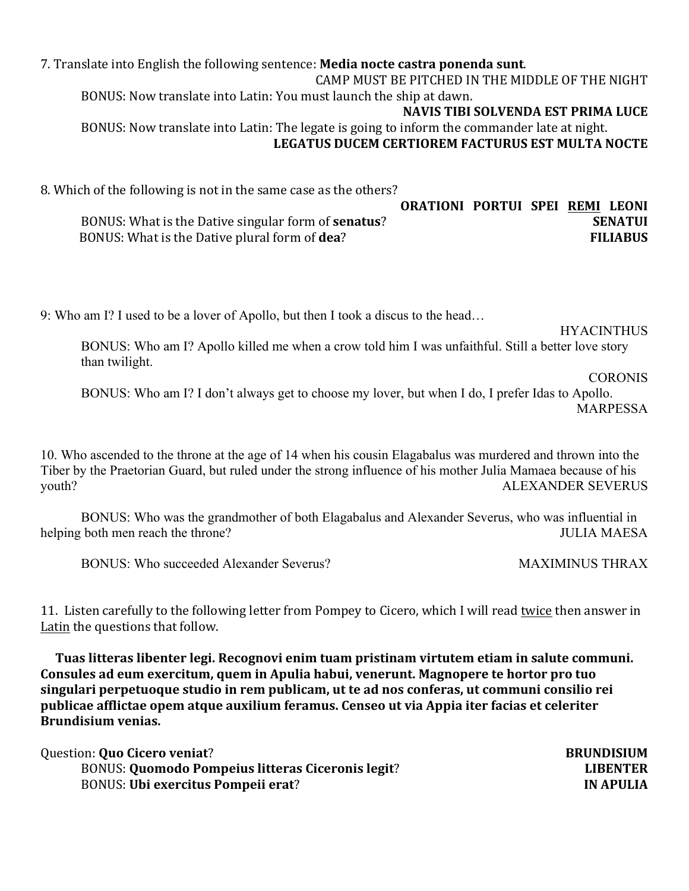7. Translate into English the following sentence: **Media nocte castra ponenda sunt**.

CAMP MUST BE PITCHED IN THE MIDDLE OF THE NIGHT

BONUS: Now translate into Latin: You must launch the ship at dawn.

**NAVIS TIBI SOLVENDA EST PRIMA LUCE**

BONUS: Now translate into Latin: The legate is going to inform the commander late at night.

**LEGATUS DUCEM CERTIOREM FACTURUS EST MULTA NOCTE**

8. Which of the following is not in the same case as the others?

**ORATIONI PORTUI SPEI <u>REMI</u> LEONI**

BONUS: What is the Dative singular form of **senatus**? **SENATUI**

BONUS: What is the Dative plural form of **dea**? **FILIABUS**

9: Who am I? I used to be a lover of Apollo, but then I took a discus to the head…

HYACINTHUS

BONUS: Who am I? Apollo killed me when a crow told him I was unfaithful. Still a better love story than twilight.

CORONIS

BONUS: Who am I? I don't always get to choose my lover, but when I do, I prefer Idas to Apollo.

MARPESSA

10. Who ascended to the throne at the age of 14 when his cousin Elagabalus was murdered and thrown into the Tiber by the Praetorian Guard, but ruled under the strong influence of his mother Julia Mamaea because of his youth? ALEXANDER SEVERUS

BONUS: Who was the grandmother of both Elagabalus and Alexander Severus, who was influential in helping both men reach the throne? JULIA MAESA

BONUS: Who succeeded Alexander Severus? MAXIMINUS THRAX

11. Listen carefully to the following letter from Pompey to Cicero, which I will read <u>twice</u> then answer in <u>Latin</u> the questions that follow.

**Tuas litteras libenter legi. Recognovi enim tuam pristinam virtutem etiam in salute communi. Consules ad eum exercitum, quem in Apulia habui, venerunt. Magnopere te hortor pro tuo singulari perpetuoque studio in rem publicam, ut te ad nos conferas, ut communi consilio rei publicae afflictae opem atque auxilium feramus. Censeo ut via Appia iter facias et celeriter Brundisium venias.**

Question: **Quo Cicero veniat**? **BRUNDISIUM**

BONUS: **Quomodo Pompeius litteras Ciceronis legit**? **LIBENTER**

BONUS: **Ubi exercitus Pompeii erat**? **IN APULIA**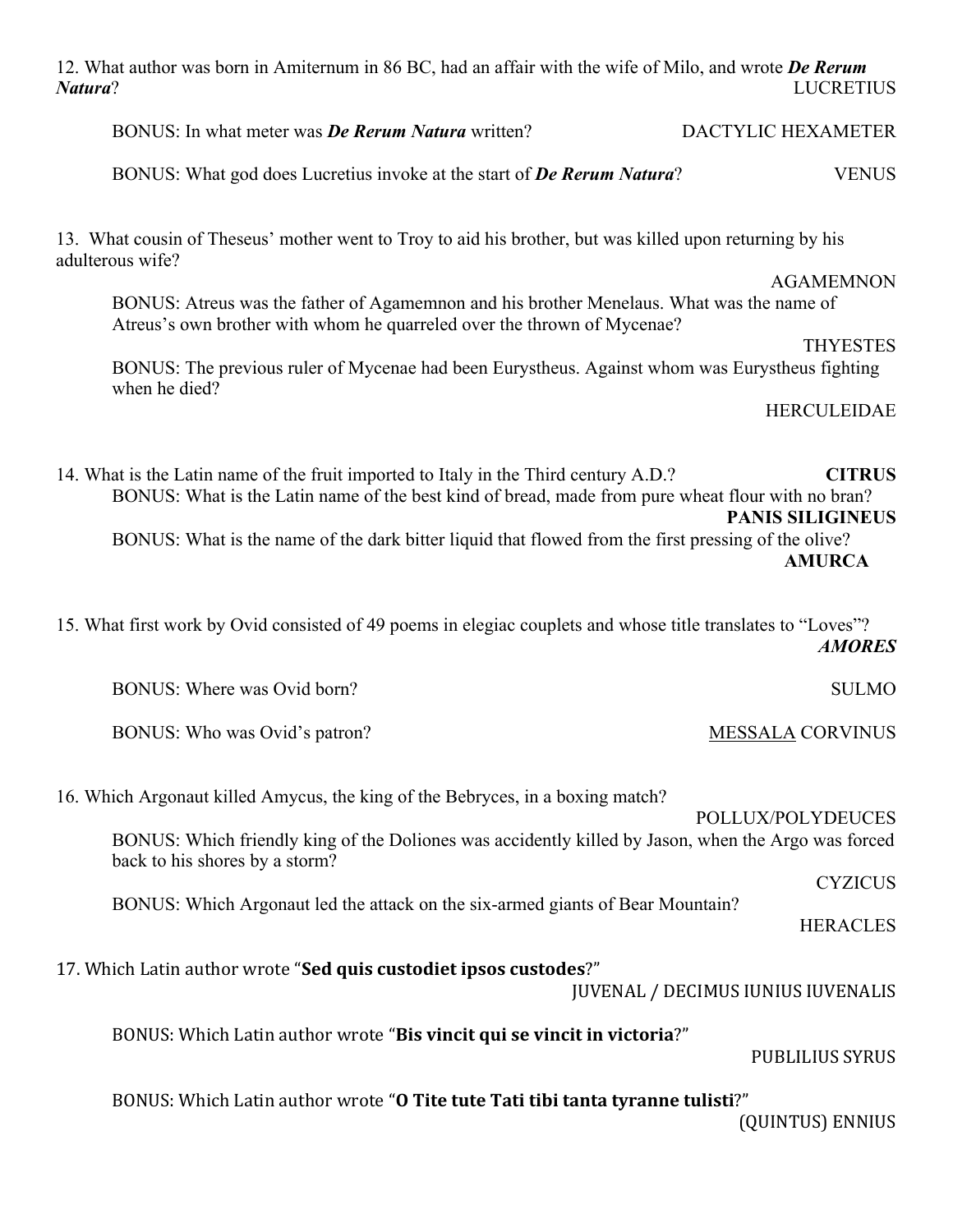12. What author was born in Amiternum in 86 BC, had an affair with the wife of Milo, and wrote ***De Rerum Natura***? LUCRETIUS

BONUS: In what meter was ***De Rerum Natura*** written? DACTYLIC HEXAMETER

BONUS: What god does Lucretius invoke at the start of ***De Rerum Natura***? VENUS

13. What cousin of Theseus' mother went to Troy to aid his brother, but was killed upon returning by his adulterous wife?

AGAMEMNON

BONUS: Atreus was the father of Agamemnon and his brother Menelaus. What was the name of Atreus's own brother with whom he quarreled over the thrown of Mycenae?

THYESTES

BONUS: The previous ruler of Mycenae had been Eurystheus. Against whom was Eurystheus fighting when he died?

HERCULEIDAE

14. What is the Latin name of the fruit imported to Italy in the Third century A.D.? **CITRUS**

BONUS: What is the Latin name of the best kind of bread, made from pure wheat flour with no bran?

**PANIS SILIGINEUS**

BONUS: What is the name of the dark bitter liquid that flowed from the first pressing of the olive?

**AMURCA**

15. What first work by Ovid consisted of 49 poems in elegiac couplets and whose title translates to "Loves"?

***AMORES***

BONUS: Where was Ovid born? SULMO

BONUS: Who was Ovid's patron? <u>MESSALA</u> CORVINUS

16. Which Argonaut killed Amycus, the king of the Bebryces, in a boxing match?

POLLUX/POLYDEUCES

BONUS: Which friendly king of the Doliones was accidently killed by Jason, when the Argo was forced back to his shores by a storm?

CYZICUS

BONUS: Which Argonaut led the attack on the six-armed giants of Bear Mountain?

HERACLES

17. Which Latin author wrote "**Sed quis custodiet ipsos custodes**?"

JUVENAL / DECIMUS IUNIUS IUVENALIS

BONUS: Which Latin author wrote "**Bis vincit qui se vincit in victoria**?"

PUBLILIUS SYRUS

BONUS: Which Latin author wrote "**O Tite tute Tati tibi tanta tyranne tulisti**?"

(QUINTUS) ENNIUS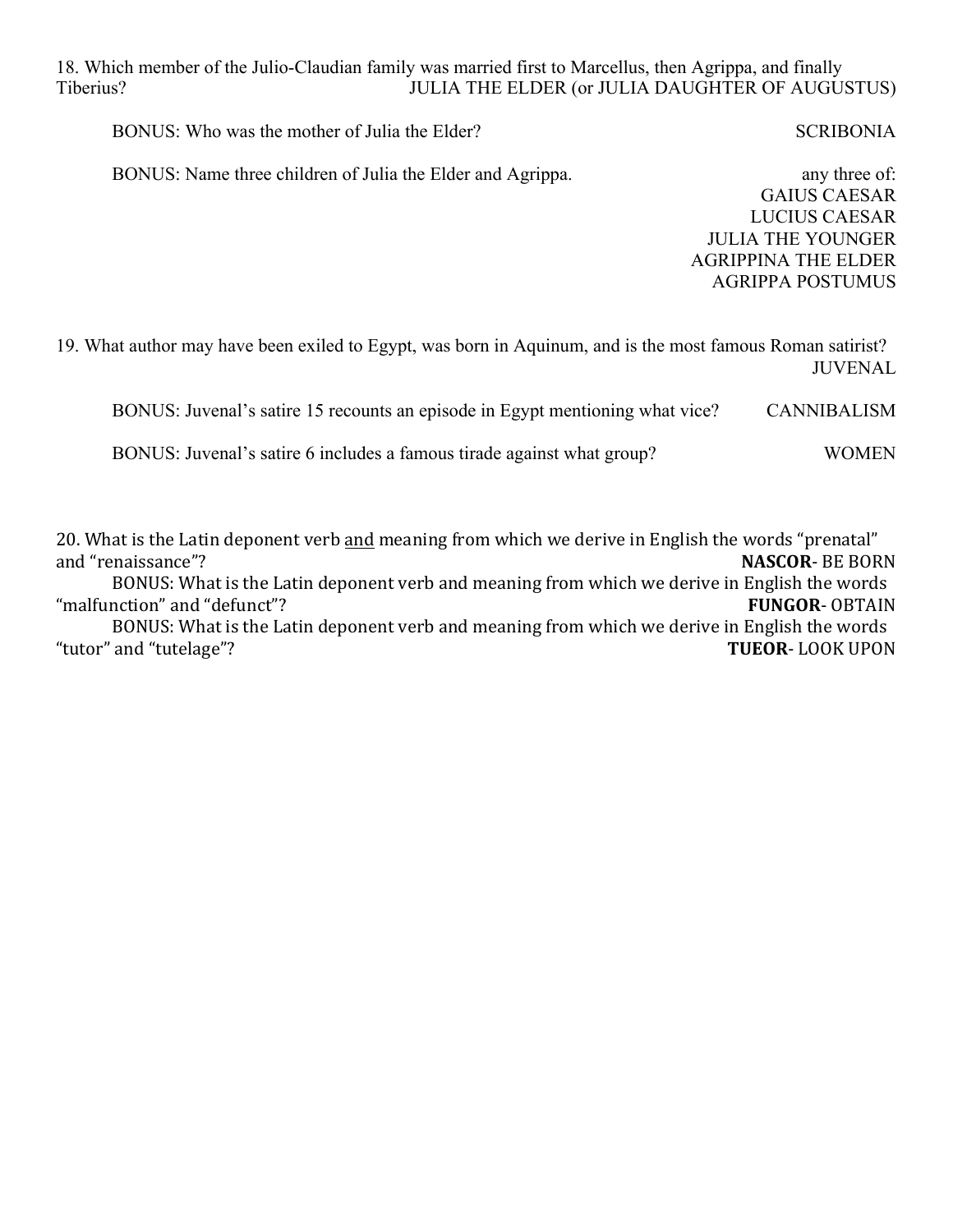18. Which member of the Julio-Claudian family was married first to Marcellus, then Agrippa, and finally Tiberius? JULIA THE ELDER (or JULIA DAUGHTER OF AUGUSTUS)

BONUS: Who was the mother of Julia the Elder? SCRIBONIA

BONUS: Name three children of Julia the Elder and Agrippa. any three of:
GAIUS CAESAR
LUCIUS CAESAR
JULIA THE YOUNGER
AGRIPPINA THE ELDER
AGRIPPA POSTUMUS

19. What author may have been exiled to Egypt, was born in Aquinum, and is the most famous Roman satirist? JUVENAL

BONUS: Juvenal's satire 15 recounts an episode in Egypt mentioning what vice? CANNIBALISM

BONUS: Juvenal's satire 6 includes a famous tirade against what group? WOMEN

20. What is the Latin deponent verb <u>and</u> meaning from which we derive in English the words "prenatal" and "renaissance"? **NASCOR**- BE BORN

BONUS: What is the Latin deponent verb and meaning from which we derive in English the words "malfunction" and "defunct"? **FUNGOR**- OBTAIN

BONUS: What is the Latin deponent verb and meaning from which we derive in English the words "tutor" and "tutelage"? **TUEOR**- LOOK UPON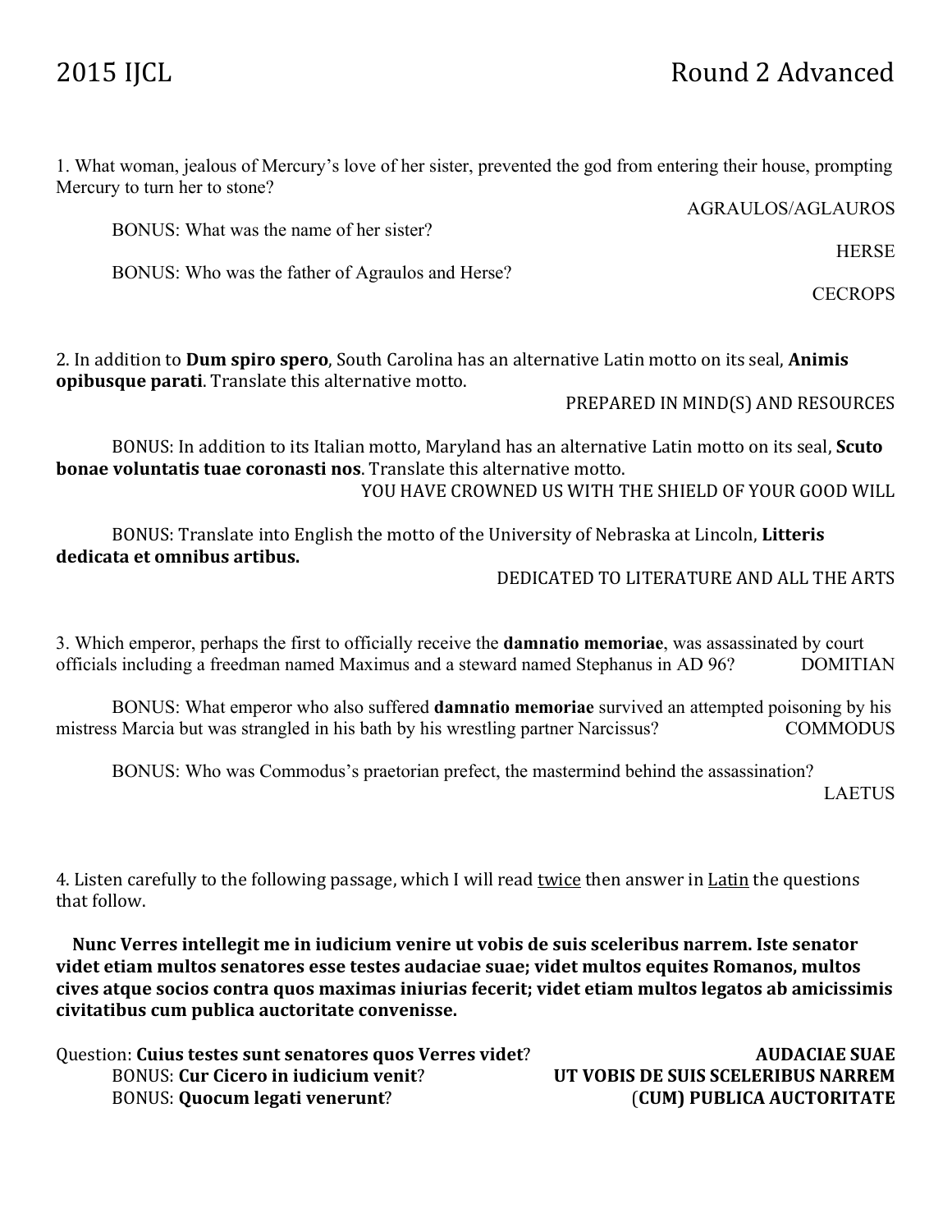1. What woman, jealous of Mercury's love of her sister, prevented the god from entering their house, prompting Mercury to turn her to stone?

AGRAULOS/AGLAUROS

BONUS: What was the name of her sister?

HERSE

BONUS: Who was the father of Agraulos and Herse?

CECROPS

2. In addition to **Dum spiro spero**, South Carolina has an alternative Latin motto on its seal, **Animis opibusque parati**. Translate this alternative motto.

PREPARED IN MIND(S) AND RESOURCES

BONUS: In addition to its Italian motto, Maryland has an alternative Latin motto on its seal, **Scuto bonae voluntatis tuae coronasti nos**. Translate this alternative motto.

YOU HAVE CROWNED US WITH THE SHIELD OF YOUR GOOD WILL

BONUS: Translate into English the motto of the University of Nebraska at Lincoln, **Litteris dedicata et omnibus artibus.**

DEDICATED TO LITERATURE AND ALL THE ARTS

3. Which emperor, perhaps the first to officially receive the **damnatio memoriae**, was assassinated by court officials including a freedman named Maximus and a steward named Stephanus in AD 96? DOMITIAN

BONUS: What emperor who also suffered **damnatio memoriae** survived an attempted poisoning by his mistress Marcia but was strangled in his bath by his wrestling partner Narcissus? COMMODUS

BONUS: Who was Commodus's praetorian prefect, the mastermind behind the assassination?

LAETUS

4. Listen carefully to the following passage, which I will read twice then answer in Latin the questions that follow.

**Nunc Verres intellegit me in iudicium venire ut vobis de suis sceleribus narrem. Iste senator videt etiam multos senatores esse testes audaciae suae; videt multos equites Romanos, multos cives atque socios contra quos maximas iniurias fecerit; videt etiam multos legatos ab amicissimis civitatibus cum publica auctoritate convenisse.**

Question: **Cuius testes sunt senatores quos Verres videt**? **AUDACIAE SUAE**

BONUS: **Cur Cicero in iudicium venit**? **UT VOBIS DE SUIS SCELERIBUS NARREM**

BONUS: **Quocum legati venerunt**? **(CUM) PUBLICA AUCTORITATE**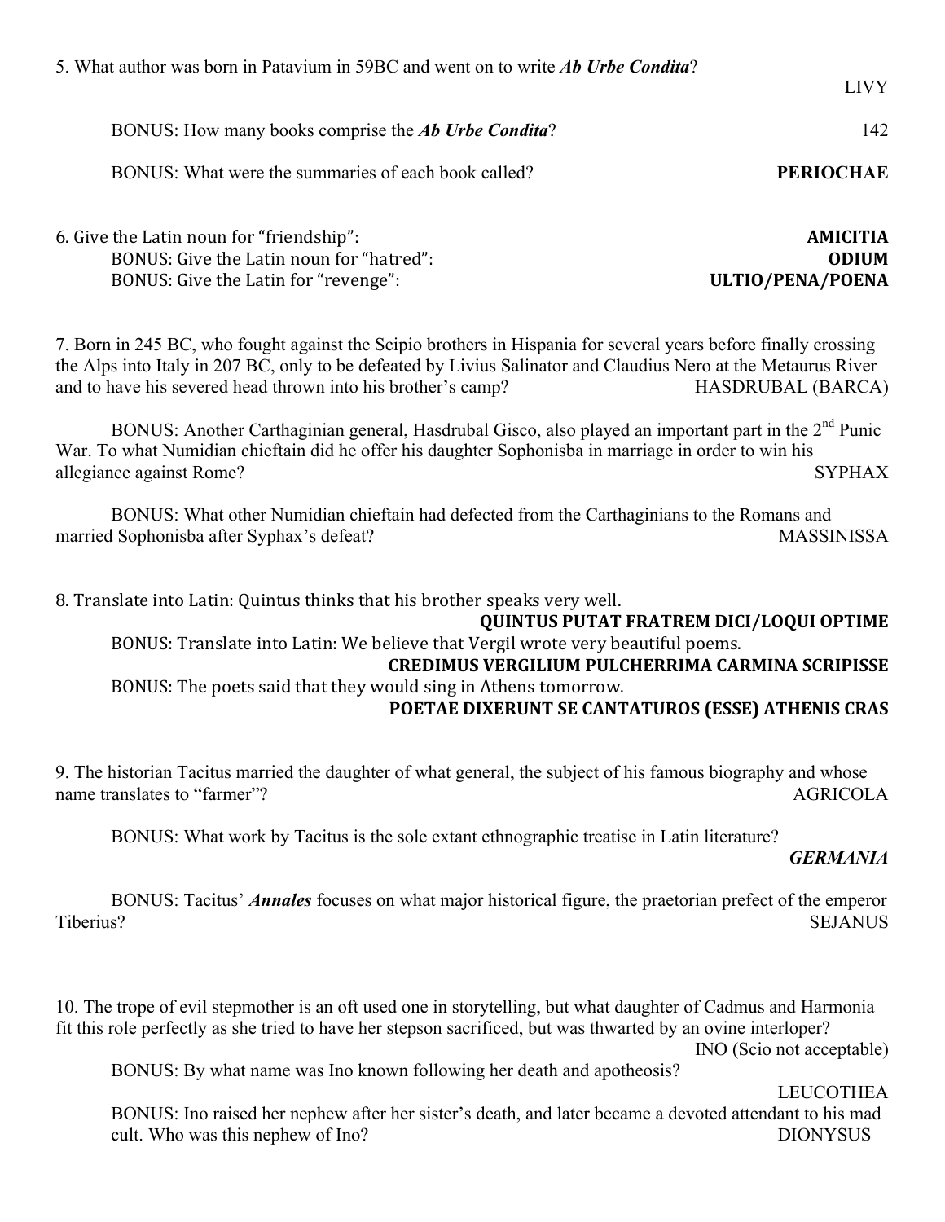5. What author was born in Patavium in 59BC and went on to write ***Ab Urbe Condita***?

LIVY

BONUS: How many books comprise the ***Ab Urbe Condita***? 142

BONUS: What were the summaries of each book called? **PERIOCHAE**

6. Give the Latin noun for "friendship": **AMICITIA**

BONUS: Give the Latin noun for "hatred": **ODIUM**

BONUS: Give the Latin for "revenge": **ULTIO/PENA/POENA**

7. Born in 245 BC, who fought against the Scipio brothers in Hispania for several years before finally crossing the Alps into Italy in 207 BC, only to be defeated by Livius Salinator and Claudius Nero at the Metaurus River and to have his severed head thrown into his brother's camp? HASDRUBAL (BARCA)

BONUS: Another Carthaginian general, Hasdrubal Gisco, also played an important part in the 2nd Punic War. To what Numidian chieftain did he offer his daughter Sophonisba in marriage in order to win his allegiance against Rome? SYPHAX

BONUS: What other Numidian chieftain had defected from the Carthaginians to the Romans and married Sophonisba after Syphax's defeat? MASSINISSA

8. Translate into Latin: Quintus thinks that his brother speaks very well.

**QUINTUS PUTAT FRATREM DICI/LOQUI OPTIME**

BONUS: Translate into Latin: We believe that Vergil wrote very beautiful poems.

**CREDIMUS VERGILIUM PULCHERRIMA CARMINA SCRIPISSE**

BONUS: The poets said that they would sing in Athens tomorrow.

**POETAE DIXERUNT SE CANTATUROS (ESSE) ATHENIS CRAS**

9. The historian Tacitus married the daughter of what general, the subject of his famous biography and whose name translates to "farmer"? AGRICOLA

BONUS: What work by Tacitus is the sole extant ethnographic treatise in Latin literature?

***GERMANIA***

BONUS: Tacitus' ***Annales*** focuses on what major historical figure, the praetorian prefect of the emperor Tiberius? SEJANUS

10. The trope of evil stepmother is an oft used one in storytelling, but what daughter of Cadmus and Harmonia fit this role perfectly as she tried to have her stepson sacrificed, but was thwarted by an ovine interloper?

INO (Scio not acceptable)

BONUS: By what name was Ino known following her death and apotheosis?

LEUCOTHEA

BONUS: Ino raised her nephew after her sister's death, and later became a devoted attendant to his mad cult. Who was this nephew of Ino? DIONYSUS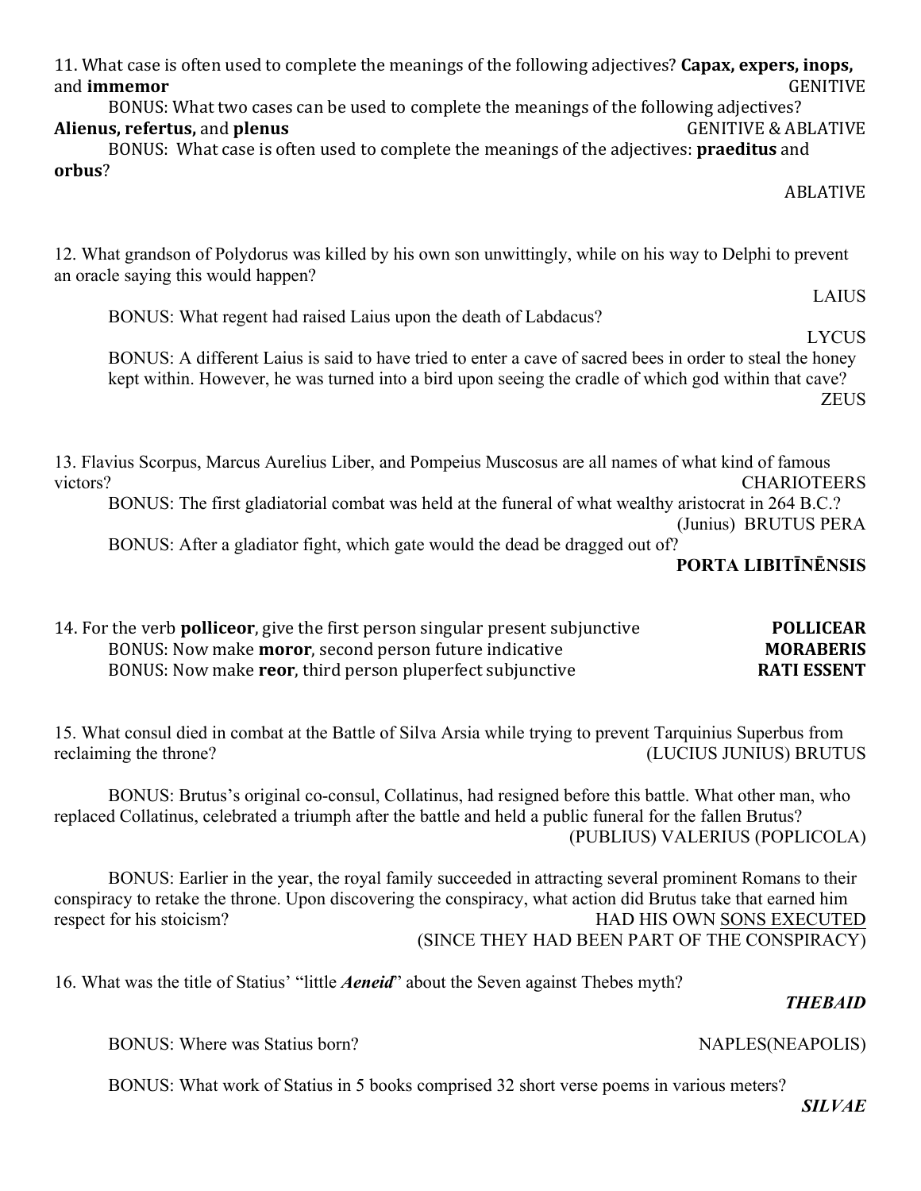11. What case is often used to complete the meanings of the following adjectives? **Capax, expers, inops,** and **immemor** GENITIVE

BONUS: What two cases can be used to complete the meanings of the following adjectives? **Alienus, refertus,** and **plenus** GENITIVE & ABLATIVE

BONUS: What case is often used to complete the meanings of the adjectives: **praeditus** and **orbus**? ABLATIVE

12. What grandson of Polydorus was killed by his own son unwittingly, while on his way to Delphi to prevent an oracle saying this would happen? LAIUS

BONUS: What regent had raised Laius upon the death of Labdacus? LYCUS

BONUS: A different Laius is said to have tried to enter a cave of sacred bees in order to steal the honey kept within. However, he was turned into a bird upon seeing the cradle of which god within that cave? ZEUS

13. Flavius Scorpus, Marcus Aurelius Liber, and Pompeius Muscosus are all names of what kind of famous victors? CHARIOTEERS

BONUS: The first gladiatorial combat was held at the funeral of what wealthy aristocrat in 264 B.C.? (Junius) BRUTUS PERA

BONUS: After a gladiator fight, which gate would the dead be dragged out of? **PORTA LIBITĪNĒNSIS**

14. For the verb **polliceor**, give the first person singular present subjunctive **POLLICEAR**

BONUS: Now make **moror**, second person future indicative **MORABERIS**

BONUS: Now make **reor**, third person pluperfect subjunctive **RATI ESSENT**

15. What consul died in combat at the Battle of Silva Arsia while trying to prevent Tarquinius Superbus from reclaiming the throne? (LUCIUS JUNIUS) BRUTUS

BONUS: Brutus's original co-consul, Collatinus, had resigned before this battle. What other man, who replaced Collatinus, celebrated a triumph after the battle and held a public funeral for the fallen Brutus? (PUBLIUS) VALERIUS (POPLICOLA)

BONUS: Earlier in the year, the royal family succeeded in attracting several prominent Romans to their conspiracy to retake the throne. Upon discovering the conspiracy, what action did Brutus take that earned him respect for his stoicism? HAD HIS OWN SONS EXECUTED (SINCE THEY HAD BEEN PART OF THE CONSPIRACY)

16. What was the title of Statius' "little ***Aeneid***" about the Seven against Thebes myth? ***THEBAID***

BONUS: Where was Statius born? NAPLES(NEAPOLIS)

BONUS: What work of Statius in 5 books comprised 32 short verse poems in various meters? ***SILVAE***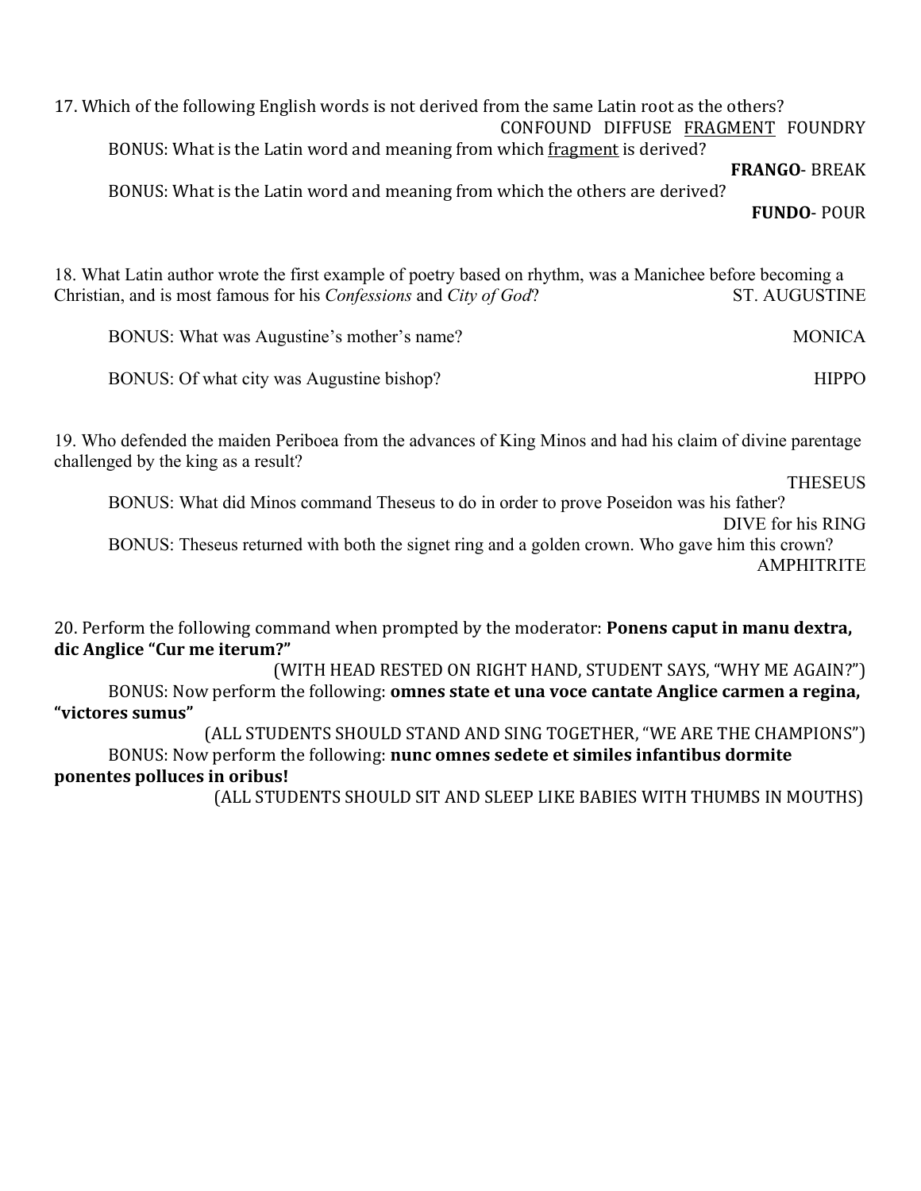17. Which of the following English words is not derived from the same Latin root as the others?

CONFOUND DIFFUSE <u>FRAGMENT</u> FOUNDRY

BONUS: What is the Latin word and meaning from which <u>fragment</u> is derived?

**FRANGO**- BREAK

BONUS: What is the Latin word and meaning from which the others are derived?

**FUNDO**- POUR

18. What Latin author wrote the first example of poetry based on rhythm, was a Manichee before becoming a Christian, and is most famous for his *Confessions* and *City of God*? ST. AUGUSTINE

BONUS: What was Augustine's mother's name? MONICA

BONUS: Of what city was Augustine bishop? HIPPO

19. Who defended the maiden Periboea from the advances of King Minos and had his claim of divine parentage challenged by the king as a result?

THESEUS

BONUS: What did Minos command Theseus to do in order to prove Poseidon was his father?

DIVE for his RING

BONUS: Theseus returned with both the signet ring and a golden crown. Who gave him this crown?

AMPHITRITE

20. Perform the following command when prompted by the moderator: **Ponens caput in manu dextra, dic Anglice "Cur me iterum?"**

(WITH HEAD RESTED ON RIGHT HAND, STUDENT SAYS, "WHY ME AGAIN?")

BONUS: Now perform the following: **omnes state et una voce cantate Anglice carmen a regina, "victores sumus"**

(ALL STUDENTS SHOULD STAND AND SING TOGETHER, "WE ARE THE CHAMPIONS")

BONUS: Now perform the following: **nunc omnes sedete et similes infantibus dormite ponentes polluces in oribus!**

(ALL STUDENTS SHOULD SIT AND SLEEP LIKE BABIES WITH THUMBS IN MOUTHS)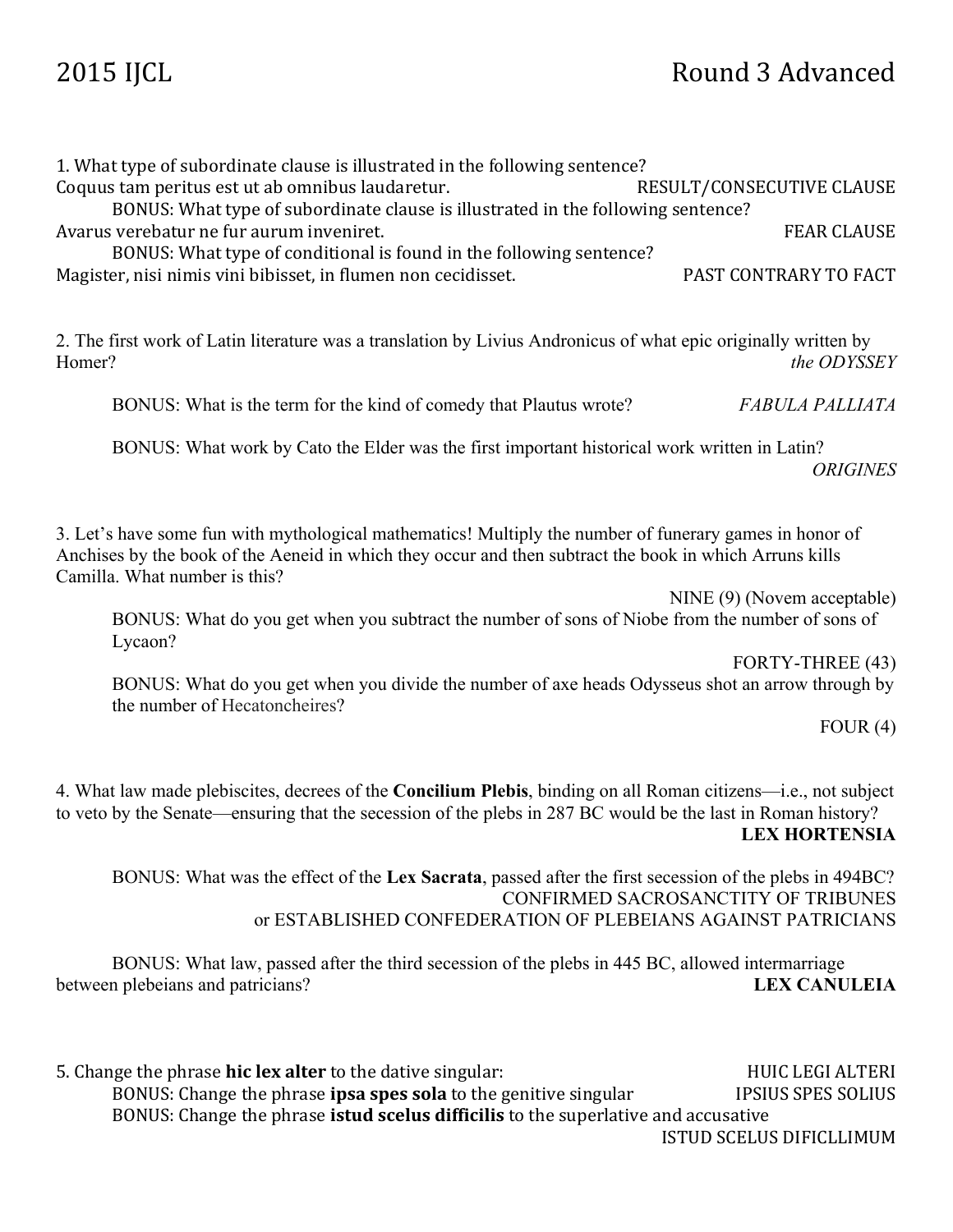# 2015 IJCL Round 3 Advanced

1. What type of subordinate clause is illustrated in the following sentence?
Coquus tam peritus est ut ab omnibus laudaretur. RESULT/CONSECUTIVE CLAUSE

   BONUS: What type of subordinate clause is illustrated in the following sentence?
Avarus verebatur ne fur aurum inveniret. FEAR CLAUSE

   BONUS: What type of conditional is found in the following sentence?
Magister, nisi nimis vini bibisset, in flumen non cecidisset. PAST CONTRARY TO FACT

2. The first work of Latin literature was a translation by Livius Andronicus of what epic originally written by Homer? *the ODYSSEY*

   BONUS: What is the term for the kind of comedy that Plautus wrote? *FABULA PALLIATA*

   BONUS: What work by Cato the Elder was the first important historical work written in Latin? *ORIGINES*

3. Let's have some fun with mythological mathematics! Multiply the number of funerary games in honor of Anchises by the book of the Aeneid in which they occur and then subtract the book in which Arruns kills Camilla. What number is this?
NINE (9) (Novem acceptable)

   BONUS: What do you get when you subtract the number of sons of Niobe from the number of sons of Lycaon?
FORTY-THREE (43)

   BONUS: What do you get when you divide the number of axe heads Odysseus shot an arrow through by the number of Hecatoncheires?
FOUR (4)

4. What law made plebiscites, decrees of the **Concilium Plebis**, binding on all Roman citizens—i.e., not subject to veto by the Senate—ensuring that the secession of the plebs in 287 BC would be the last in Roman history? **LEX HORTENSIA**

   BONUS: What was the effect of the **Lex Sacrata**, passed after the first secession of the plebs in 494BC?
CONFIRMED SACROSANCTITY OF TRIBUNES
or ESTABLISHED CONFEDERATION OF PLEBEIANS AGAINST PATRICIANS

   BONUS: What law, passed after the third secession of the plebs in 445 BC, allowed intermarriage between plebeians and patricians? **LEX CANULEIA**

5. Change the phrase **hic lex alter** to the dative singular: HUIC LEGI ALTERI

   BONUS: Change the phrase **ipsa spes sola** to the genitive singular IPSIUS SPES SOLIUS

   BONUS: Change the phrase **istud scelus difficilis** to the superlative and accusative
ISTUD SCELUS DIFICLLIMUM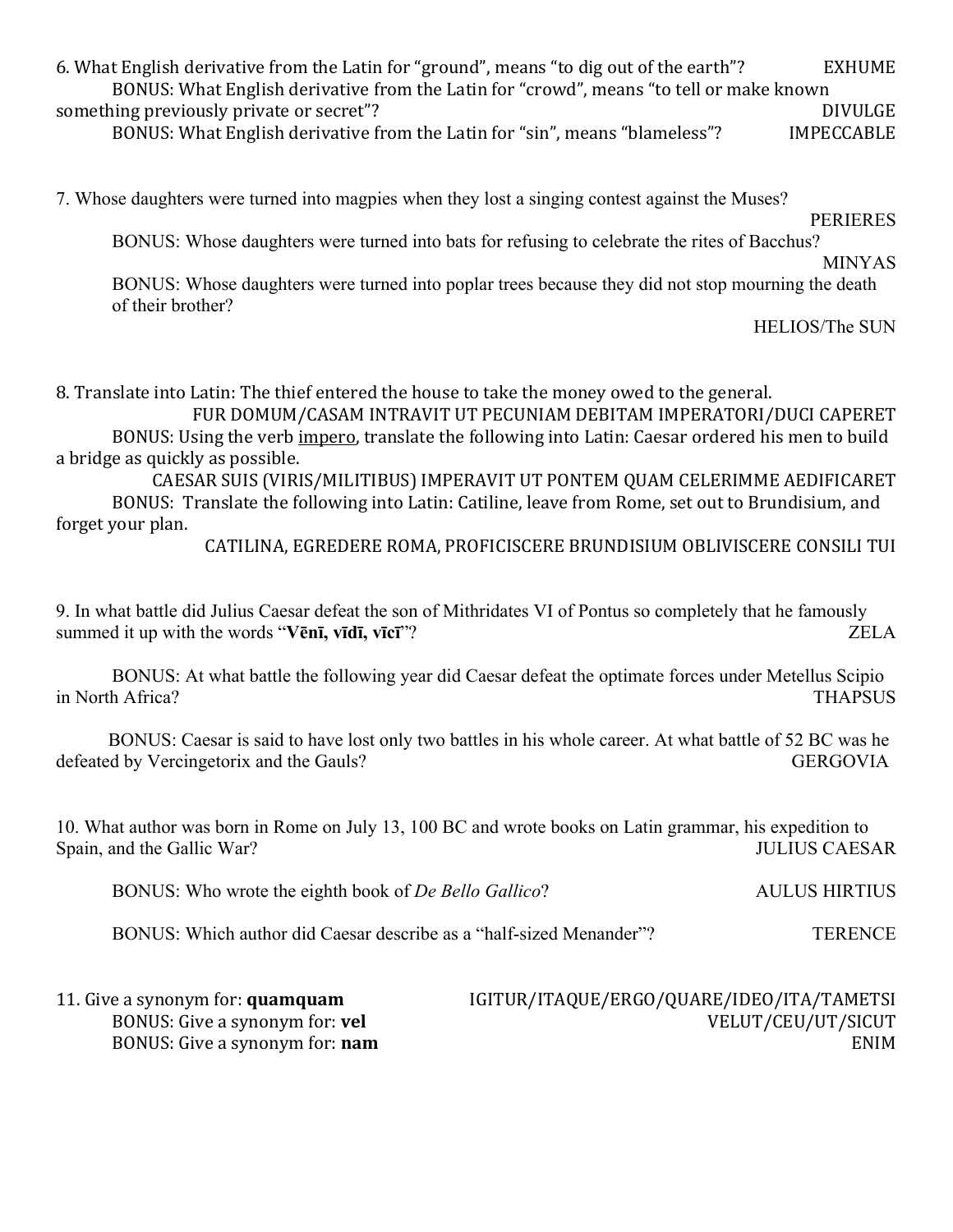6. What English derivative from the Latin for "ground", means "to dig out of the earth"? EXHUME

BONUS: What English derivative from the Latin for "crowd", means "to tell or make known something previously private or secret"? DIVULGE

BONUS: What English derivative from the Latin for "sin", means "blameless"? IMPECCABLE

7. Whose daughters were turned into magpies when they lost a singing contest against the Muses? PERIERES

BONUS: Whose daughters were turned into bats for refusing to celebrate the rites of Bacchus? MINYAS

BONUS: Whose daughters were turned into poplar trees because they did not stop mourning the death of their brother? HELIOS/The SUN

8. Translate into Latin: The thief entered the house to take the money owed to the general.

FUR DOMUM/CASAM INTRAVIT UT PECUNIAM DEBITAM IMPERATORI/DUCI CAPERET

BONUS: Using the verb <u>impero</u>, translate the following into Latin: Caesar ordered his men to build a bridge as quickly as possible.

CAESAR SUIS (VIRIS/MILITIBUS) IMPERAVIT UT PONTEM QUAM CELERIMME AEDIFICARET

BONUS: Translate the following into Latin: Catiline, leave from Rome, set out to Brundisium, and forget your plan.

CATILINA, EGREDERE ROMA, PROFICISCERE BRUNDISIUM OBLIVISCERE CONSILI TUI

9. In what battle did Julius Caesar defeat the son of Mithridates VI of Pontus so completely that he famously summed it up with the words "**Vēnī, vīdī, vīcī**"? ZELA

BONUS: At what battle the following year did Caesar defeat the optimate forces under Metellus Scipio in North Africa? THAPSUS

BONUS: Caesar is said to have lost only two battles in his whole career. At what battle of 52 BC was he defeated by Vercingetorix and the Gauls? GERGOVIA

10. What author was born in Rome on July 13, 100 BC and wrote books on Latin grammar, his expedition to Spain, and the Gallic War? JULIUS CAESAR

BONUS: Who wrote the eighth book of *De Bello Gallico*? AULUS HIRTIUS

BONUS: Which author did Caesar describe as a "half-sized Menander"? TERENCE

11. Give a synonym for: **quamquam** IGITUR/ITAQUE/ERGO/QUARE/IDEO/ITA/TAMETSI

BONUS: Give a synonym for: **vel** VELUT/CEU/UT/SICUT

BONUS: Give a synonym for: **nam** ENIM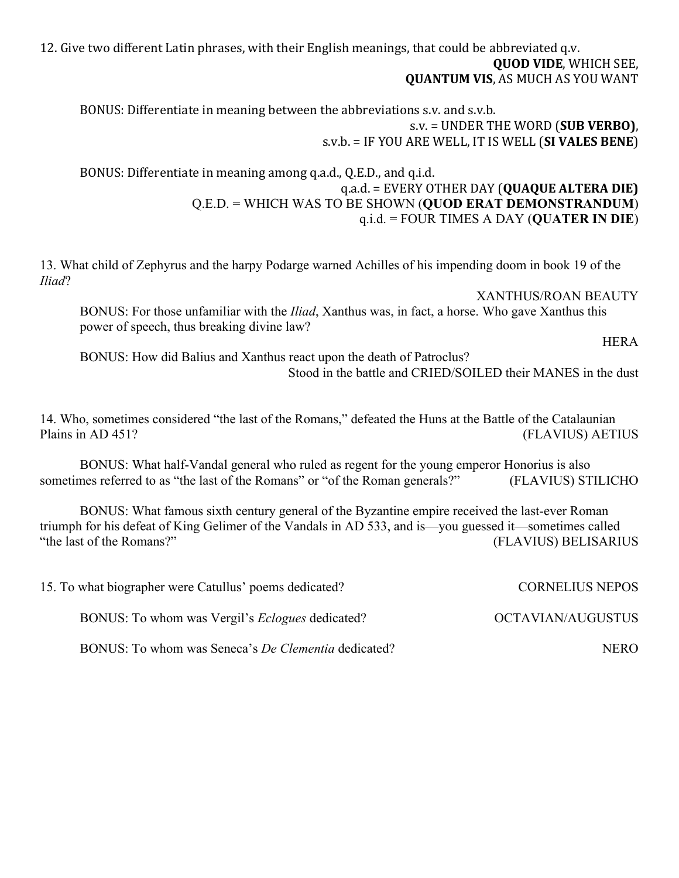12. Give two different Latin phrases, with their English meanings, that could be abbreviated q.v.

**QUOD VIDE**, WHICH SEE,
**QUANTUM VIS**, AS MUCH AS YOU WANT

BONUS: Differentiate in meaning between the abbreviations s.v. and s.v.b.

s.v. = UNDER THE WORD (**SUB VERBO)**,
s.v.b. = IF YOU ARE WELL, IT IS WELL (**SI VALES BENE**)

BONUS: Differentiate in meaning among q.a.d., Q.E.D., and q.i.d.

q.a.d. = EVERY OTHER DAY (**QUAQUE ALTERA DIE)**
Q.E.D. = WHICH WAS TO BE SHOWN (**QUOD ERAT DEMONSTRANDUM**)
q.i.d. = FOUR TIMES A DAY (**QUATER IN DIE**)

13. What child of Zephyrus and the harpy Podarge warned Achilles of his impending doom in book 19 of the *Iliad*?

XANTHUS/ROAN BEAUTY

BONUS: For those unfamiliar with the *Iliad*, Xanthus was, in fact, a horse. Who gave Xanthus this power of speech, thus breaking divine law?

HERA

BONUS: How did Balius and Xanthus react upon the death of Patroclus?

Stood in the battle and CRIED/SOILED their MANES in the dust

14. Who, sometimes considered "the last of the Romans," defeated the Huns at the Battle of the Catalaunian Plains in AD 451?

(FLAVIUS) AETIUS

BONUS: What half-Vandal general who ruled as regent for the young emperor Honorius is also sometimes referred to as "the last of the Romans" or "of the Roman generals?"

(FLAVIUS) STILICHO

BONUS: What famous sixth century general of the Byzantine empire received the last-ever Roman triumph for his defeat of King Gelimer of the Vandals in AD 533, and is—you guessed it—sometimes called "the last of the Romans?"

(FLAVIUS) BELISARIUS

15. To what biographer were Catullus' poems dedicated?

CORNELIUS NEPOS

BONUS: To whom was Vergil's *Eclogues* dedicated?

OCTAVIAN/AUGUSTUS

BONUS: To whom was Seneca's *De Clementia* dedicated?

NERO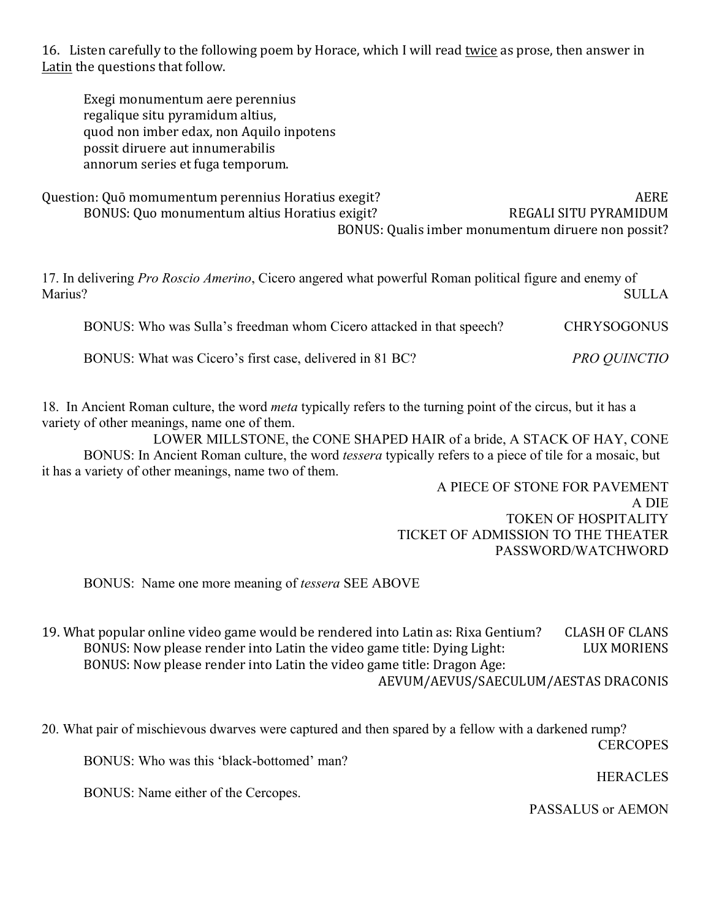16. Listen carefully to the following poem by Horace, which I will read twice as prose, then answer in Latin the questions that follow.

> Exegi monumentum aere perennius
> regalique situ pyramidum altius,
> quod non imber edax, non Aquilo inpotens
> possit diruere aut innumerabilis
> annorum series et fuga temporum.

Question: Quō momumentum perennius Horatius exegit? AERE

BONUS: Quo monumentum altius Horatius exigit? REGALI SITU PYRAMIDUM

BONUS: Qualis imber monumentum diruere non possit?

17. In delivering *Pro Roscio Amerino*, Cicero angered what powerful Roman political figure and enemy of Marius? SULLA

BONUS: Who was Sulla's freedman whom Cicero attacked in that speech? CHRYSOGONUS

BONUS: What was Cicero's first case, delivered in 81 BC? *PRO QUINCTIO*

18. In Ancient Roman culture, the word *meta* typically refers to the turning point of the circus, but it has a variety of other meanings, name one of them.

LOWER MILLSTONE, the CONE SHAPED HAIR of a bride, A STACK OF HAY, CONE

BONUS: In Ancient Roman culture, the word *tessera* typically refers to a piece of tile for a mosaic, but it has a variety of other meanings, name two of them.

A PIECE OF STONE FOR PAVEMENT
A DIE
TOKEN OF HOSPITALITY
TICKET OF ADMISSION TO THE THEATER
PASSWORD/WATCHWORD

BONUS: Name one more meaning of *tessera* SEE ABOVE

19. What popular online video game would be rendered into Latin as: Rixa Gentium? CLASH OF CLANS

BONUS: Now please render into Latin the video game title: Dying Light: LUX MORIENS

BONUS: Now please render into Latin the video game title: Dragon Age:

AEVUM/AEVUS/SAECULUM/AESTAS DRACONIS

20. What pair of mischievous dwarves were captured and then spared by a fellow with a darkened rump?

CERCOPES

BONUS: Who was this 'black-bottomed' man?

HERACLES

BONUS: Name either of the Cercopes.

PASSALUS or AEMON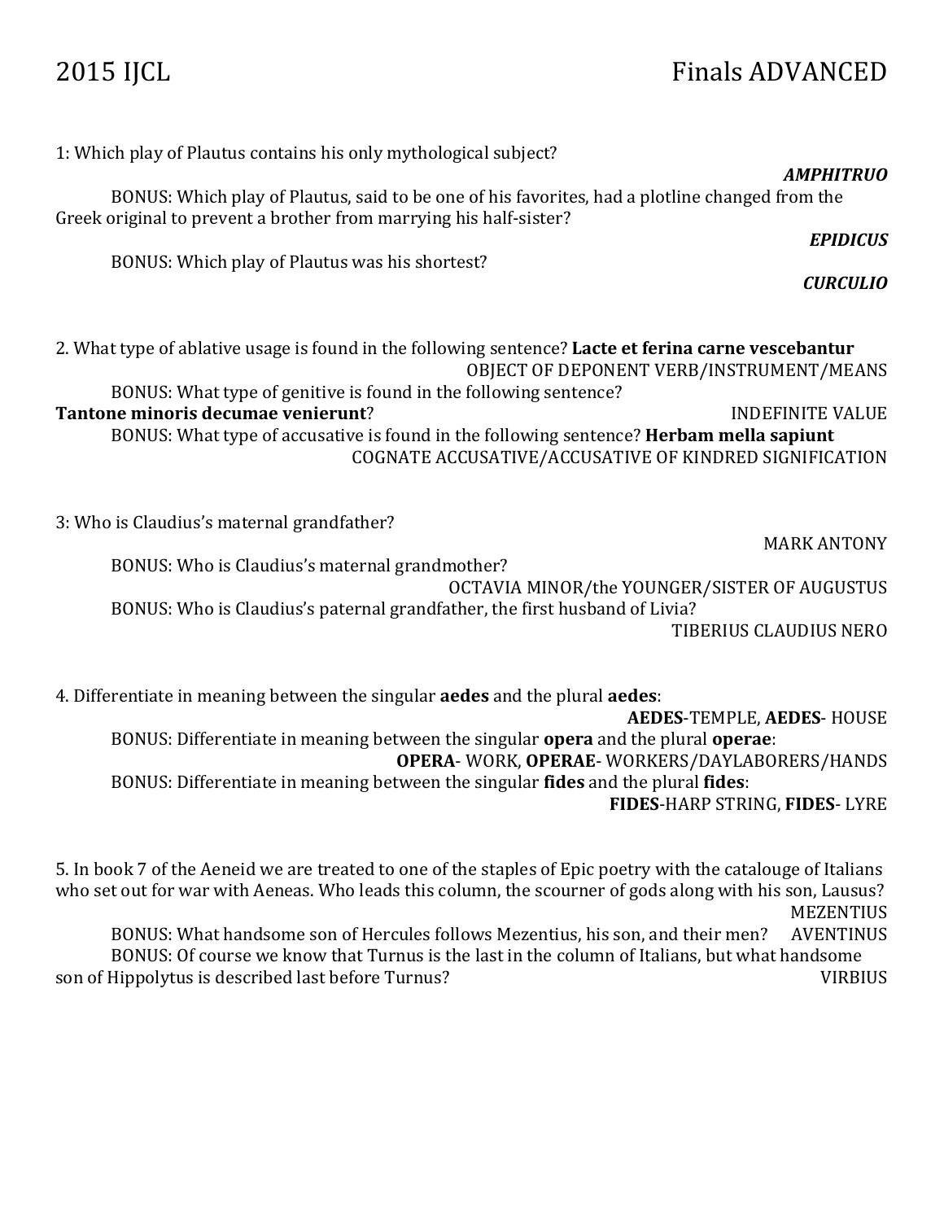2015 IJCL Finals ADVANCED

1: Which play of Plautus contains his only mythological subject?

***AMPHITRUO***

BONUS: Which play of Plautus, said to be one of his favorites, had a plotline changed from the Greek original to prevent a brother from marrying his half-sister?

***EPIDICUS***

BONUS: Which play of Plautus was his shortest?

***CURCULIO***

2. What type of ablative usage is found in the following sentence? **Lacte et ferina carne vescebantur**

OBJECT OF DEPONENT VERB/INSTRUMENT/MEANS

BONUS: What type of genitive is found in the following sentence? **Tantone minoris decumae venierunt**?

INDEFINITE VALUE

BONUS: What type of accusative is found in the following sentence? **Herbam mella sapiunt**

COGNATE ACCUSATIVE/ACCUSATIVE OF KINDRED SIGNIFICATION

3: Who is Claudius's maternal grandfather?

MARK ANTONY

BONUS: Who is Claudius's maternal grandmother?

OCTAVIA MINOR/the YOUNGER/SISTER OF AUGUSTUS

BONUS: Who is Claudius's paternal grandfather, the first husband of Livia?

TIBERIUS CLAUDIUS NERO

4. Differentiate in meaning between the singular **aedes** and the plural **aedes**:

**AEDES**-TEMPLE, **AEDES**- HOUSE

BONUS: Differentiate in meaning between the singular **opera** and the plural **operae**:

**OPERA**- WORK, **OPERAE**- WORKERS/DAYLABORERS/HANDS

BONUS: Differentiate in meaning between the singular **fides** and the plural **fides**:

**FIDES**-HARP STRING, **FIDES**- LYRE

5. In book 7 of the Aeneid we are treated to one of the staples of Epic poetry with the catalouge of Italians who set out for war with Aeneas. Who leads this column, the scourner of gods along with his son, Lausus?

MEZENTIUS

BONUS: What handsome son of Hercules follows Mezentius, his son, and their men? AVENTINUS

BONUS: Of course we know that Turnus is the last in the column of Italians, but what handsome son of Hippolytus is described last before Turnus? VIRBIUS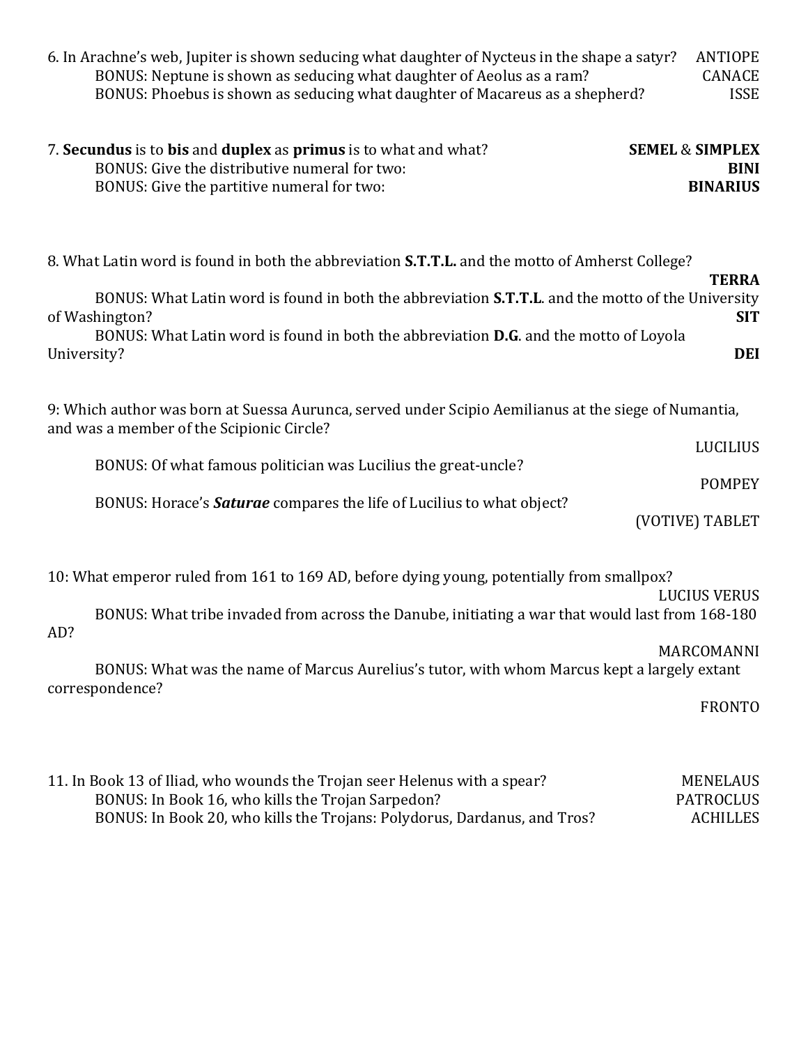6. In Arachne's web, Jupiter is shown seducing what daughter of Nycteus in the shape a satyr? ANTIOPE

BONUS: Neptune is shown as seducing what daughter of Aeolus as a ram? CANACE

BONUS: Phoebus is shown as seducing what daughter of Macareus as a shepherd? ISSE

7. **Secundus** is to **bis** and **duplex** as **primus** is to what and what? **SEMEL** & **SIMPLEX**

BONUS: Give the distributive numeral for two: **BINI**

BONUS: Give the partitive numeral for two: **BINARIUS**

8. What Latin word is found in both the abbreviation **S.T.T.L.** and the motto of Amherst College? **TERRA**

BONUS: What Latin word is found in both the abbreviation **S.T.T.L**. and the motto of the University of Washington? **SIT**

BONUS: What Latin word is found in both the abbreviation **D.G**. and the motto of Loyola University? **DEI**

9: Which author was born at Suessa Aurunca, served under Scipio Aemilianus at the siege of Numantia, and was a member of the Scipionic Circle? LUCILIUS

BONUS: Of what famous politician was Lucilius the great-uncle? POMPEY

BONUS: Horace's ***Saturae*** compares the life of Lucilius to what object? (VOTIVE) TABLET

10: What emperor ruled from 161 to 169 AD, before dying young, potentially from smallpox? LUCIUS VERUS

BONUS: What tribe invaded from across the Danube, initiating a war that would last from 168-180 AD? MARCOMANNI

BONUS: What was the name of Marcus Aurelius's tutor, with whom Marcus kept a largely extant correspondence? FRONTO

11. In Book 13 of Iliad, who wounds the Trojan seer Helenus with a spear? MENELAUS

BONUS: In Book 16, who kills the Trojan Sarpedon? PATROCLUS

BONUS: In Book 20, who kills the Trojans: Polydorus, Dardanus, and Tros? ACHILLES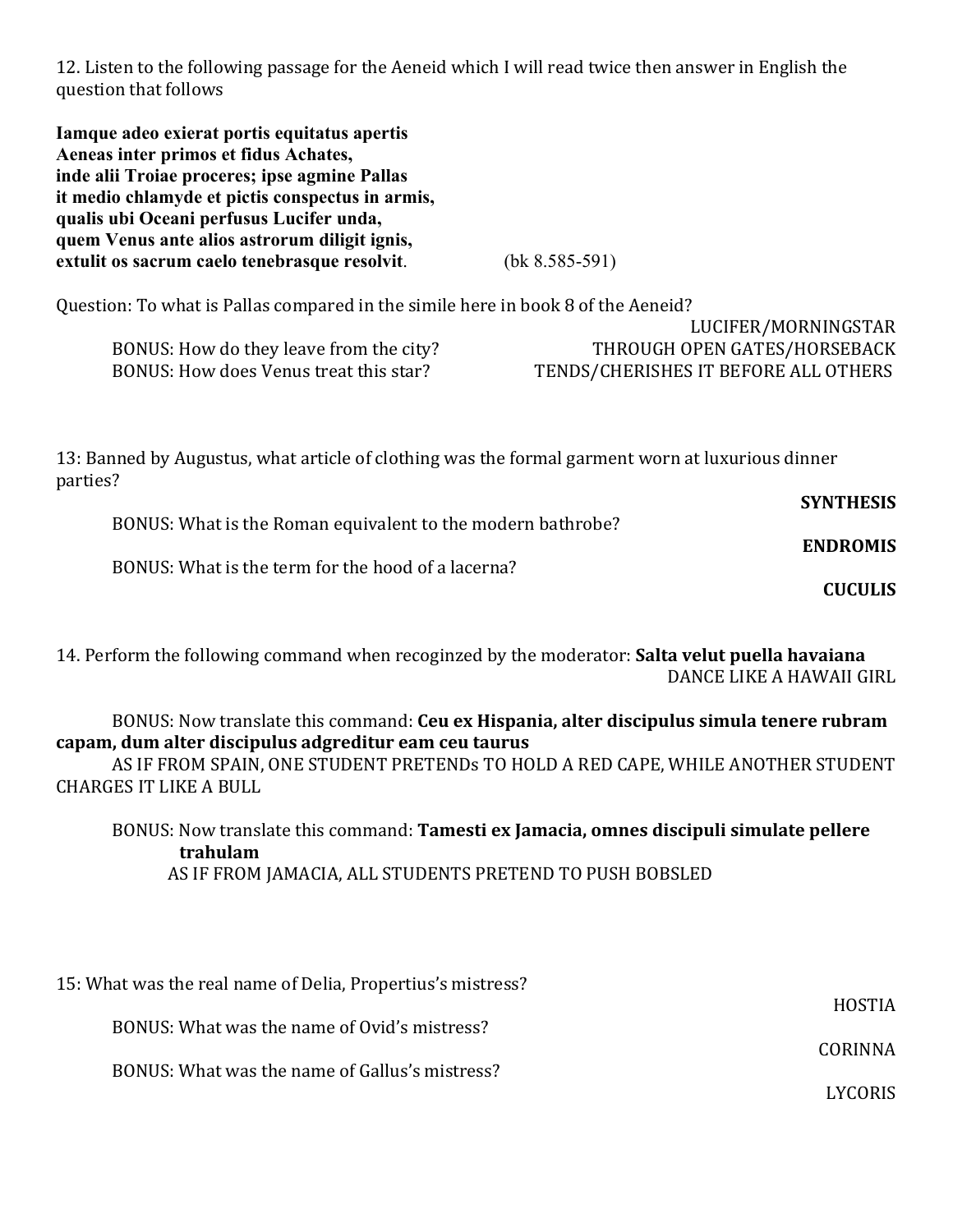12. Listen to the following passage for the Aeneid which I will read twice then answer in English the question that follows

**Iamque adeo exierat portis equitatus apertis**
**Aeneas inter primos et fidus Achates,**
**inde alii Troiae proceres; ipse agmine Pallas**
**it medio chlamyde et pictis conspectus in armis,**
**qualis ubi Oceani perfusus Lucifer unda,**
**quem Venus ante alios astrorum diligit ignis,**
**extulit os sacrum caelo tenebrasque resolvit**. (bk 8.585-591)

Question: To what is Pallas compared in the simile here in book 8 of the Aeneid?

LUCIFER/MORNINGSTAR

BONUS: How do they leave from the city? THROUGH OPEN GATES/HORSEBACK

BONUS: How does Venus treat this star? TENDS/CHERISHES IT BEFORE ALL OTHERS

13: Banned by Augustus, what article of clothing was the formal garment worn at luxurious dinner parties?

**SYNTHESIS**

BONUS: What is the Roman equivalent to the modern bathrobe?

**ENDROMIS**

BONUS: What is the term for the hood of a lacerna?

**CUCULIS**

14. Perform the following command when recoginzed by the moderator: **Salta velut puella havaiana**

DANCE LIKE A HAWAII GIRL

BONUS: Now translate this command: **Ceu ex Hispania, alter discipulus simula tenere rubram capam, dum alter discipulus adgreditur eam ceu taurus**

AS IF FROM SPAIN, ONE STUDENT PRETENDs TO HOLD A RED CAPE, WHILE ANOTHER STUDENT CHARGES IT LIKE A BULL

BONUS: Now translate this command: **Tamesti ex Jamacia, omnes discipuli simulate pellere trahulam**

AS IF FROM JAMACIA, ALL STUDENTS PRETEND TO PUSH BOBSLED

15: What was the real name of Delia, Propertius's mistress?

HOSTIA

BONUS: What was the name of Ovid's mistress?

CORINNA

BONUS: What was the name of Gallus's mistress?

LYCORIS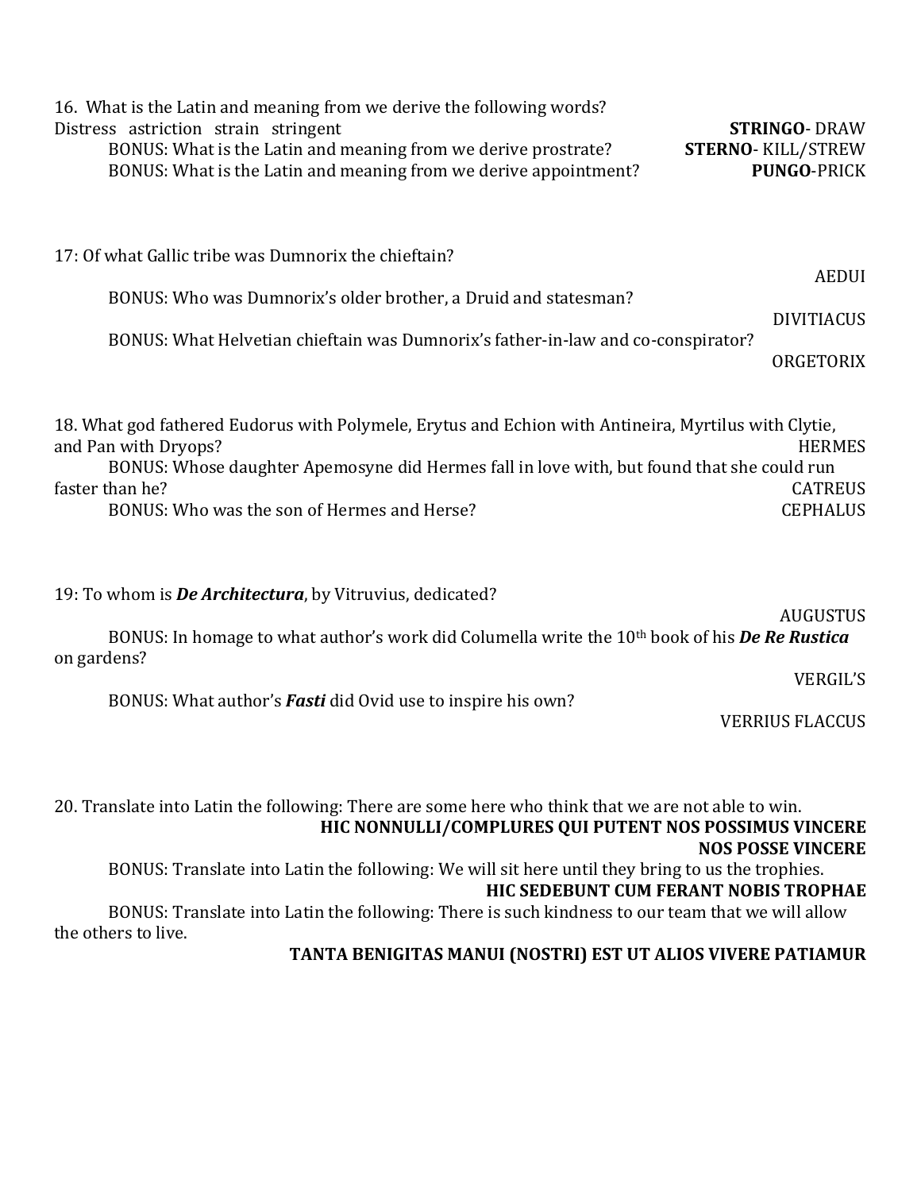16. What is the Latin and meaning from we derive the following words?

Distress astriction strain stringent **STRINGO**- DRAW

BONUS: What is the Latin and meaning from we derive prostrate? **STERNO**- KILL/STREW

BONUS: What is the Latin and meaning from we derive appointment? **PUNGO**-PRICK

17: Of what Gallic tribe was Dumnorix the chieftain?

AEDUI

BONUS: Who was Dumnorix's older brother, a Druid and statesman?

DIVITIACUS

BONUS: What Helvetian chieftain was Dumnorix's father-in-law and co-conspirator?

ORGETORIX

18. What god fathered Eudorus with Polymele, Erytus and Echion with Antineira, Myrtilus with Clytie, and Pan with Dryops? HERMES

BONUS: Whose daughter Apemosyne did Hermes fall in love with, but found that she could run faster than he? CATREUS

BONUS: Who was the son of Hermes and Herse? CEPHALUS

19: To whom is ***De Architectura***, by Vitruvius, dedicated?

AUGUSTUS

BONUS: In homage to what author's work did Columella write the 10th book of his ***De Re Rustica*** on gardens?

VERGIL'S

BONUS: What author's ***Fasti*** did Ovid use to inspire his own?

VERRIUS FLACCUS

20. Translate into Latin the following: There are some here who think that we are not able to win.

**HIC NONNULLI/COMPLURES QUI PUTENT NOS POSSIMUS VINCERE**

**NOS POSSE VINCERE**

BONUS: Translate into Latin the following: We will sit here until they bring to us the trophies.

**HIC SEDEBUNT CUM FERANT NOBIS TROPHAE**

BONUS: Translate into Latin the following: There is such kindness to our team that we will allow the others to live.

**TANTA BENIGITAS MANUI (NOSTRI) EST UT ALIOS VIVERE PATIAMUR**